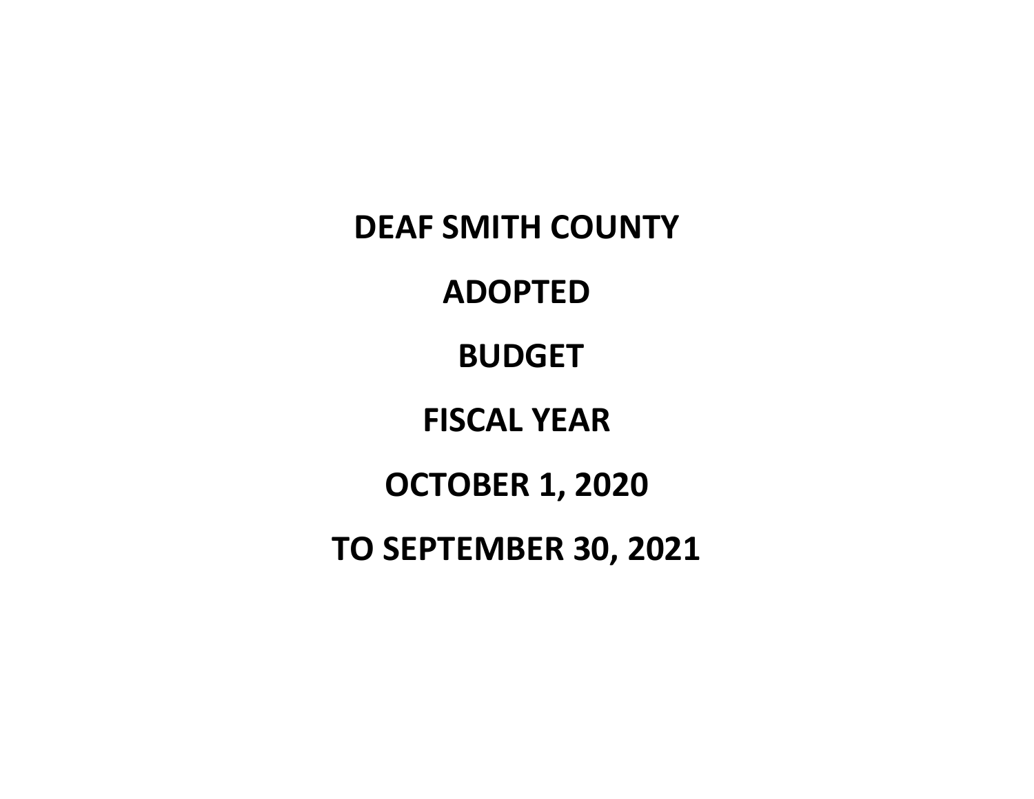# DEAF SMITH COUNTY

# ADOPTED

# BUDGET

# FISCAL YEAR

# OCTOBER 1, 2020

# TO SEPTEMBER 30, 2021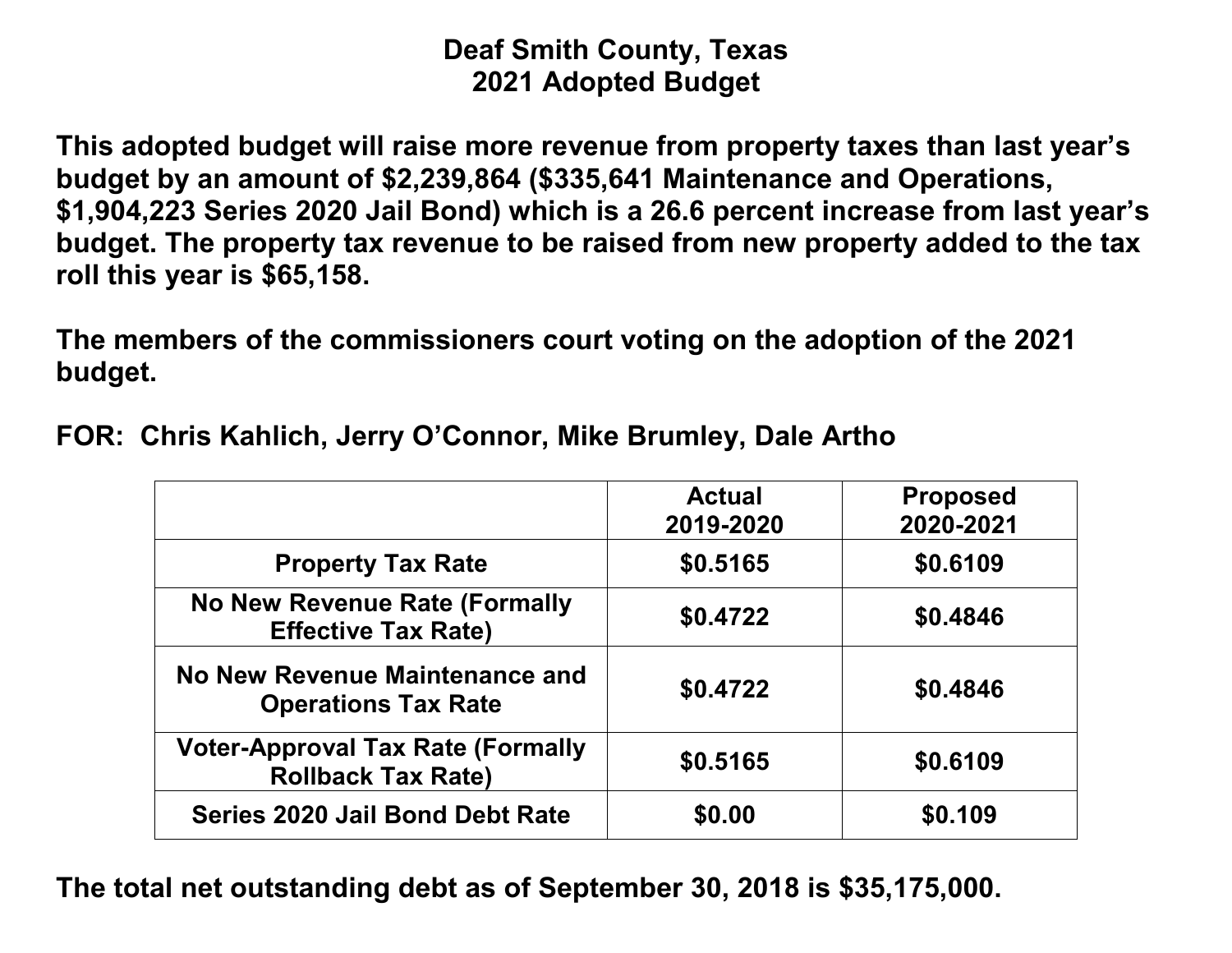# Deaf Smith County, Texas
## 2021 Adopted Budget

**This adopted budget will raise more revenue from property taxes than last year's budget by an amount of $2,239,864 ($335,641 Maintenance and Operations, $1,904,223 Series 2020 Jail Bond) which is a 26.6 percent increase from last year's budget. The property tax revenue to be raised from new property added to the tax roll this year is $65,158.**

**The members of the commissioners court voting on the adoption of the 2021 budget.**

**FOR: Chris Kahlich, Jerry O'Connor, Mike Brumley, Dale Artho**

| | Actual 2019-2020 | Proposed 2020-2021 |
|---|---|---|
| Property Tax Rate | $0.5165 | $0.6109 |
| No New Revenue Rate (Formally Effective Tax Rate) | $0.4722 | $0.4846 |
| No New Revenue Maintenance and Operations Tax Rate | $0.4722 | $0.4846 |
| Voter-Approval Tax Rate (Formally Rollback Tax Rate) | $0.5165 | $0.6109 |
| Series 2020 Jail Bond Debt Rate | $0.00 | $0.109 |

**The total net outstanding debt as of September 30, 2018 is $35,175,000.**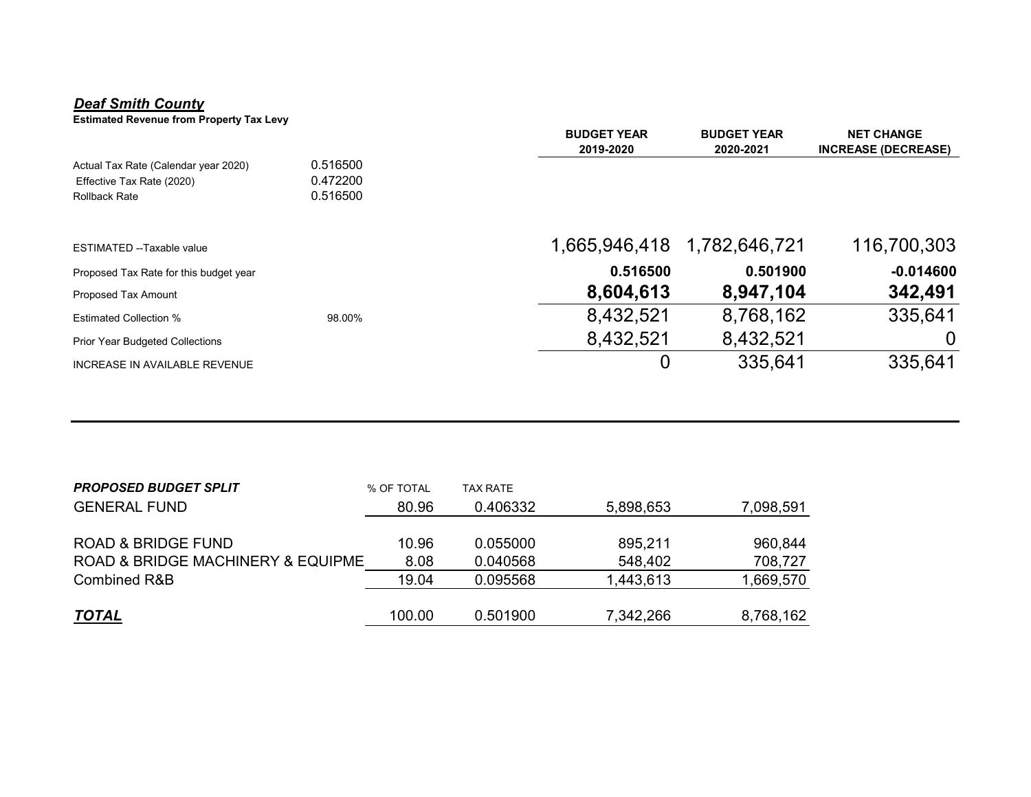***Deaf Smith County***

**Estimated Revenue from Property Tax Levy**

| | | BUDGET YEAR 2019-2020 | BUDGET YEAR 2020-2021 | NET CHANGE INCREASE (DECREASE) |
|---|---|---|---|---|
| Actual Tax Rate (Calendar year 2020) | 0.516500 | | | |
| Effective Tax Rate (2020) | 0.472200 | | | |
| Rollback Rate | 0.516500 | | | |
| ESTIMATED --Taxable value | | 1,665,946,418 | 1,782,646,721 | 116,700,303 |
| Proposed Tax Rate for this budget year | | **0.516500** | **0.501900** | **-0.014600** |
| Proposed Tax Amount | | **8,604,613** | **8,947,104** | **342,491** |
| Estimated Collection % | 98.00% | 8,432,521 | 8,768,162 | 335,641 |
| Prior Year Budgeted Collections | | 8,432,521 | 8,432,521 | 0 |
| INCREASE IN AVAILABLE REVENUE | | 0 | 335,641 | 335,641 |

| ***PROPOSED BUDGET SPLIT*** | % OF TOTAL | TAX RATE | | |
|---|---|---|---|---|
| GENERAL FUND | 80.96 | 0.406332 | 5,898,653 | 7,098,591 |
| ROAD & BRIDGE FUND | 10.96 | 0.055000 | 895,211 | 960,844 |
| ROAD & BRIDGE MACHINERY & EQUIPME | 8.08 | 0.040568 | 548,402 | 708,727 |
| Combined R&B | 19.04 | 0.095568 | 1,443,613 | 1,669,570 |
| ***TOTAL*** | 100.00 | 0.501900 | 7,342,266 | 8,768,162 |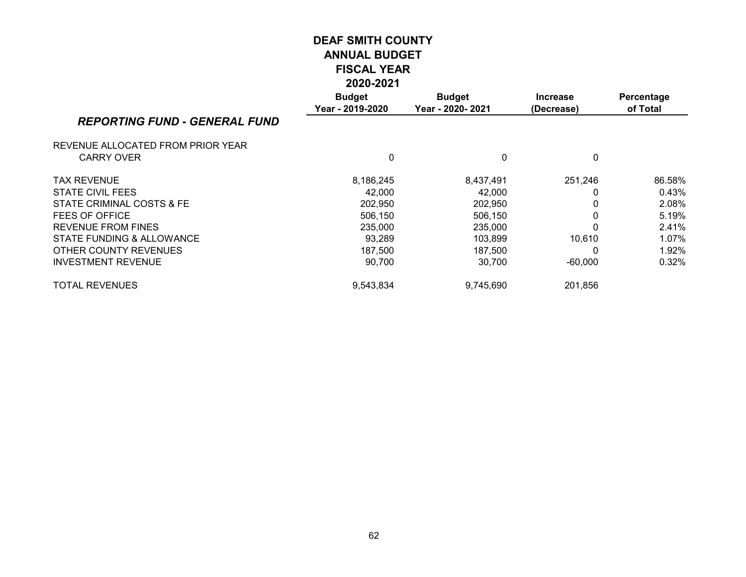# DEAF SMITH COUNTY
## ANNUAL BUDGET
## FISCAL YEAR
## 2020-2021

| *REPORTING FUND - GENERAL FUND* | Budget Year - 2019-2020 | Budget Year - 2020- 2021 | Increase (Decrease) | Percentage of Total |
|---|---|---|---|---|
| REVENUE ALLOCATED FROM PRIOR YEAR | | | | |
| CARRY OVER | 0 | 0 | 0 | |
| TAX REVENUE | 8,186,245 | 8,437,491 | 251,246 | 86.58% |
| STATE CIVIL FEES | 42,000 | 42,000 | 0 | 0.43% |
| STATE CRIMINAL COSTS & FE | 202,950 | 202,950 | 0 | 2.08% |
| FEES OF OFFICE | 506,150 | 506,150 | 0 | 5.19% |
| REVENUE FROM FINES | 235,000 | 235,000 | 0 | 2.41% |
| STATE FUNDING & ALLOWANCE | 93,289 | 103,899 | 10,610 | 1.07% |
| OTHER COUNTY REVENUES | 187,500 | 187,500 | 0 | 1.92% |
| INVESTMENT REVENUE | 90,700 | 30,700 | -60,000 | 0.32% |
| TOTAL REVENUES | 9,543,834 | 9,745,690 | 201,856 | |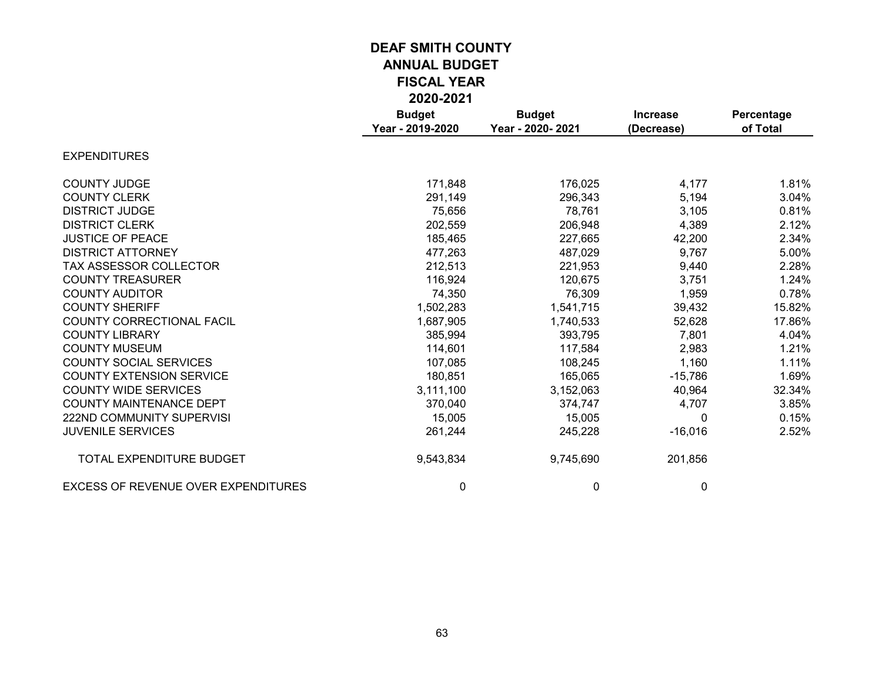# DEAF SMITH COUNTY
## ANNUAL BUDGET
## FISCAL YEAR
## 2020-2021

| | Budget Year - 2019-2020 | Budget Year - 2020- 2021 | Increase (Decrease) | Percentage of Total |
|---|---|---|---|---|
| EXPENDITURES | | | | |
| COUNTY JUDGE | 171,848 | 176,025 | 4,177 | 1.81% |
| COUNTY CLERK | 291,149 | 296,343 | 5,194 | 3.04% |
| DISTRICT JUDGE | 75,656 | 78,761 | 3,105 | 0.81% |
| DISTRICT CLERK | 202,559 | 206,948 | 4,389 | 2.12% |
| JUSTICE OF PEACE | 185,465 | 227,665 | 42,200 | 2.34% |
| DISTRICT ATTORNEY | 477,263 | 487,029 | 9,767 | 5.00% |
| TAX ASSESSOR COLLECTOR | 212,513 | 221,953 | 9,440 | 2.28% |
| COUNTY TREASURER | 116,924 | 120,675 | 3,751 | 1.24% |
| COUNTY AUDITOR | 74,350 | 76,309 | 1,959 | 0.78% |
| COUNTY SHERIFF | 1,502,283 | 1,541,715 | 39,432 | 15.82% |
| COUNTY CORRECTIONAL FACIL | 1,687,905 | 1,740,533 | 52,628 | 17.86% |
| COUNTY LIBRARY | 385,994 | 393,795 | 7,801 | 4.04% |
| COUNTY MUSEUM | 114,601 | 117,584 | 2,983 | 1.21% |
| COUNTY SOCIAL SERVICES | 107,085 | 108,245 | 1,160 | 1.11% |
| COUNTY EXTENSION SERVICE | 180,851 | 165,065 | -15,786 | 1.69% |
| COUNTY WIDE SERVICES | 3,111,100 | 3,152,063 | 40,964 | 32.34% |
| COUNTY MAINTENANCE DEPT | 370,040 | 374,747 | 4,707 | 3.85% |
| 222ND COMMUNITY SUPERVISI | 15,005 | 15,005 | 0 | 0.15% |
| JUVENILE SERVICES | 261,244 | 245,228 | -16,016 | 2.52% |
| TOTAL EXPENDITURE BUDGET | 9,543,834 | 9,745,690 | 201,856 | |
| EXCESS OF REVENUE OVER EXPENDITURES | 0 | 0 | 0 | |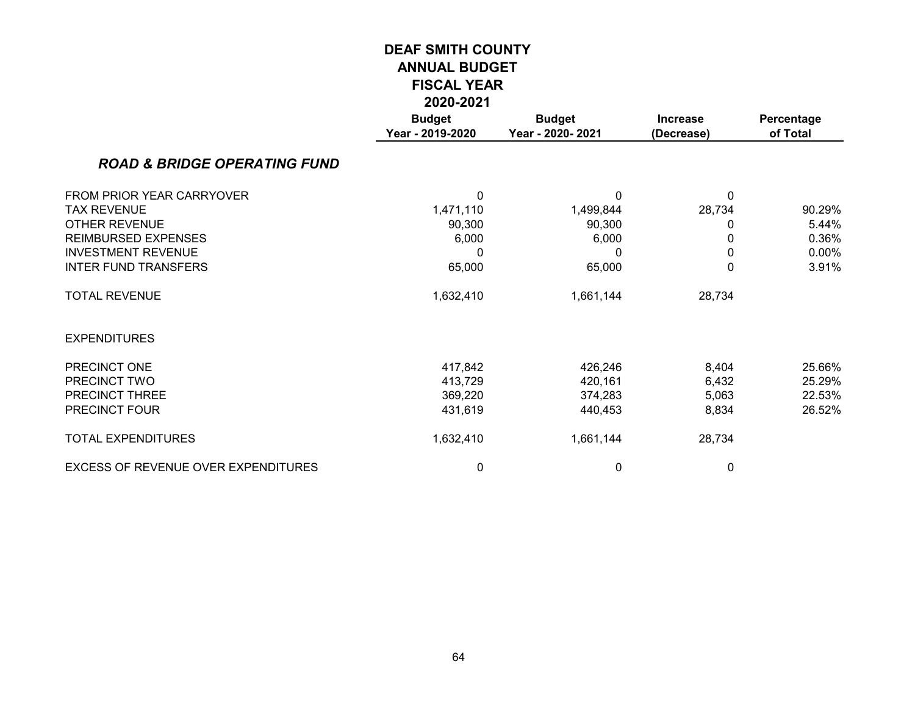# DEAF SMITH COUNTY
## ANNUAL BUDGET
## FISCAL YEAR
## 2020-2021

| | Budget Year - 2019-2020 | Budget Year - 2020- 2021 | Increase (Decrease) | Percentage of Total |
|---|---|---|---|---|
| ***ROAD & BRIDGE OPERATING FUND*** | | | | |
| FROM PRIOR YEAR CARRYOVER | 0 | 0 | 0 | |
| TAX REVENUE | 1,471,110 | 1,499,844 | 28,734 | 90.29% |
| OTHER REVENUE | 90,300 | 90,300 | 0 | 5.44% |
| REIMBURSED EXPENSES | 6,000 | 6,000 | 0 | 0.36% |
| INVESTMENT REVENUE | 0 | 0 | 0 | 0.00% |
| INTER FUND TRANSFERS | 65,000 | 65,000 | 0 | 3.91% |
| TOTAL REVENUE | 1,632,410 | 1,661,144 | 28,734 | |
| EXPENDITURES | | | | |
| PRECINCT ONE | 417,842 | 426,246 | 8,404 | 25.66% |
| PRECINCT TWO | 413,729 | 420,161 | 6,432 | 25.29% |
| PRECINCT THREE | 369,220 | 374,283 | 5,063 | 22.53% |
| PRECINCT FOUR | 431,619 | 440,453 | 8,834 | 26.52% |
| TOTAL EXPENDITURES | 1,632,410 | 1,661,144 | 28,734 | |
| EXCESS OF REVENUE OVER EXPENDITURES | 0 | 0 | 0 | |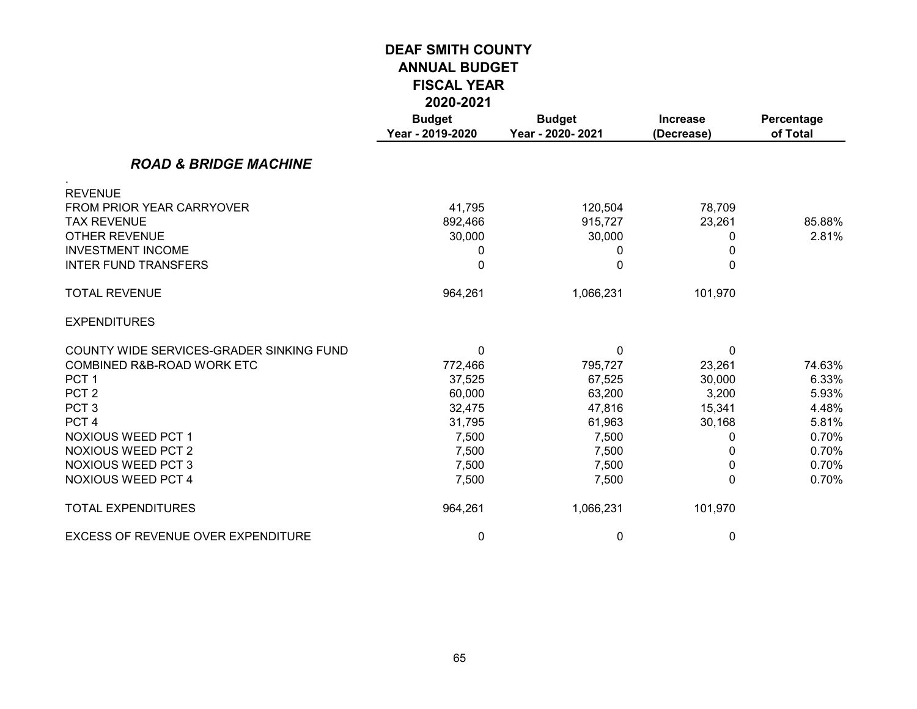# DEAF SMITH COUNTY
## ANNUAL BUDGET
## FISCAL YEAR
## 2020-2021

| | Budget Year - 2019-2020 | Budget Year - 2020- 2021 | Increase (Decrease) | Percentage of Total |
|---|---|---|---|---|
| ***ROAD & BRIDGE MACHINE*** | | | | |
| . | | | | |
| REVENUE | | | | |
| FROM PRIOR YEAR CARRYOVER | 41,795 | 120,504 | 78,709 | |
| TAX REVENUE | 892,466 | 915,727 | 23,261 | 85.88% |
| OTHER REVENUE | 30,000 | 30,000 | 0 | 2.81% |
| INVESTMENT INCOME | 0 | 0 | 0 | |
| INTER FUND TRANSFERS | 0 | 0 | 0 | |
| TOTAL REVENUE | 964,261 | 1,066,231 | 101,970 | |
| EXPENDITURES | | | | |
| COUNTY WIDE SERVICES-GRADER SINKING FUND | 0 | 0 | 0 | |
| COMBINED R&B-ROAD WORK ETC | 772,466 | 795,727 | 23,261 | 74.63% |
| PCT 1 | 37,525 | 67,525 | 30,000 | 6.33% |
| PCT 2 | 60,000 | 63,200 | 3,200 | 5.93% |
| PCT 3 | 32,475 | 47,816 | 15,341 | 4.48% |
| PCT 4 | 31,795 | 61,963 | 30,168 | 5.81% |
| NOXIOUS WEED PCT 1 | 7,500 | 7,500 | 0 | 0.70% |
| NOXIOUS WEED PCT 2 | 7,500 | 7,500 | 0 | 0.70% |
| NOXIOUS WEED PCT 3 | 7,500 | 7,500 | 0 | 0.70% |
| NOXIOUS WEED PCT 4 | 7,500 | 7,500 | 0 | 0.70% |
| TOTAL EXPENDITURES | 964,261 | 1,066,231 | 101,970 | |
| EXCESS OF REVENUE OVER EXPENDITURE | 0 | 0 | 0 | |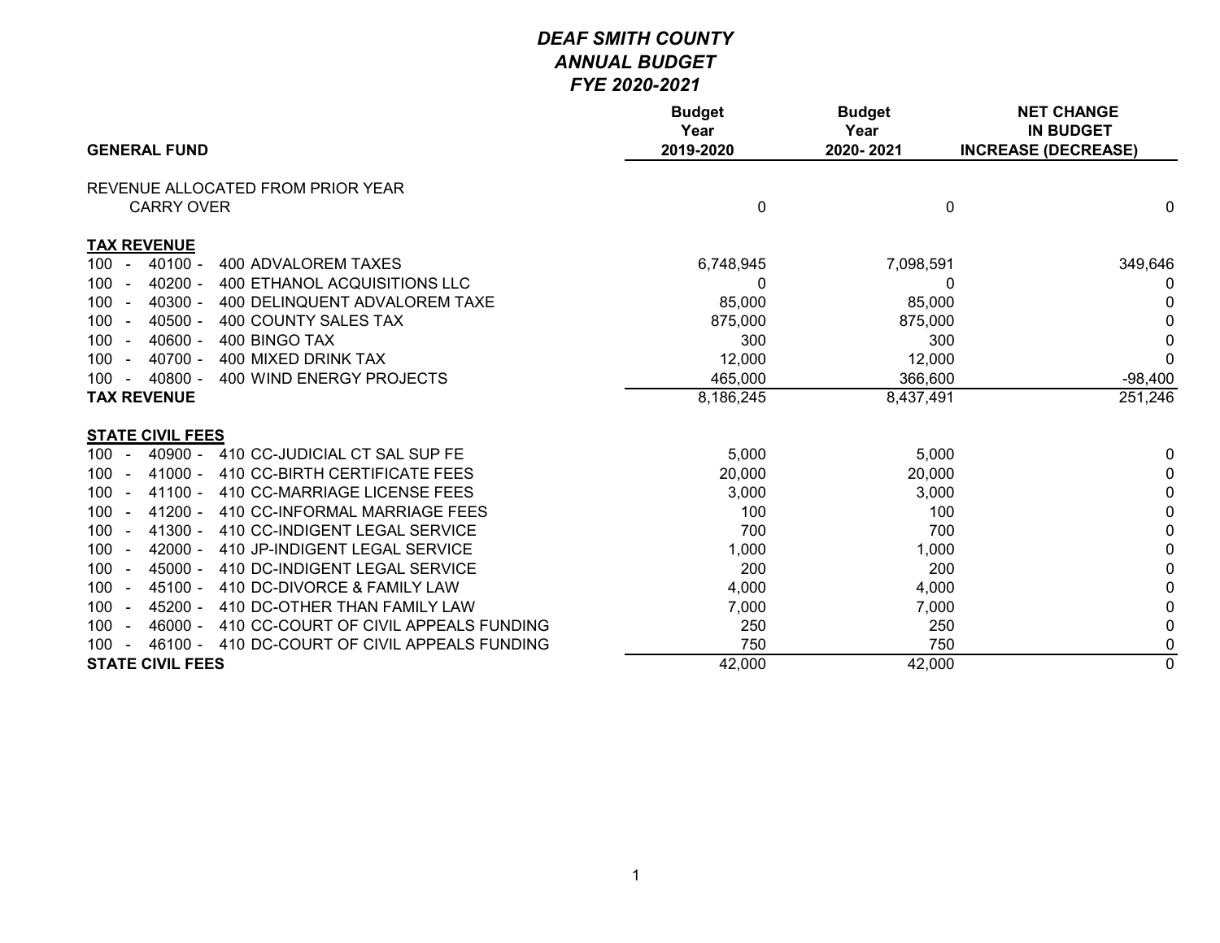# *DEAF SMITH COUNTY*
## *ANNUAL BUDGET*
### *FYE 2020-2021*

| GENERAL FUND | Budget Year 2019-2020 | Budget Year 2020- 2021 | NET CHANGE IN BUDGET INCREASE (DECREASE) |
|---|---|---|---|
| REVENUE ALLOCATED FROM PRIOR YEAR | | | |
| CARRY OVER | 0 | 0 | 0 |
| **TAX REVENUE** | | | |
| 100 - 40100 - 400 ADVALOREM TAXES | 6,748,945 | 7,098,591 | 349,646 |
| 100 - 40200 - 400 ETHANOL ACQUISITIONS LLC | 0 | 0 | 0 |
| 100 - 40300 - 400 DELINQUENT ADVALOREM TAXE | 85,000 | 85,000 | 0 |
| 100 - 40500 - 400 COUNTY SALES TAX | 875,000 | 875,000 | 0 |
| 100 - 40600 - 400 BINGO TAX | 300 | 300 | 0 |
| 100 - 40700 - 400 MIXED DRINK TAX | 12,000 | 12,000 | 0 |
| 100 - 40800 - 400 WIND ENERGY PROJECTS | 465,000 | 366,600 | -98,400 |
| **TAX REVENUE** | 8,186,245 | 8,437,491 | 251,246 |
| **STATE CIVIL FEES** | | | |
| 100 - 40900 - 410 CC-JUDICIAL CT SAL SUP FE | 5,000 | 5,000 | 0 |
| 100 - 41000 - 410 CC-BIRTH CERTIFICATE FEES | 20,000 | 20,000 | 0 |
| 100 - 41100 - 410 CC-MARRIAGE LICENSE FEES | 3,000 | 3,000 | 0 |
| 100 - 41200 - 410 CC-INFORMAL MARRIAGE FEES | 100 | 100 | 0 |
| 100 - 41300 - 410 CC-INDIGENT LEGAL SERVICE | 700 | 700 | 0 |
| 100 - 42000 - 410 JP-INDIGENT LEGAL SERVICE | 1,000 | 1,000 | 0 |
| 100 - 45000 - 410 DC-INDIGENT LEGAL SERVICE | 200 | 200 | 0 |
| 100 - 45100 - 410 DC-DIVORCE & FAMILY LAW | 4,000 | 4,000 | 0 |
| 100 - 45200 - 410 DC-OTHER THAN FAMILY LAW | 7,000 | 7,000 | 0 |
| 100 - 46000 - 410 CC-COURT OF CIVIL APPEALS FUNDING | 250 | 250 | 0 |
| 100 - 46100 - 410 DC-COURT OF CIVIL APPEALS FUNDING | 750 | 750 | 0 |
| **STATE CIVIL FEES** | 42,000 | 42,000 | 0 |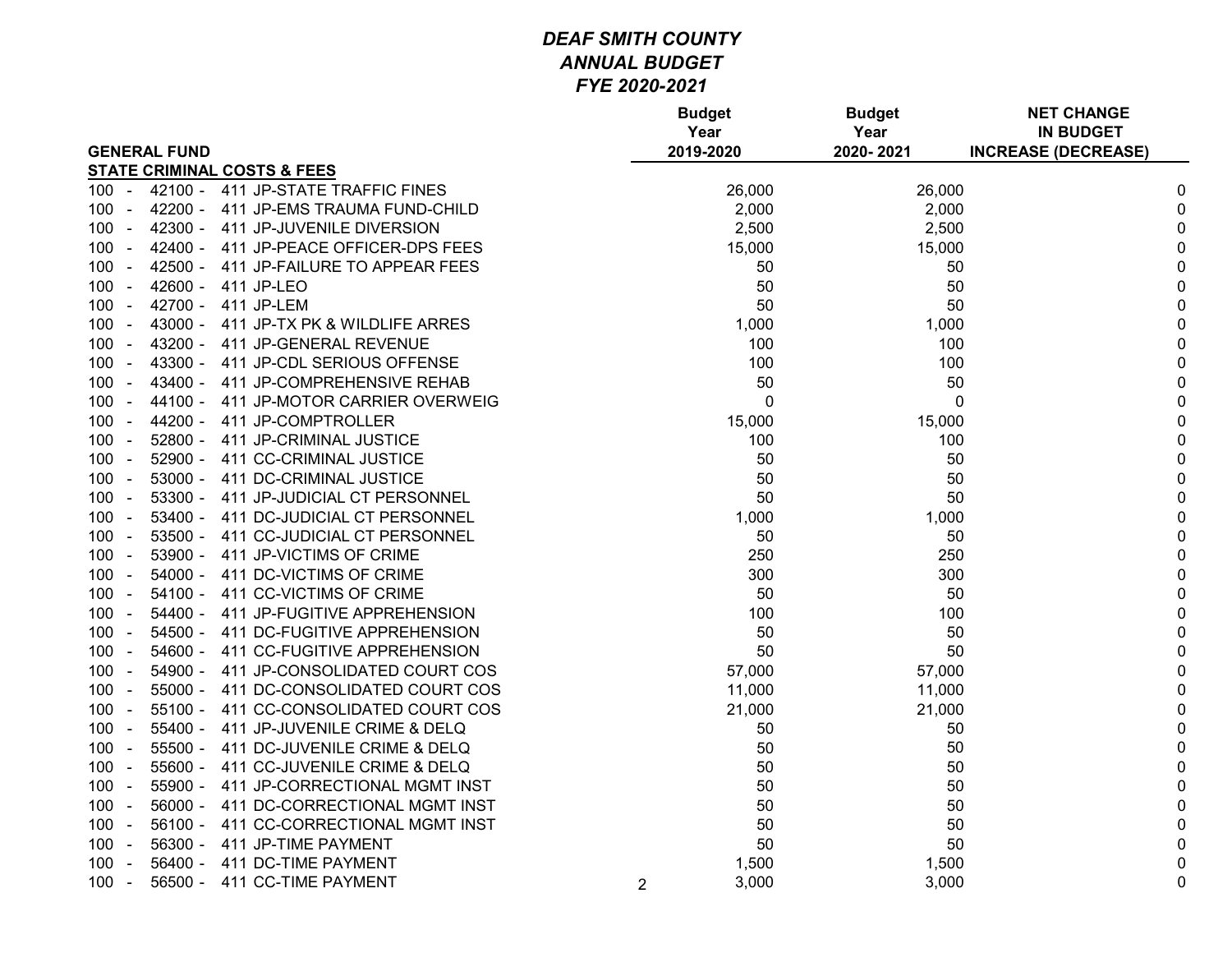# *DEAF SMITH COUNTY*
## *ANNUAL BUDGET*
### *FYE 2020-2021*

| GENERAL FUND | Budget Year 2019-2020 | Budget Year 2020- 2021 | NET CHANGE IN BUDGET INCREASE (DECREASE) |
|---|---|---|---|
| **STATE CRIMINAL COSTS & FEES** | | | |
| 100 - 42100 - 411 JP-STATE TRAFFIC FINES | 26,000 | 26,000 | 0 |
| 100 - 42200 - 411 JP-EMS TRAUMA FUND-CHILD | 2,000 | 2,000 | 0 |
| 100 - 42300 - 411 JP-JUVENILE DIVERSION | 2,500 | 2,500 | 0 |
| 100 - 42400 - 411 JP-PEACE OFFICER-DPS FEES | 15,000 | 15,000 | 0 |
| 100 - 42500 - 411 JP-FAILURE TO APPEAR FEES | 50 | 50 | 0 |
| 100 - 42600 - 411 JP-LEO | 50 | 50 | 0 |
| 100 - 42700 - 411 JP-LEM | 50 | 50 | 0 |
| 100 - 43000 - 411 JP-TX PK & WILDLIFE ARRES | 1,000 | 1,000 | 0 |
| 100 - 43200 - 411 JP-GENERAL REVENUE | 100 | 100 | 0 |
| 100 - 43300 - 411 JP-CDL SERIOUS OFFENSE | 100 | 100 | 0 |
| 100 - 43400 - 411 JP-COMPREHENSIVE REHAB | 50 | 50 | 0 |
| 100 - 44100 - 411 JP-MOTOR CARRIER OVERWEIG | 0 | 0 | 0 |
| 100 - 44200 - 411 JP-COMPTROLLER | 15,000 | 15,000 | 0 |
| 100 - 52800 - 411 JP-CRIMINAL JUSTICE | 100 | 100 | 0 |
| 100 - 52900 - 411 CC-CRIMINAL JUSTICE | 50 | 50 | 0 |
| 100 - 53000 - 411 DC-CRIMINAL JUSTICE | 50 | 50 | 0 |
| 100 - 53300 - 411 JP-JUDICIAL CT PERSONNEL | 50 | 50 | 0 |
| 100 - 53400 - 411 DC-JUDICIAL CT PERSONNEL | 1,000 | 1,000 | 0 |
| 100 - 53500 - 411 CC-JUDICIAL CT PERSONNEL | 50 | 50 | 0 |
| 100 - 53900 - 411 JP-VICTIMS OF CRIME | 250 | 250 | 0 |
| 100 - 54000 - 411 DC-VICTIMS OF CRIME | 300 | 300 | 0 |
| 100 - 54100 - 411 CC-VICTIMS OF CRIME | 50 | 50 | 0 |
| 100 - 54400 - 411 JP-FUGITIVE APPREHENSION | 100 | 100 | 0 |
| 100 - 54500 - 411 DC-FUGITIVE APPREHENSION | 50 | 50 | 0 |
| 100 - 54600 - 411 CC-FUGITIVE APPREHENSION | 50 | 50 | 0 |
| 100 - 54900 - 411 JP-CONSOLIDATED COURT COS | 57,000 | 57,000 | 0 |
| 100 - 55000 - 411 DC-CONSOLIDATED COURT COS | 11,000 | 11,000 | 0 |
| 100 - 55100 - 411 CC-CONSOLIDATED COURT COS | 21,000 | 21,000 | 0 |
| 100 - 55400 - 411 JP-JUVENILE CRIME & DELQ | 50 | 50 | 0 |
| 100 - 55500 - 411 DC-JUVENILE CRIME & DELQ | 50 | 50 | 0 |
| 100 - 55600 - 411 CC-JUVENILE CRIME & DELQ | 50 | 50 | 0 |
| 100 - 55900 - 411 JP-CORRECTIONAL MGMT INST | 50 | 50 | 0 |
| 100 - 56000 - 411 DC-CORRECTIONAL MGMT INST | 50 | 50 | 0 |
| 100 - 56100 - 411 CC-CORRECTIONAL MGMT INST | 50 | 50 | 0 |
| 100 - 56300 - 411 JP-TIME PAYMENT | 50 | 50 | 0 |
| 100 - 56400 - 411 DC-TIME PAYMENT | 1,500 | 1,500 | 0 |
| 100 - 56500 - 411 CC-TIME PAYMENT | 3,000 | 3,000 | 0 |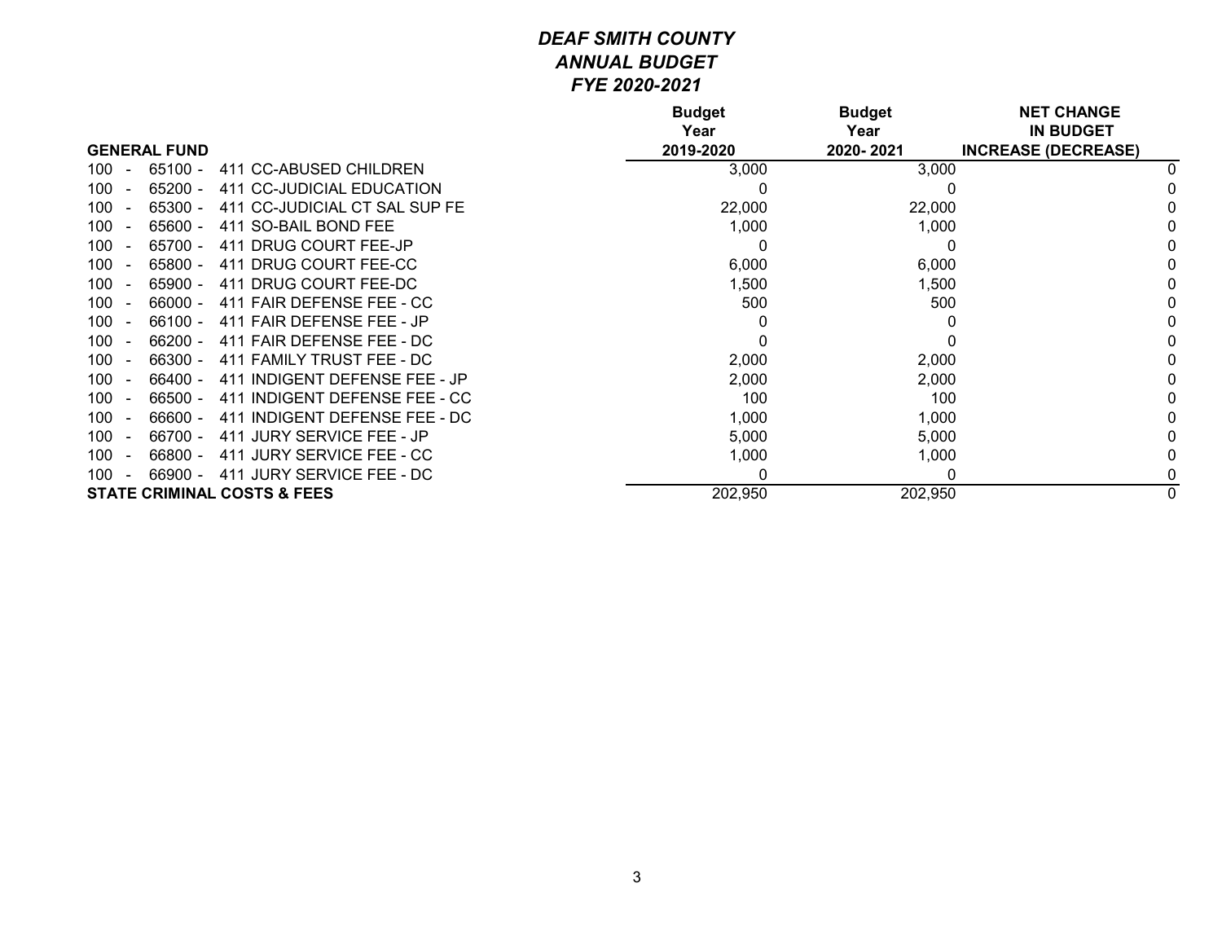# *DEAF SMITH COUNTY*
## *ANNUAL BUDGET*
## *FYE 2020-2021*

| GENERAL FUND | Budget Year 2019-2020 | Budget Year 2020- 2021 | NET CHANGE IN BUDGET INCREASE (DECREASE) |
|---|---|---|---|
| 100 - 65100 - 411 CC-ABUSED CHILDREN | 3,000 | 3,000 | 0 |
| 100 - 65200 - 411 CC-JUDICIAL EDUCATION | 0 | 0 | 0 |
| 100 - 65300 - 411 CC-JUDICIAL CT SAL SUP FE | 22,000 | 22,000 | 0 |
| 100 - 65600 - 411 SO-BAIL BOND FEE | 1,000 | 1,000 | 0 |
| 100 - 65700 - 411 DRUG COURT FEE-JP | 0 | 0 | 0 |
| 100 - 65800 - 411 DRUG COURT FEE-CC | 6,000 | 6,000 | 0 |
| 100 - 65900 - 411 DRUG COURT FEE-DC | 1,500 | 1,500 | 0 |
| 100 - 66000 - 411 FAIR DEFENSE FEE - CC | 500 | 500 | 0 |
| 100 - 66100 - 411 FAIR DEFENSE FEE - JP | 0 | 0 | 0 |
| 100 - 66200 - 411 FAIR DEFENSE FEE - DC | 0 | 0 | 0 |
| 100 - 66300 - 411 FAMILY TRUST FEE - DC | 2,000 | 2,000 | 0 |
| 100 - 66400 - 411 INDIGENT DEFENSE FEE - JP | 2,000 | 2,000 | 0 |
| 100 - 66500 - 411 INDIGENT DEFENSE FEE - CC | 100 | 100 | 0 |
| 100 - 66600 - 411 INDIGENT DEFENSE FEE - DC | 1,000 | 1,000 | 0 |
| 100 - 66700 - 411 JURY SERVICE FEE - JP | 5,000 | 5,000 | 0 |
| 100 - 66800 - 411 JURY SERVICE FEE - CC | 1,000 | 1,000 | 0 |
| 100 - 66900 - 411 JURY SERVICE FEE - DC | 0 | 0 | 0 |
| **STATE CRIMINAL COSTS & FEES** | 202,950 | 202,950 | 0 |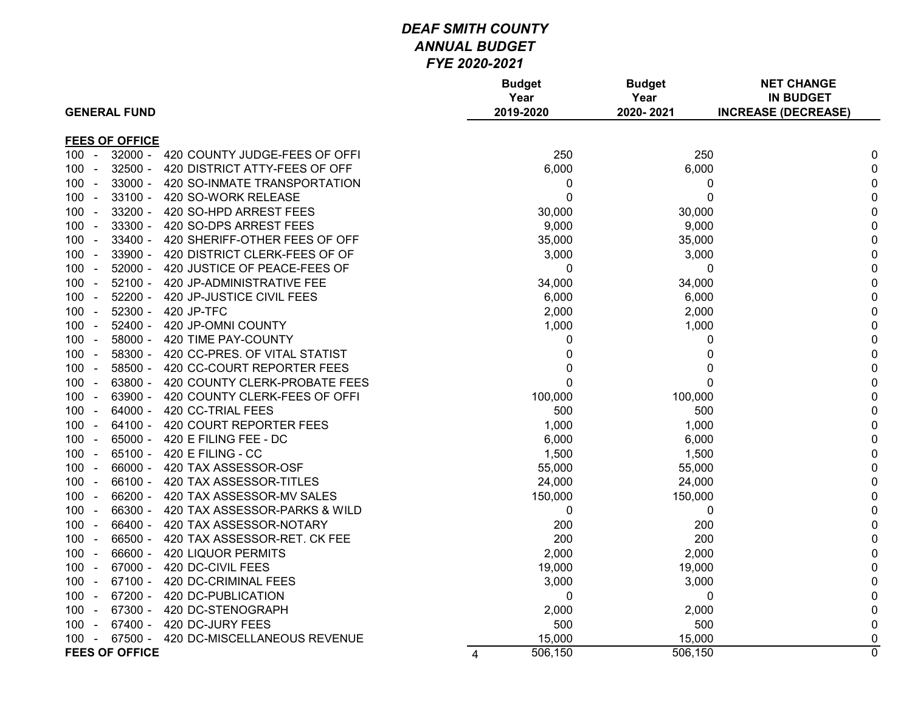# *DEAF SMITH COUNTY*
## *ANNUAL BUDGET*
## *FYE 2020-2021*

| GENERAL FUND | Budget Year 2019-2020 | Budget Year 2020- 2021 | NET CHANGE IN BUDGET INCREASE (DECREASE) |
|---|---|---|---|
| **FEES OF OFFICE** | | | |
| 100 - 32000 - 420 COUNTY JUDGE-FEES OF OFFI | 250 | 250 | 0 |
| 100 - 32500 - 420 DISTRICT ATTY-FEES OF OFF | 6,000 | 6,000 | 0 |
| 100 - 33000 - 420 SO-INMATE TRANSPORTATION | 0 | 0 | 0 |
| 100 - 33100 - 420 SO-WORK RELEASE | 0 | 0 | 0 |
| 100 - 33200 - 420 SO-HPD ARREST FEES | 30,000 | 30,000 | 0 |
| 100 - 33300 - 420 SO-DPS ARREST FEES | 9,000 | 9,000 | 0 |
| 100 - 33400 - 420 SHERIFF-OTHER FEES OF OFF | 35,000 | 35,000 | 0 |
| 100 - 33900 - 420 DISTRICT CLERK-FEES OF OF | 3,000 | 3,000 | 0 |
| 100 - 52000 - 420 JUSTICE OF PEACE-FEES OF | 0 | 0 | 0 |
| 100 - 52100 - 420 JP-ADMINISTRATIVE FEE | 34,000 | 34,000 | 0 |
| 100 - 52200 - 420 JP-JUSTICE CIVIL FEES | 6,000 | 6,000 | 0 |
| 100 - 52300 - 420 JP-TFC | 2,000 | 2,000 | 0 |
| 100 - 52400 - 420 JP-OMNI COUNTY | 1,000 | 1,000 | 0 |
| 100 - 58000 - 420 TIME PAY-COUNTY | 0 | 0 | 0 |
| 100 - 58300 - 420 CC-PRES. OF VITAL STATIST | 0 | 0 | 0 |
| 100 - 58500 - 420 CC-COURT REPORTER FEES | 0 | 0 | 0 |
| 100 - 63800 - 420 COUNTY CLERK-PROBATE FEES | 0 | 0 | 0 |
| 100 - 63900 - 420 COUNTY CLERK-FEES OF OFFI | 100,000 | 100,000 | 0 |
| 100 - 64000 - 420 CC-TRIAL FEES | 500 | 500 | 0 |
| 100 - 64100 - 420 COURT REPORTER FEES | 1,000 | 1,000 | 0 |
| 100 - 65000 - 420 E FILING FEE - DC | 6,000 | 6,000 | 0 |
| 100 - 65100 - 420 E FILING - CC | 1,500 | 1,500 | 0 |
| 100 - 66000 - 420 TAX ASSESSOR-OSF | 55,000 | 55,000 | 0 |
| 100 - 66100 - 420 TAX ASSESSOR-TITLES | 24,000 | 24,000 | 0 |
| 100 - 66200 - 420 TAX ASSESSOR-MV SALES | 150,000 | 150,000 | 0 |
| 100 - 66300 - 420 TAX ASSESSOR-PARKS & WILD | 0 | 0 | 0 |
| 100 - 66400 - 420 TAX ASSESSOR-NOTARY | 200 | 200 | 0 |
| 100 - 66500 - 420 TAX ASSESSOR-RET. CK FEE | 200 | 200 | 0 |
| 100 - 66600 - 420 LIQUOR PERMITS | 2,000 | 2,000 | 0 |
| 100 - 67000 - 420 DC-CIVIL FEES | 19,000 | 19,000 | 0 |
| 100 - 67100 - 420 DC-CRIMINAL FEES | 3,000 | 3,000 | 0 |
| 100 - 67200 - 420 DC-PUBLICATION | 0 | 0 | 0 |
| 100 - 67300 - 420 DC-STENOGRAPH | 2,000 | 2,000 | 0 |
| 100 - 67400 - 420 DC-JURY FEES | 500 | 500 | 0 |
| 100 - 67500 - 420 DC-MISCELLANEOUS REVENUE | 15,000 | 15,000 | 0 |
| **FEES OF OFFICE** | 506,150 | 506,150 | 0 |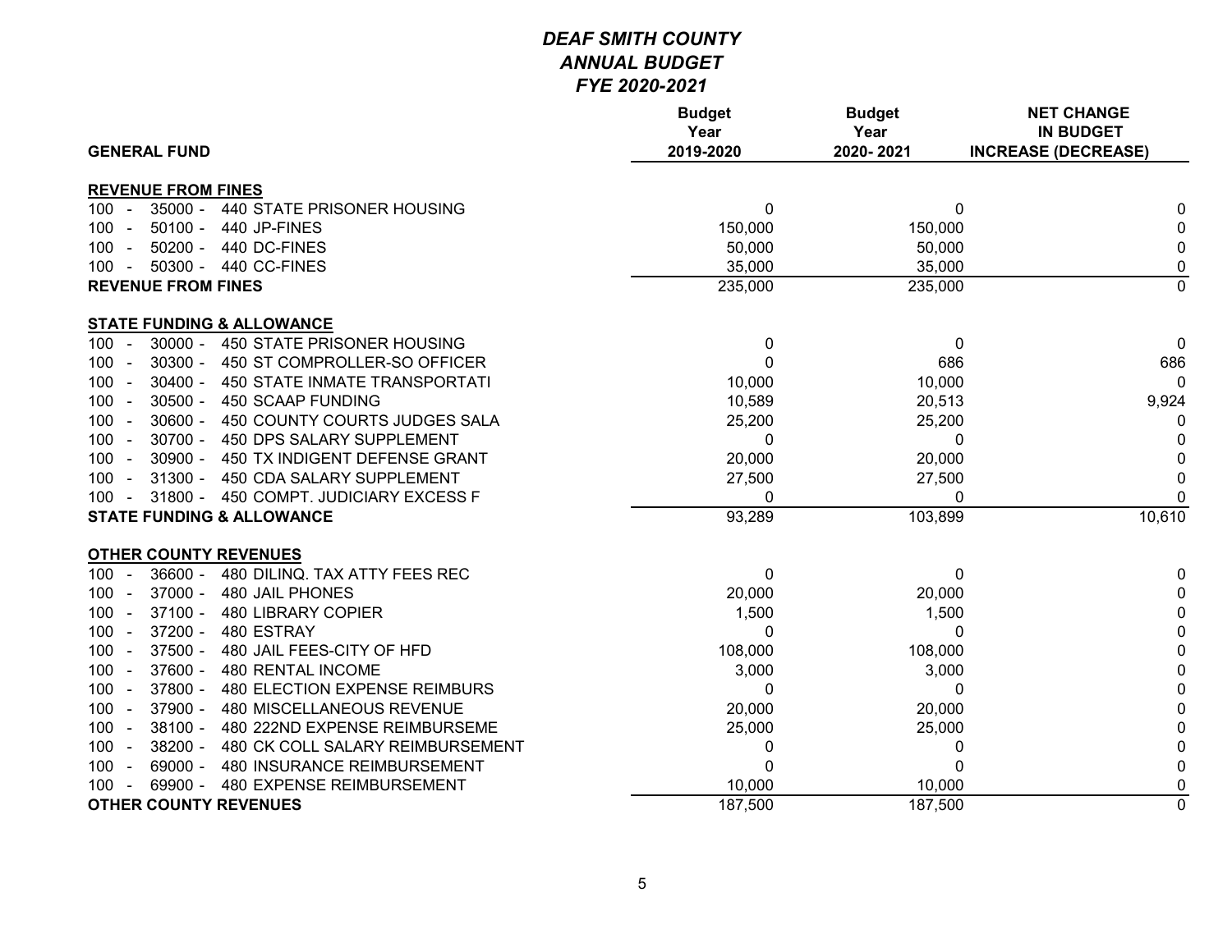# *DEAF SMITH COUNTY*
## *ANNUAL BUDGET*
## *FYE 2020-2021*

| GENERAL FUND | Budget Year 2019-2020 | Budget Year 2020- 2021 | NET CHANGE IN BUDGET INCREASE (DECREASE) |
|---|---|---|---|
| **REVENUE FROM FINES** | | | |
| 100 - 35000 - 440 STATE PRISONER HOUSING | 0 | 0 | 0 |
| 100 - 50100 - 440 JP-FINES | 150,000 | 150,000 | 0 |
| 100 - 50200 - 440 DC-FINES | 50,000 | 50,000 | 0 |
| 100 - 50300 - 440 CC-FINES | 35,000 | 35,000 | 0 |
| **REVENUE FROM FINES** | 235,000 | 235,000 | 0 |
| **STATE FUNDING & ALLOWANCE** | | | |
| 100 - 30000 - 450 STATE PRISONER HOUSING | 0 | 0 | 0 |
| 100 - 30300 - 450 ST COMPROLLER-SO OFFICER | 0 | 686 | 686 |
| 100 - 30400 - 450 STATE INMATE TRANSPORTATI | 10,000 | 10,000 | 0 |
| 100 - 30500 - 450 SCAAP FUNDING | 10,589 | 20,513 | 9,924 |
| 100 - 30600 - 450 COUNTY COURTS JUDGES SALA | 25,200 | 25,200 | 0 |
| 100 - 30700 - 450 DPS SALARY SUPPLEMENT | 0 | 0 | 0 |
| 100 - 30900 - 450 TX INDIGENT DEFENSE GRANT | 20,000 | 20,000 | 0 |
| 100 - 31300 - 450 CDA SALARY SUPPLEMENT | 27,500 | 27,500 | 0 |
| 100 - 31800 - 450 COMPT. JUDICIARY EXCESS F | 0 | 0 | 0 |
| **STATE FUNDING & ALLOWANCE** | 93,289 | 103,899 | 10,610 |
| **OTHER COUNTY REVENUES** | | | |
| 100 - 36600 - 480 DILINQ. TAX ATTY FEES REC | 0 | 0 | 0 |
| 100 - 37000 - 480 JAIL PHONES | 20,000 | 20,000 | 0 |
| 100 - 37100 - 480 LIBRARY COPIER | 1,500 | 1,500 | 0 |
| 100 - 37200 - 480 ESTRAY | 0 | 0 | 0 |
| 100 - 37500 - 480 JAIL FEES-CITY OF HFD | 108,000 | 108,000 | 0 |
| 100 - 37600 - 480 RENTAL INCOME | 3,000 | 3,000 | 0 |
| 100 - 37800 - 480 ELECTION EXPENSE REIMBURS | 0 | 0 | 0 |
| 100 - 37900 - 480 MISCELLANEOUS REVENUE | 20,000 | 20,000 | 0 |
| 100 - 38100 - 480 222ND EXPENSE REIMBURSEME | 25,000 | 25,000 | 0 |
| 100 - 38200 - 480 CK COLL SALARY REIMBURSEMENT | 0 | 0 | 0 |
| 100 - 69000 - 480 INSURANCE REIMBURSEMENT | 0 | 0 | 0 |
| 100 - 69900 - 480 EXPENSE REIMBURSEMENT | 10,000 | 10,000 | 0 |
| **OTHER COUNTY REVENUES** | 187,500 | 187,500 | 0 |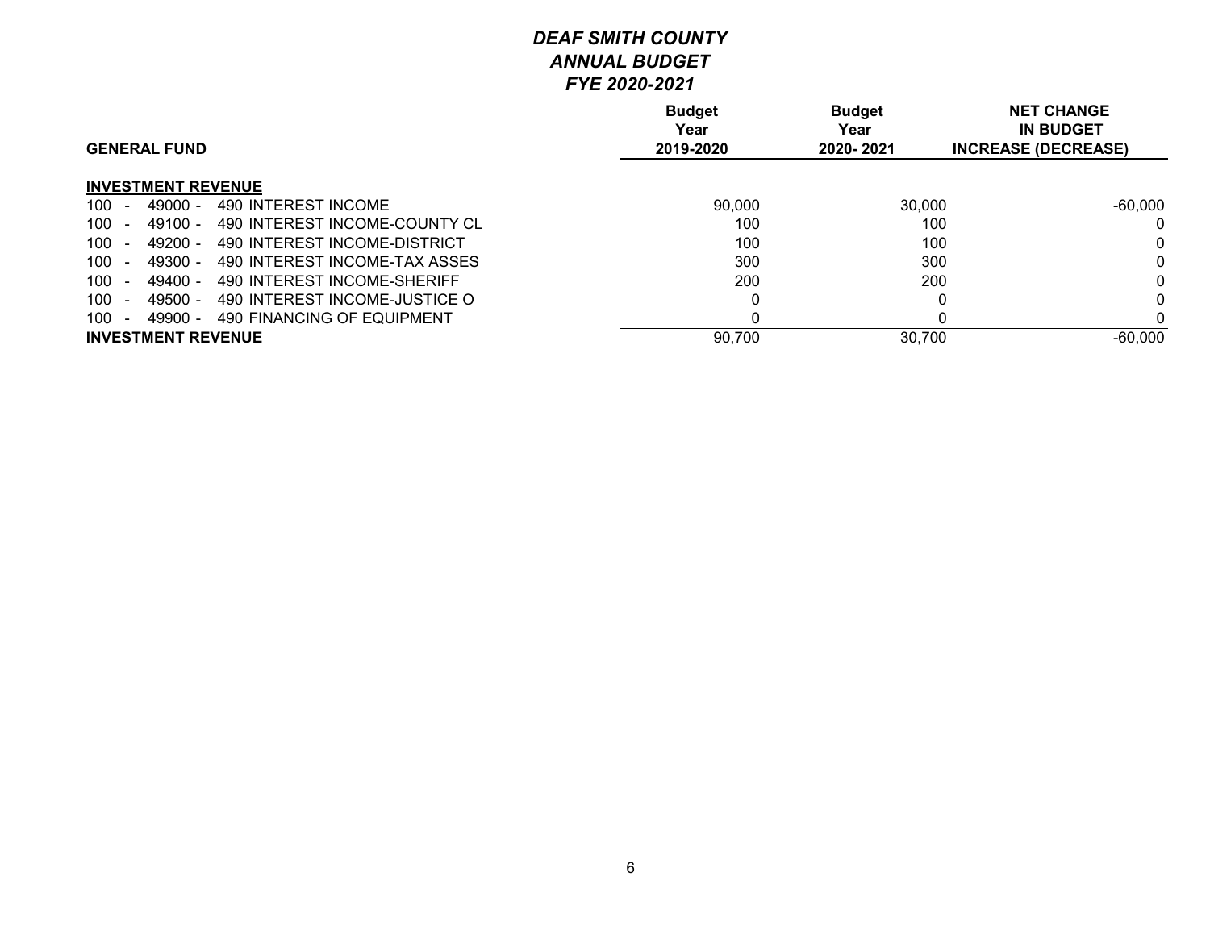# *DEAF SMITH COUNTY*
## *ANNUAL BUDGET*
## *FYE 2020-2021*

| GENERAL FUND | Budget Year 2019-2020 | Budget Year 2020- 2021 | NET CHANGE IN BUDGET INCREASE (DECREASE) |
|---|---|---|---|
| **INVESTMENT REVENUE** | | | |
| 100 - 49000 - 490 INTEREST INCOME | 90,000 | 30,000 | -60,000 |
| 100 - 49100 - 490 INTEREST INCOME-COUNTY CL | 100 | 100 | 0 |
| 100 - 49200 - 490 INTEREST INCOME-DISTRICT | 100 | 100 | 0 |
| 100 - 49300 - 490 INTEREST INCOME-TAX ASSES | 300 | 300 | 0 |
| 100 - 49400 - 490 INTEREST INCOME-SHERIFF | 200 | 200 | 0 |
| 100 - 49500 - 490 INTEREST INCOME-JUSTICE O | 0 | 0 | 0 |
| 100 - 49900 - 490 FINANCING OF EQUIPMENT | 0 | 0 | 0 |
| **INVESTMENT REVENUE** | 90,700 | 30,700 | -60,000 |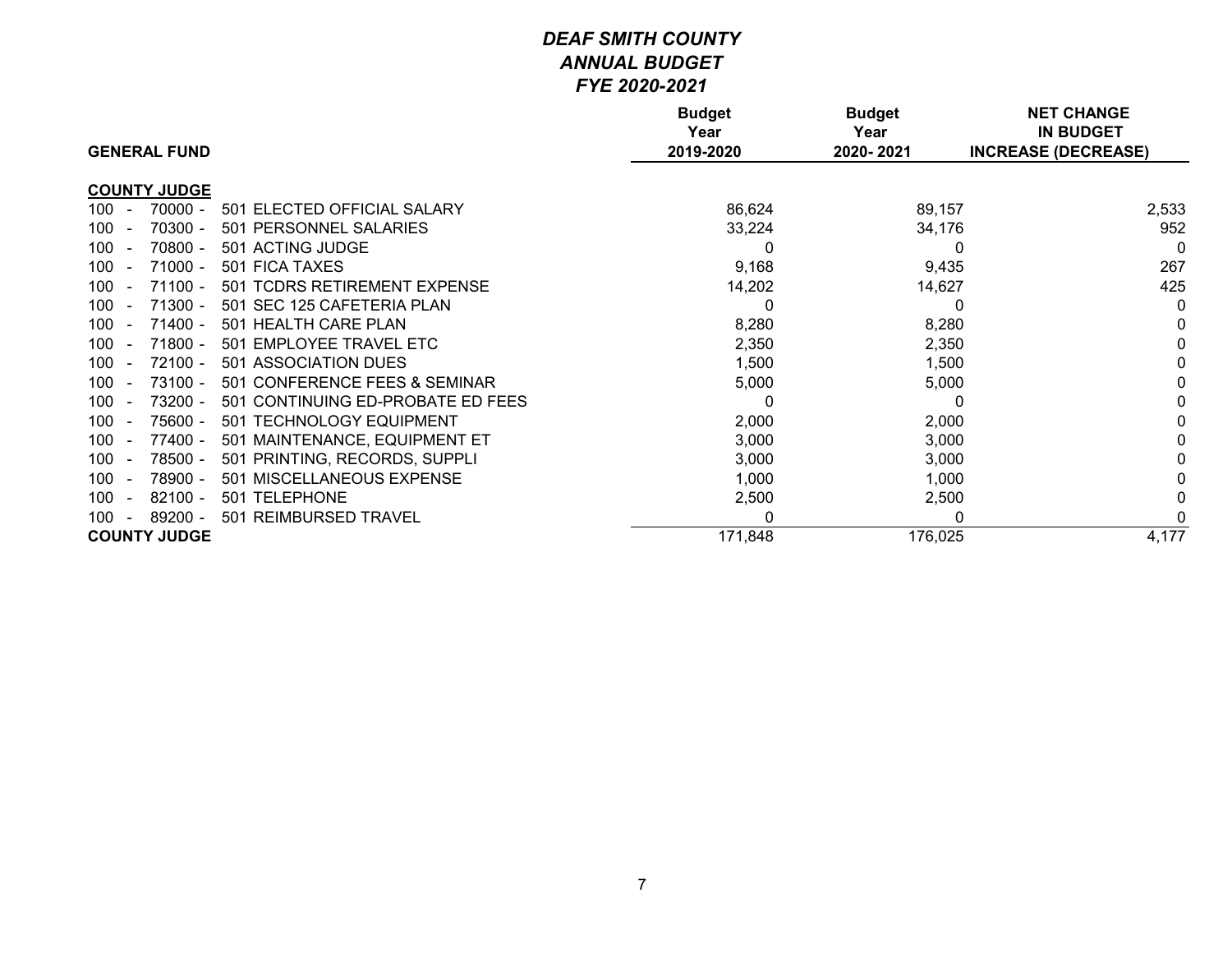# *DEAF SMITH COUNTY*
## *ANNUAL BUDGET*
### *FYE 2020-2021*

| GENERAL FUND | Budget Year 2019-2020 | Budget Year 2020- 2021 | NET CHANGE IN BUDGET INCREASE (DECREASE) |
|---|---|---|---|
| **COUNTY JUDGE** | | | |
| 100 - 70000 - 501 ELECTED OFFICIAL SALARY | 86,624 | 89,157 | 2,533 |
| 100 - 70300 - 501 PERSONNEL SALARIES | 33,224 | 34,176 | 952 |
| 100 - 70800 - 501 ACTING JUDGE | 0 | 0 | 0 |
| 100 - 71000 - 501 FICA TAXES | 9,168 | 9,435 | 267 |
| 100 - 71100 - 501 TCDRS RETIREMENT EXPENSE | 14,202 | 14,627 | 425 |
| 100 - 71300 - 501 SEC 125 CAFETERIA PLAN | 0 | 0 | 0 |
| 100 - 71400 - 501 HEALTH CARE PLAN | 8,280 | 8,280 | 0 |
| 100 - 71800 - 501 EMPLOYEE TRAVEL ETC | 2,350 | 2,350 | 0 |
| 100 - 72100 - 501 ASSOCIATION DUES | 1,500 | 1,500 | 0 |
| 100 - 73100 - 501 CONFERENCE FEES & SEMINAR | 5,000 | 5,000 | 0 |
| 100 - 73200 - 501 CONTINUING ED-PROBATE ED FEES | 0 | 0 | 0 |
| 100 - 75600 - 501 TECHNOLOGY EQUIPMENT | 2,000 | 2,000 | 0 |
| 100 - 77400 - 501 MAINTENANCE, EQUIPMENT ET | 3,000 | 3,000 | 0 |
| 100 - 78500 - 501 PRINTING, RECORDS, SUPPLI | 3,000 | 3,000 | 0 |
| 100 - 78900 - 501 MISCELLANEOUS EXPENSE | 1,000 | 1,000 | 0 |
| 100 - 82100 - 501 TELEPHONE | 2,500 | 2,500 | 0 |
| 100 - 89200 - 501 REIMBURSED TRAVEL | 0 | 0 | 0 |
| **COUNTY JUDGE** | 171,848 | 176,025 | 4,177 |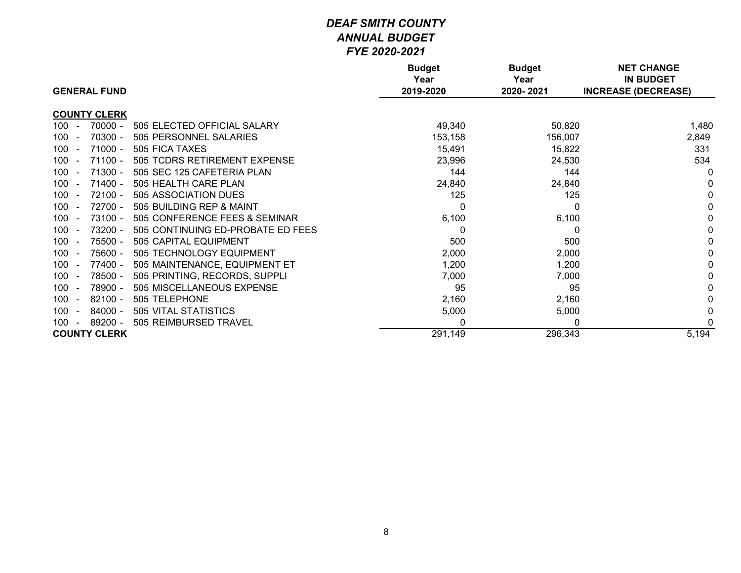# *DEAF SMITH COUNTY*
## *ANNUAL BUDGET*
### *FYE 2020-2021*

| GENERAL FUND | Budget Year 2019-2020 | Budget Year 2020- 2021 | NET CHANGE IN BUDGET INCREASE (DECREASE) |
|---|---|---|---|
| **COUNTY CLERK** | | | |
| 100 - 70000 - 505 ELECTED OFFICIAL SALARY | 49,340 | 50,820 | 1,480 |
| 100 - 70300 - 505 PERSONNEL SALARIES | 153,158 | 156,007 | 2,849 |
| 100 - 71000 - 505 FICA TAXES | 15,491 | 15,822 | 331 |
| 100 - 71100 - 505 TCDRS RETIREMENT EXPENSE | 23,996 | 24,530 | 534 |
| 100 - 71300 - 505 SEC 125 CAFETERIA PLAN | 144 | 144 | 0 |
| 100 - 71400 - 505 HEALTH CARE PLAN | 24,840 | 24,840 | 0 |
| 100 - 72100 - 505 ASSOCIATION DUES | 125 | 125 | 0 |
| 100 - 72700 - 505 BUILDING REP & MAINT | 0 | 0 | 0 |
| 100 - 73100 - 505 CONFERENCE FEES & SEMINAR | 6,100 | 6,100 | 0 |
| 100 - 73200 - 505 CONTINUING ED-PROBATE ED FEES | 0 | 0 | 0 |
| 100 - 75500 - 505 CAPITAL EQUIPMENT | 500 | 500 | 0 |
| 100 - 75600 - 505 TECHNOLOGY EQUIPMENT | 2,000 | 2,000 | 0 |
| 100 - 77400 - 505 MAINTENANCE, EQUIPMENT ET | 1,200 | 1,200 | 0 |
| 100 - 78500 - 505 PRINTING, RECORDS, SUPPLI | 7,000 | 7,000 | 0 |
| 100 - 78900 - 505 MISCELLANEOUS EXPENSE | 95 | 95 | 0 |
| 100 - 82100 - 505 TELEPHONE | 2,160 | 2,160 | 0 |
| 100 - 84000 - 505 VITAL STATISTICS | 5,000 | 5,000 | 0 |
| 100 - 89200 - 505 REIMBURSED TRAVEL | 0 | 0 | 0 |
| **COUNTY CLERK** | 291,149 | 296,343 | 5,194 |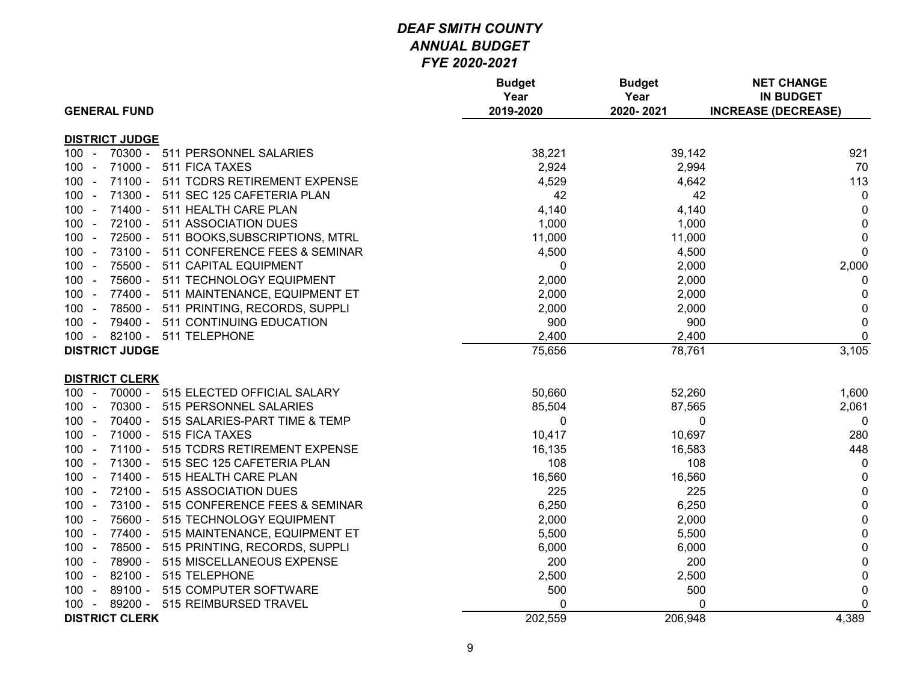# *DEAF SMITH COUNTY*
## *ANNUAL BUDGET*
### *FYE 2020-2021*

| GENERAL FUND | Budget Year 2019-2020 | Budget Year 2020- 2021 | NET CHANGE IN BUDGET INCREASE (DECREASE) |
|---|---|---|---|
| **DISTRICT JUDGE** | | | |
| 100 - 70300 - 511 PERSONNEL SALARIES | 38,221 | 39,142 | 921 |
| 100 - 71000 - 511 FICA TAXES | 2,924 | 2,994 | 70 |
| 100 - 71100 - 511 TCDRS RETIREMENT EXPENSE | 4,529 | 4,642 | 113 |
| 100 - 71300 - 511 SEC 125 CAFETERIA PLAN | 42 | 42 | 0 |
| 100 - 71400 - 511 HEALTH CARE PLAN | 4,140 | 4,140 | 0 |
| 100 - 72100 - 511 ASSOCIATION DUES | 1,000 | 1,000 | 0 |
| 100 - 72500 - 511 BOOKS,SUBSCRIPTIONS, MTRL | 11,000 | 11,000 | 0 |
| 100 - 73100 - 511 CONFERENCE FEES & SEMINAR | 4,500 | 4,500 | 0 |
| 100 - 75500 - 511 CAPITAL EQUIPMENT | 0 | 2,000 | 2,000 |
| 100 - 75600 - 511 TECHNOLOGY EQUIPMENT | 2,000 | 2,000 | 0 |
| 100 - 77400 - 511 MAINTENANCE, EQUIPMENT ET | 2,000 | 2,000 | 0 |
| 100 - 78500 - 511 PRINTING, RECORDS, SUPPLI | 2,000 | 2,000 | 0 |
| 100 - 79400 - 511 CONTINUING EDUCATION | 900 | 900 | 0 |
| 100 - 82100 - 511 TELEPHONE | 2,400 | 2,400 | 0 |
| **DISTRICT JUDGE** | 75,656 | 78,761 | 3,105 |
| | | | |
| **DISTRICT CLERK** | | | |
| 100 - 70000 - 515 ELECTED OFFICIAL SALARY | 50,660 | 52,260 | 1,600 |
| 100 - 70300 - 515 PERSONNEL SALARIES | 85,504 | 87,565 | 2,061 |
| 100 - 70400 - 515 SALARIES-PART TIME & TEMP | 0 | 0 | 0 |
| 100 - 71000 - 515 FICA TAXES | 10,417 | 10,697 | 280 |
| 100 - 71100 - 515 TCDRS RETIREMENT EXPENSE | 16,135 | 16,583 | 448 |
| 100 - 71300 - 515 SEC 125 CAFETERIA PLAN | 108 | 108 | 0 |
| 100 - 71400 - 515 HEALTH CARE PLAN | 16,560 | 16,560 | 0 |
| 100 - 72100 - 515 ASSOCIATION DUES | 225 | 225 | 0 |
| 100 - 73100 - 515 CONFERENCE FEES & SEMINAR | 6,250 | 6,250 | 0 |
| 100 - 75600 - 515 TECHNOLOGY EQUIPMENT | 2,000 | 2,000 | 0 |
| 100 - 77400 - 515 MAINTENANCE, EQUIPMENT ET | 5,500 | 5,500 | 0 |
| 100 - 78500 - 515 PRINTING, RECORDS, SUPPLI | 6,000 | 6,000 | 0 |
| 100 - 78900 - 515 MISCELLANEOUS EXPENSE | 200 | 200 | 0 |
| 100 - 82100 - 515 TELEPHONE | 2,500 | 2,500 | 0 |
| 100 - 89100 - 515 COMPUTER SOFTWARE | 500 | 500 | 0 |
| 100 - 89200 - 515 REIMBURSED TRAVEL | 0 | 0 | 0 |
| **DISTRICT CLERK** | 202,559 | 206,948 | 4,389 |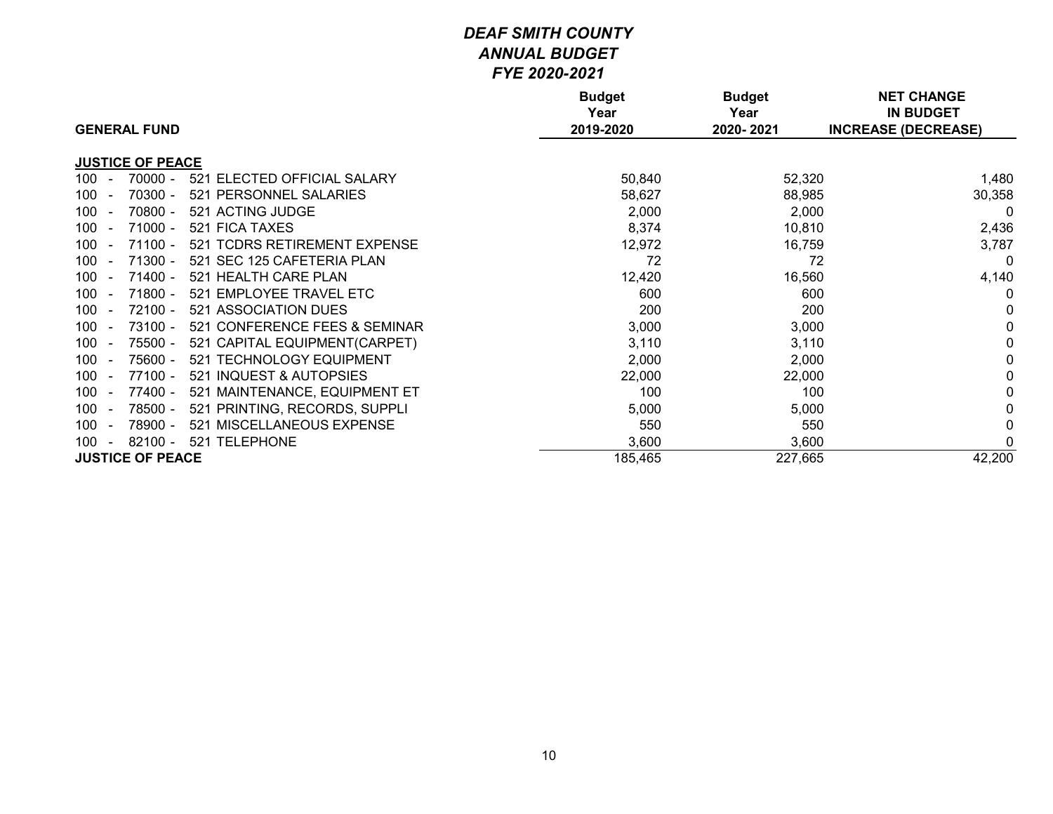# *DEAF SMITH COUNTY*
## *ANNUAL BUDGET*
### *FYE 2020-2021*

| GENERAL FUND | Budget Year 2019-2020 | Budget Year 2020- 2021 | NET CHANGE IN BUDGET INCREASE (DECREASE) |
|---|---|---|---|
| **JUSTICE OF PEACE** | | | |
| 100 - 70000 - 521 ELECTED OFFICIAL SALARY | 50,840 | 52,320 | 1,480 |
| 100 - 70300 - 521 PERSONNEL SALARIES | 58,627 | 88,985 | 30,358 |
| 100 - 70800 - 521 ACTING JUDGE | 2,000 | 2,000 | 0 |
| 100 - 71000 - 521 FICA TAXES | 8,374 | 10,810 | 2,436 |
| 100 - 71100 - 521 TCDRS RETIREMENT EXPENSE | 12,972 | 16,759 | 3,787 |
| 100 - 71300 - 521 SEC 125 CAFETERIA PLAN | 72 | 72 | 0 |
| 100 - 71400 - 521 HEALTH CARE PLAN | 12,420 | 16,560 | 4,140 |
| 100 - 71800 - 521 EMPLOYEE TRAVEL ETC | 600 | 600 | 0 |
| 100 - 72100 - 521 ASSOCIATION DUES | 200 | 200 | 0 |
| 100 - 73100 - 521 CONFERENCE FEES & SEMINAR | 3,000 | 3,000 | 0 |
| 100 - 75500 - 521 CAPITAL EQUIPMENT(CARPET) | 3,110 | 3,110 | 0 |
| 100 - 75600 - 521 TECHNOLOGY EQUIPMENT | 2,000 | 2,000 | 0 |
| 100 - 77100 - 521 INQUEST & AUTOPSIES | 22,000 | 22,000 | 0 |
| 100 - 77400 - 521 MAINTENANCE, EQUIPMENT ET | 100 | 100 | 0 |
| 100 - 78500 - 521 PRINTING, RECORDS, SUPPLI | 5,000 | 5,000 | 0 |
| 100 - 78900 - 521 MISCELLANEOUS EXPENSE | 550 | 550 | 0 |
| 100 - 82100 - 521 TELEPHONE | 3,600 | 3,600 | 0 |
| **JUSTICE OF PEACE** | 185,465 | 227,665 | 42,200 |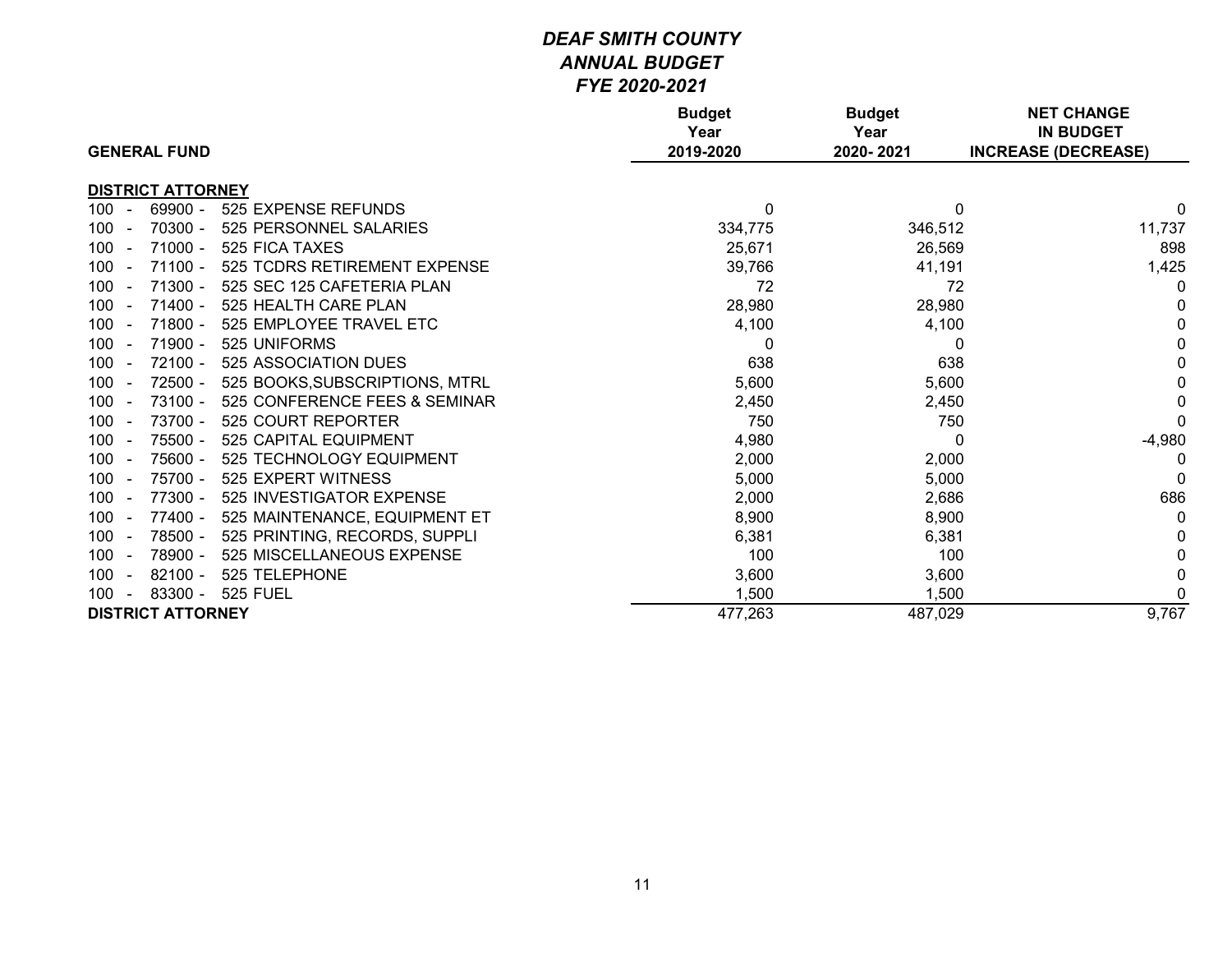# *DEAF SMITH COUNTY*
## *ANNUAL BUDGET*
### *FYE 2020-2021*

| GENERAL FUND | Budget Year 2019-2020 | Budget Year 2020- 2021 | NET CHANGE IN BUDGET INCREASE (DECREASE) |
|---|---|---|---|
| **DISTRICT ATTORNEY** | | | |
| 100 - 69900 - 525 EXPENSE REFUNDS | 0 | 0 | 0 |
| 100 - 70300 - 525 PERSONNEL SALARIES | 334,775 | 346,512 | 11,737 |
| 100 - 71000 - 525 FICA TAXES | 25,671 | 26,569 | 898 |
| 100 - 71100 - 525 TCDRS RETIREMENT EXPENSE | 39,766 | 41,191 | 1,425 |
| 100 - 71300 - 525 SEC 125 CAFETERIA PLAN | 72 | 72 | 0 |
| 100 - 71400 - 525 HEALTH CARE PLAN | 28,980 | 28,980 | 0 |
| 100 - 71800 - 525 EMPLOYEE TRAVEL ETC | 4,100 | 4,100 | 0 |
| 100 - 71900 - 525 UNIFORMS | 0 | 0 | 0 |
| 100 - 72100 - 525 ASSOCIATION DUES | 638 | 638 | 0 |
| 100 - 72500 - 525 BOOKS,SUBSCRIPTIONS, MTRL | 5,600 | 5,600 | 0 |
| 100 - 73100 - 525 CONFERENCE FEES & SEMINAR | 2,450 | 2,450 | 0 |
| 100 - 73700 - 525 COURT REPORTER | 750 | 750 | 0 |
| 100 - 75500 - 525 CAPITAL EQUIPMENT | 4,980 | 0 | -4,980 |
| 100 - 75600 - 525 TECHNOLOGY EQUIPMENT | 2,000 | 2,000 | 0 |
| 100 - 75700 - 525 EXPERT WITNESS | 5,000 | 5,000 | 0 |
| 100 - 77300 - 525 INVESTIGATOR EXPENSE | 2,000 | 2,686 | 686 |
| 100 - 77400 - 525 MAINTENANCE, EQUIPMENT ET | 8,900 | 8,900 | 0 |
| 100 - 78500 - 525 PRINTING, RECORDS, SUPPLI | 6,381 | 6,381 | 0 |
| 100 - 78900 - 525 MISCELLANEOUS EXPENSE | 100 | 100 | 0 |
| 100 - 82100 - 525 TELEPHONE | 3,600 | 3,600 | 0 |
| 100 - 83300 - 525 FUEL | 1,500 | 1,500 | 0 |
| **DISTRICT ATTORNEY** | 477,263 | 487,029 | 9,767 |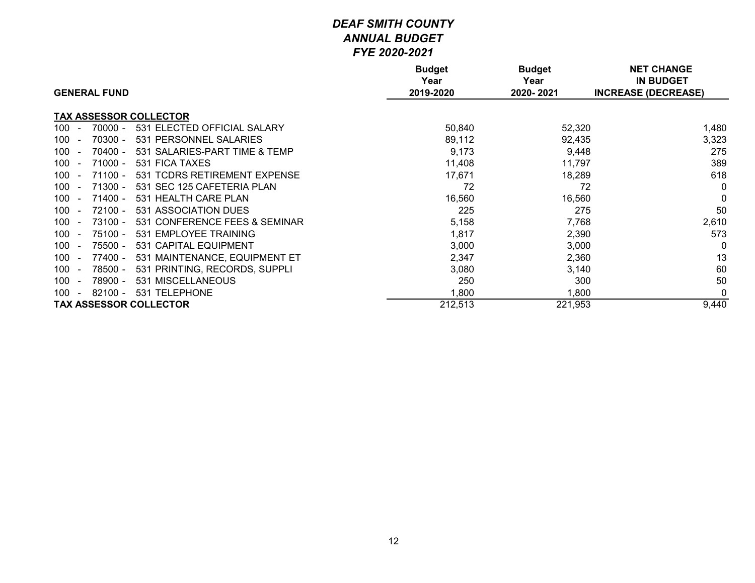# *DEAF SMITH COUNTY*
## *ANNUAL BUDGET*
## *FYE 2020-2021*

| GENERAL FUND | Budget Year 2019-2020 | Budget Year 2020- 2021 | NET CHANGE IN BUDGET INCREASE (DECREASE) |
|---|---|---|---|
| **TAX ASSESSOR COLLECTOR** | | | |
| 100 - 70000 - 531 ELECTED OFFICIAL SALARY | 50,840 | 52,320 | 1,480 |
| 100 - 70300 - 531 PERSONNEL SALARIES | 89,112 | 92,435 | 3,323 |
| 100 - 70400 - 531 SALARIES-PART TIME & TEMP | 9,173 | 9,448 | 275 |
| 100 - 71000 - 531 FICA TAXES | 11,408 | 11,797 | 389 |
| 100 - 71100 - 531 TCDRS RETIREMENT EXPENSE | 17,671 | 18,289 | 618 |
| 100 - 71300 - 531 SEC 125 CAFETERIA PLAN | 72 | 72 | 0 |
| 100 - 71400 - 531 HEALTH CARE PLAN | 16,560 | 16,560 | 0 |
| 100 - 72100 - 531 ASSOCIATION DUES | 225 | 275 | 50 |
| 100 - 73100 - 531 CONFERENCE FEES & SEMINAR | 5,158 | 7,768 | 2,610 |
| 100 - 75100 - 531 EMPLOYEE TRAINING | 1,817 | 2,390 | 573 |
| 100 - 75500 - 531 CAPITAL EQUIPMENT | 3,000 | 3,000 | 0 |
| 100 - 77400 - 531 MAINTENANCE, EQUIPMENT ET | 2,347 | 2,360 | 13 |
| 100 - 78500 - 531 PRINTING, RECORDS, SUPPLI | 3,080 | 3,140 | 60 |
| 100 - 78900 - 531 MISCELLANEOUS | 250 | 300 | 50 |
| 100 - 82100 - 531 TELEPHONE | 1,800 | 1,800 | 0 |
| **TAX ASSESSOR COLLECTOR** | 212,513 | 221,953 | 9,440 |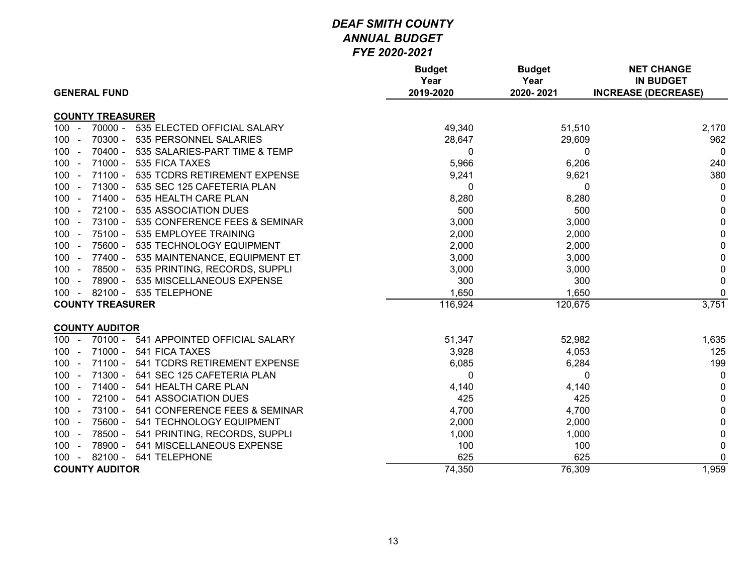# *DEAF SMITH COUNTY*
## *ANNUAL BUDGET*
## *FYE 2020-2021*

| GENERAL FUND | Budget Year 2019-2020 | Budget Year 2020- 2021 | NET CHANGE IN BUDGET INCREASE (DECREASE) |
|---|---|---|---|
| **COUNTY TREASURER** | | | |
| 100 - 70000 - 535 ELECTED OFFICIAL SALARY | 49,340 | 51,510 | 2,170 |
| 100 - 70300 - 535 PERSONNEL SALARIES | 28,647 | 29,609 | 962 |
| 100 - 70400 - 535 SALARIES-PART TIME & TEMP | 0 | 0 | 0 |
| 100 - 71000 - 535 FICA TAXES | 5,966 | 6,206 | 240 |
| 100 - 71100 - 535 TCDRS RETIREMENT EXPENSE | 9,241 | 9,621 | 380 |
| 100 - 71300 - 535 SEC 125 CAFETERIA PLAN | 0 | 0 | 0 |
| 100 - 71400 - 535 HEALTH CARE PLAN | 8,280 | 8,280 | 0 |
| 100 - 72100 - 535 ASSOCIATION DUES | 500 | 500 | 0 |
| 100 - 73100 - 535 CONFERENCE FEES & SEMINAR | 3,000 | 3,000 | 0 |
| 100 - 75100 - 535 EMPLOYEE TRAINING | 2,000 | 2,000 | 0 |
| 100 - 75600 - 535 TECHNOLOGY EQUIPMENT | 2,000 | 2,000 | 0 |
| 100 - 77400 - 535 MAINTENANCE, EQUIPMENT ET | 3,000 | 3,000 | 0 |
| 100 - 78500 - 535 PRINTING, RECORDS, SUPPLI | 3,000 | 3,000 | 0 |
| 100 - 78900 - 535 MISCELLANEOUS EXPENSE | 300 | 300 | 0 |
| 100 - 82100 - 535 TELEPHONE | 1,650 | 1,650 | 0 |
| **COUNTY TREASURER** | 116,924 | 120,675 | 3,751 |
| **COUNTY AUDITOR** | | | |
| 100 - 70100 - 541 APPOINTED OFFICIAL SALARY | 51,347 | 52,982 | 1,635 |
| 100 - 71000 - 541 FICA TAXES | 3,928 | 4,053 | 125 |
| 100 - 71100 - 541 TCDRS RETIREMENT EXPENSE | 6,085 | 6,284 | 199 |
| 100 - 71300 - 541 SEC 125 CAFETERIA PLAN | 0 | 0 | 0 |
| 100 - 71400 - 541 HEALTH CARE PLAN | 4,140 | 4,140 | 0 |
| 100 - 72100 - 541 ASSOCIATION DUES | 425 | 425 | 0 |
| 100 - 73100 - 541 CONFERENCE FEES & SEMINAR | 4,700 | 4,700 | 0 |
| 100 - 75600 - 541 TECHNOLOGY EQUIPMENT | 2,000 | 2,000 | 0 |
| 100 - 78500 - 541 PRINTING, RECORDS, SUPPLI | 1,000 | 1,000 | 0 |
| 100 - 78900 - 541 MISCELLANEOUS EXPENSE | 100 | 100 | 0 |
| 100 - 82100 - 541 TELEPHONE | 625 | 625 | 0 |
| **COUNTY AUDITOR** | 74,350 | 76,309 | 1,959 |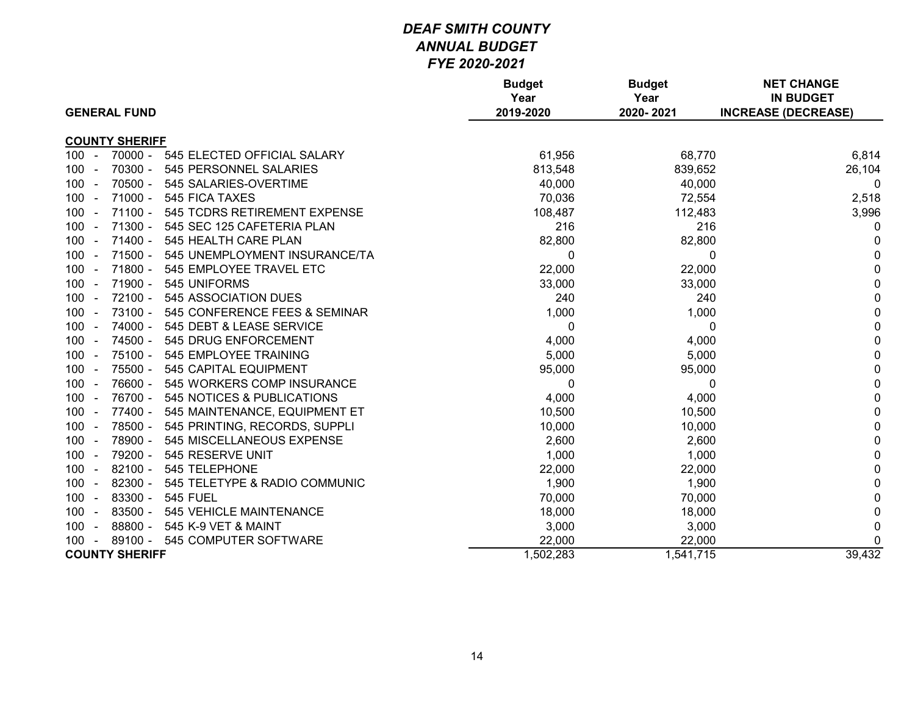# *DEAF SMITH COUNTY*
## *ANNUAL BUDGET*
### *FYE 2020-2021*

| GENERAL FUND | Budget Year 2019-2020 | Budget Year 2020- 2021 | NET CHANGE IN BUDGET INCREASE (DECREASE) |
|---|---|---|---|
| **COUNTY SHERIFF** | | | |
| 100 - 70000 - 545 ELECTED OFFICIAL SALARY | 61,956 | 68,770 | 6,814 |
| 100 - 70300 - 545 PERSONNEL SALARIES | 813,548 | 839,652 | 26,104 |
| 100 - 70500 - 545 SALARIES-OVERTIME | 40,000 | 40,000 | 0 |
| 100 - 71000 - 545 FICA TAXES | 70,036 | 72,554 | 2,518 |
| 100 - 71100 - 545 TCDRS RETIREMENT EXPENSE | 108,487 | 112,483 | 3,996 |
| 100 - 71300 - 545 SEC 125 CAFETERIA PLAN | 216 | 216 | 0 |
| 100 - 71400 - 545 HEALTH CARE PLAN | 82,800 | 82,800 | 0 |
| 100 - 71500 - 545 UNEMPLOYMENT INSURANCE/TA | 0 | 0 | 0 |
| 100 - 71800 - 545 EMPLOYEE TRAVEL ETC | 22,000 | 22,000 | 0 |
| 100 - 71900 - 545 UNIFORMS | 33,000 | 33,000 | 0 |
| 100 - 72100 - 545 ASSOCIATION DUES | 240 | 240 | 0 |
| 100 - 73100 - 545 CONFERENCE FEES & SEMINAR | 1,000 | 1,000 | 0 |
| 100 - 74000 - 545 DEBT & LEASE SERVICE | 0 | 0 | 0 |
| 100 - 74500 - 545 DRUG ENFORCEMENT | 4,000 | 4,000 | 0 |
| 100 - 75100 - 545 EMPLOYEE TRAINING | 5,000 | 5,000 | 0 |
| 100 - 75500 - 545 CAPITAL EQUIPMENT | 95,000 | 95,000 | 0 |
| 100 - 76600 - 545 WORKERS COMP INSURANCE | 0 | 0 | 0 |
| 100 - 76700 - 545 NOTICES & PUBLICATIONS | 4,000 | 4,000 | 0 |
| 100 - 77400 - 545 MAINTENANCE, EQUIPMENT ET | 10,500 | 10,500 | 0 |
| 100 - 78500 - 545 PRINTING, RECORDS, SUPPLI | 10,000 | 10,000 | 0 |
| 100 - 78900 - 545 MISCELLANEOUS EXPENSE | 2,600 | 2,600 | 0 |
| 100 - 79200 - 545 RESERVE UNIT | 1,000 | 1,000 | 0 |
| 100 - 82100 - 545 TELEPHONE | 22,000 | 22,000 | 0 |
| 100 - 82300 - 545 TELETYPE & RADIO COMMUNIC | 1,900 | 1,900 | 0 |
| 100 - 83300 - 545 FUEL | 70,000 | 70,000 | 0 |
| 100 - 83500 - 545 VEHICLE MAINTENANCE | 18,000 | 18,000 | 0 |
| 100 - 88800 - 545 K-9 VET & MAINT | 3,000 | 3,000 | 0 |
| 100 - 89100 - 545 COMPUTER SOFTWARE | 22,000 | 22,000 | 0 |
| **COUNTY SHERIFF** | 1,502,283 | 1,541,715 | 39,432 |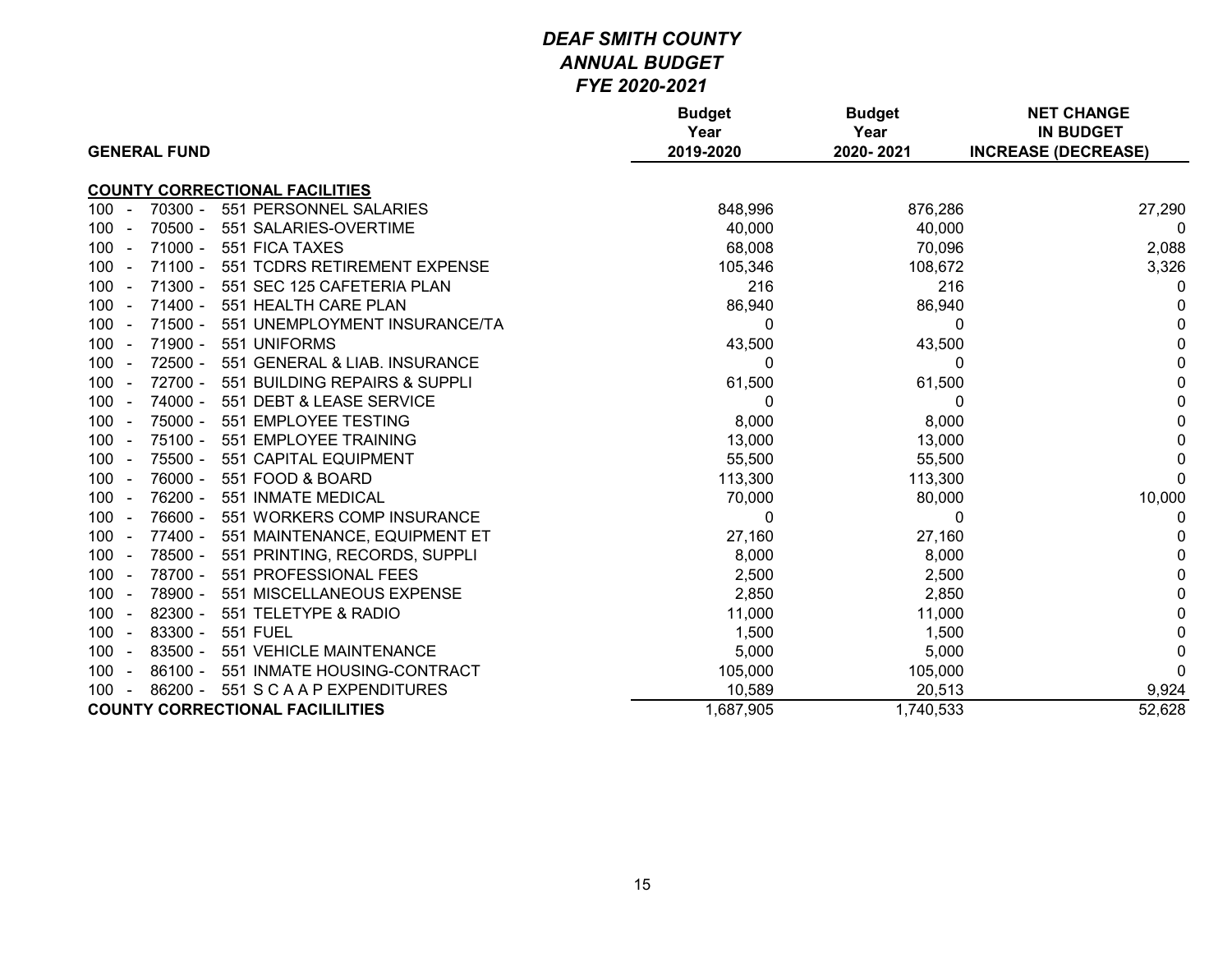# *DEAF SMITH COUNTY*
## *ANNUAL BUDGET*
### *FYE 2020-2021*

| GENERAL FUND | Budget Year 2019-2020 | Budget Year 2020- 2021 | NET CHANGE IN BUDGET INCREASE (DECREASE) |
|---|---|---|---|
| **COUNTY CORRECTIONAL FACILITIES** | | | |
| 100 - 70300 - 551 PERSONNEL SALARIES | 848,996 | 876,286 | 27,290 |
| 100 - 70500 - 551 SALARIES-OVERTIME | 40,000 | 40,000 | 0 |
| 100 - 71000 - 551 FICA TAXES | 68,008 | 70,096 | 2,088 |
| 100 - 71100 - 551 TCDRS RETIREMENT EXPENSE | 105,346 | 108,672 | 3,326 |
| 100 - 71300 - 551 SEC 125 CAFETERIA PLAN | 216 | 216 | 0 |
| 100 - 71400 - 551 HEALTH CARE PLAN | 86,940 | 86,940 | 0 |
| 100 - 71500 - 551 UNEMPLOYMENT INSURANCE/TA | 0 | 0 | 0 |
| 100 - 71900 - 551 UNIFORMS | 43,500 | 43,500 | 0 |
| 100 - 72500 - 551 GENERAL & LIAB. INSURANCE | 0 | 0 | 0 |
| 100 - 72700 - 551 BUILDING REPAIRS & SUPPLI | 61,500 | 61,500 | 0 |
| 100 - 74000 - 551 DEBT & LEASE SERVICE | 0 | 0 | 0 |
| 100 - 75000 - 551 EMPLOYEE TESTING | 8,000 | 8,000 | 0 |
| 100 - 75100 - 551 EMPLOYEE TRAINING | 13,000 | 13,000 | 0 |
| 100 - 75500 - 551 CAPITAL EQUIPMENT | 55,500 | 55,500 | 0 |
| 100 - 76000 - 551 FOOD & BOARD | 113,300 | 113,300 | 0 |
| 100 - 76200 - 551 INMATE MEDICAL | 70,000 | 80,000 | 10,000 |
| 100 - 76600 - 551 WORKERS COMP INSURANCE | 0 | 0 | 0 |
| 100 - 77400 - 551 MAINTENANCE, EQUIPMENT ET | 27,160 | 27,160 | 0 |
| 100 - 78500 - 551 PRINTING, RECORDS, SUPPLI | 8,000 | 8,000 | 0 |
| 100 - 78700 - 551 PROFESSIONAL FEES | 2,500 | 2,500 | 0 |
| 100 - 78900 - 551 MISCELLANEOUS EXPENSE | 2,850 | 2,850 | 0 |
| 100 - 82300 - 551 TELETYPE & RADIO | 11,000 | 11,000 | 0 |
| 100 - 83300 - 551 FUEL | 1,500 | 1,500 | 0 |
| 100 - 83500 - 551 VEHICLE MAINTENANCE | 5,000 | 5,000 | 0 |
| 100 - 86100 - 551 INMATE HOUSING-CONTRACT | 105,000 | 105,000 | 0 |
| 100 - 86200 - 551 S C A A P EXPENDITURES | 10,589 | 20,513 | 9,924 |
| **COUNTY CORRECTIONAL FACILILITIES** | 1,687,905 | 1,740,533 | 52,628 |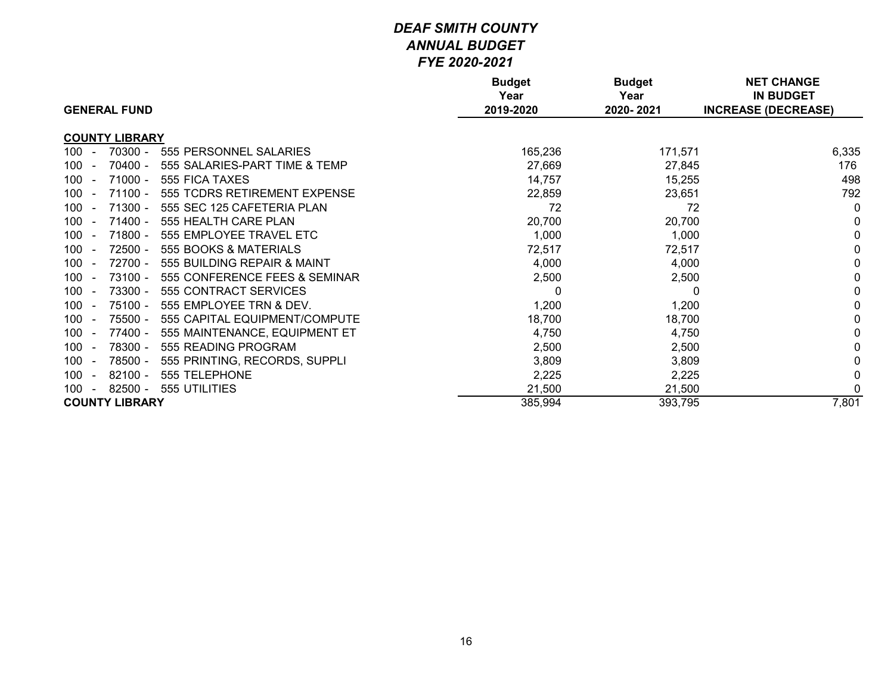# *DEAF SMITH COUNTY*
## *ANNUAL BUDGET*
## *FYE 2020-2021*

| GENERAL FUND | Budget Year 2019-2020 | Budget Year 2020- 2021 | NET CHANGE IN BUDGET INCREASE (DECREASE) |
|---|---|---|---|
| **COUNTY LIBRARY** | | | |
| 100 - 70300 - 555 PERSONNEL SALARIES | 165,236 | 171,571 | 6,335 |
| 100 - 70400 - 555 SALARIES-PART TIME & TEMP | 27,669 | 27,845 | 176 |
| 100 - 71000 - 555 FICA TAXES | 14,757 | 15,255 | 498 |
| 100 - 71100 - 555 TCDRS RETIREMENT EXPENSE | 22,859 | 23,651 | 792 |
| 100 - 71300 - 555 SEC 125 CAFETERIA PLAN | 72 | 72 | 0 |
| 100 - 71400 - 555 HEALTH CARE PLAN | 20,700 | 20,700 | 0 |
| 100 - 71800 - 555 EMPLOYEE TRAVEL ETC | 1,000 | 1,000 | 0 |
| 100 - 72500 - 555 BOOKS & MATERIALS | 72,517 | 72,517 | 0 |
| 100 - 72700 - 555 BUILDING REPAIR & MAINT | 4,000 | 4,000 | 0 |
| 100 - 73100 - 555 CONFERENCE FEES & SEMINAR | 2,500 | 2,500 | 0 |
| 100 - 73300 - 555 CONTRACT SERVICES | 0 | 0 | 0 |
| 100 - 75100 - 555 EMPLOYEE TRN & DEV. | 1,200 | 1,200 | 0 |
| 100 - 75500 - 555 CAPITAL EQUIPMENT/COMPUTE | 18,700 | 18,700 | 0 |
| 100 - 77400 - 555 MAINTENANCE, EQUIPMENT ET | 4,750 | 4,750 | 0 |
| 100 - 78300 - 555 READING PROGRAM | 2,500 | 2,500 | 0 |
| 100 - 78500 - 555 PRINTING, RECORDS, SUPPLI | 3,809 | 3,809 | 0 |
| 100 - 82100 - 555 TELEPHONE | 2,225 | 2,225 | 0 |
| 100 - 82500 - 555 UTILITIES | 21,500 | 21,500 | 0 |
| **COUNTY LIBRARY** | 385,994 | 393,795 | 7,801 |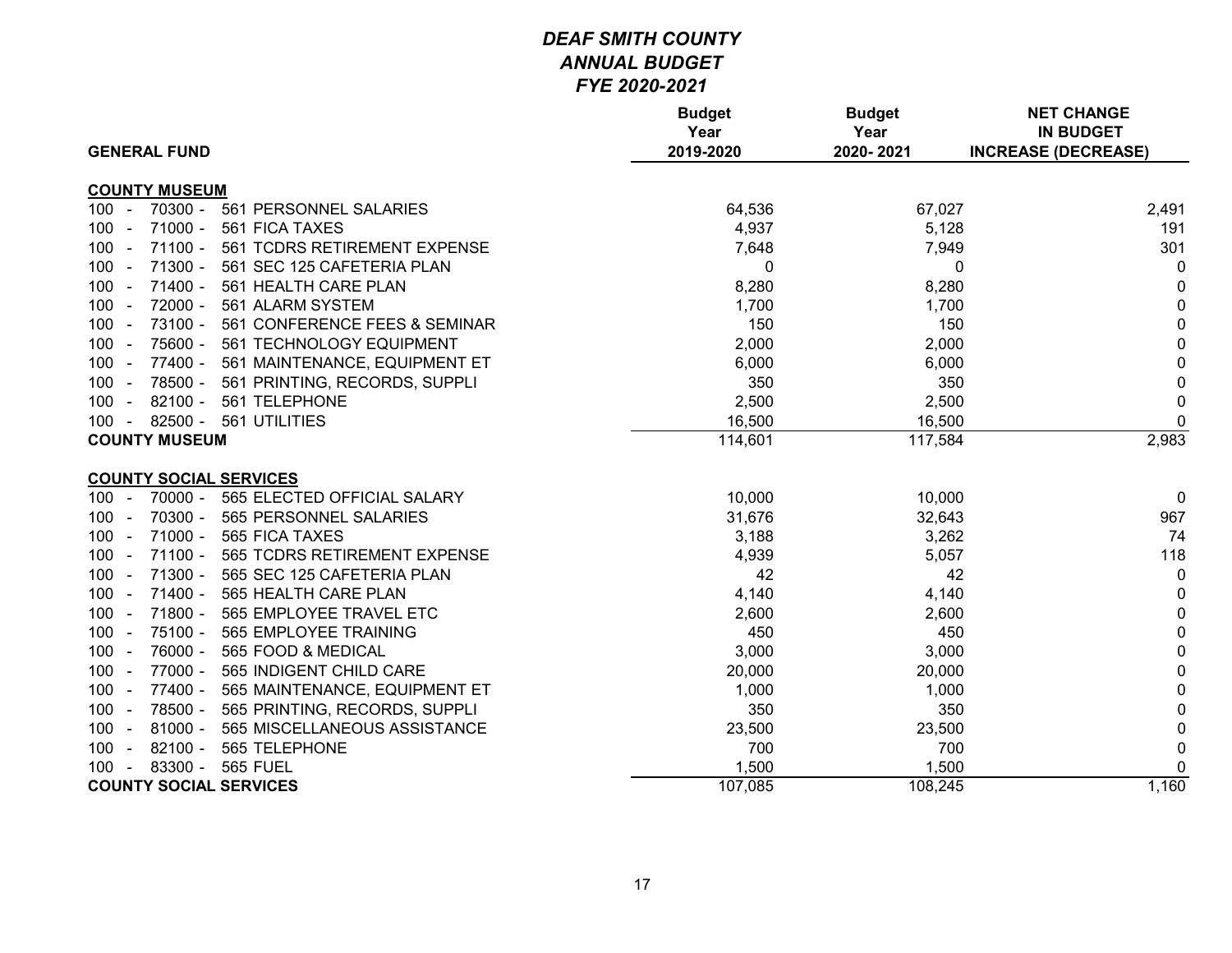# *DEAF SMITH COUNTY*
## *ANNUAL BUDGET*
### *FYE 2020-2021*

| GENERAL FUND | Budget Year 2019-2020 | Budget Year 2020- 2021 | NET CHANGE IN BUDGET INCREASE (DECREASE) |
|---|---|---|---|
| **COUNTY MUSEUM** | | | |
| 100 - 70300 - 561 PERSONNEL SALARIES | 64,536 | 67,027 | 2,491 |
| 100 - 71000 - 561 FICA TAXES | 4,937 | 5,128 | 191 |
| 100 - 71100 - 561 TCDRS RETIREMENT EXPENSE | 7,648 | 7,949 | 301 |
| 100 - 71300 - 561 SEC 125 CAFETERIA PLAN | 0 | 0 | 0 |
| 100 - 71400 - 561 HEALTH CARE PLAN | 8,280 | 8,280 | 0 |
| 100 - 72000 - 561 ALARM SYSTEM | 1,700 | 1,700 | 0 |
| 100 - 73100 - 561 CONFERENCE FEES & SEMINAR | 150 | 150 | 0 |
| 100 - 75600 - 561 TECHNOLOGY EQUIPMENT | 2,000 | 2,000 | 0 |
| 100 - 77400 - 561 MAINTENANCE, EQUIPMENT ET | 6,000 | 6,000 | 0 |
| 100 - 78500 - 561 PRINTING, RECORDS, SUPPLI | 350 | 350 | 0 |
| 100 - 82100 - 561 TELEPHONE | 2,500 | 2,500 | 0 |
| 100 - 82500 - 561 UTILITIES | 16,500 | 16,500 | 0 |
| **COUNTY MUSEUM** | 114,601 | 117,584 | 2,983 |
| **COUNTY SOCIAL SERVICES** | | | |
| 100 - 70000 - 565 ELECTED OFFICIAL SALARY | 10,000 | 10,000 | 0 |
| 100 - 70300 - 565 PERSONNEL SALARIES | 31,676 | 32,643 | 967 |
| 100 - 71000 - 565 FICA TAXES | 3,188 | 3,262 | 74 |
| 100 - 71100 - 565 TCDRS RETIREMENT EXPENSE | 4,939 | 5,057 | 118 |
| 100 - 71300 - 565 SEC 125 CAFETERIA PLAN | 42 | 42 | 0 |
| 100 - 71400 - 565 HEALTH CARE PLAN | 4,140 | 4,140 | 0 |
| 100 - 71800 - 565 EMPLOYEE TRAVEL ETC | 2,600 | 2,600 | 0 |
| 100 - 75100 - 565 EMPLOYEE TRAINING | 450 | 450 | 0 |
| 100 - 76000 - 565 FOOD & MEDICAL | 3,000 | 3,000 | 0 |
| 100 - 77000 - 565 INDIGENT CHILD CARE | 20,000 | 20,000 | 0 |
| 100 - 77400 - 565 MAINTENANCE, EQUIPMENT ET | 1,000 | 1,000 | 0 |
| 100 - 78500 - 565 PRINTING, RECORDS, SUPPLI | 350 | 350 | 0 |
| 100 - 81000 - 565 MISCELLANEOUS ASSISTANCE | 23,500 | 23,500 | 0 |
| 100 - 82100 - 565 TELEPHONE | 700 | 700 | 0 |
| 100 - 83300 - 565 FUEL | 1,500 | 1,500 | 0 |
| **COUNTY SOCIAL SERVICES** | 107,085 | 108,245 | 1,160 |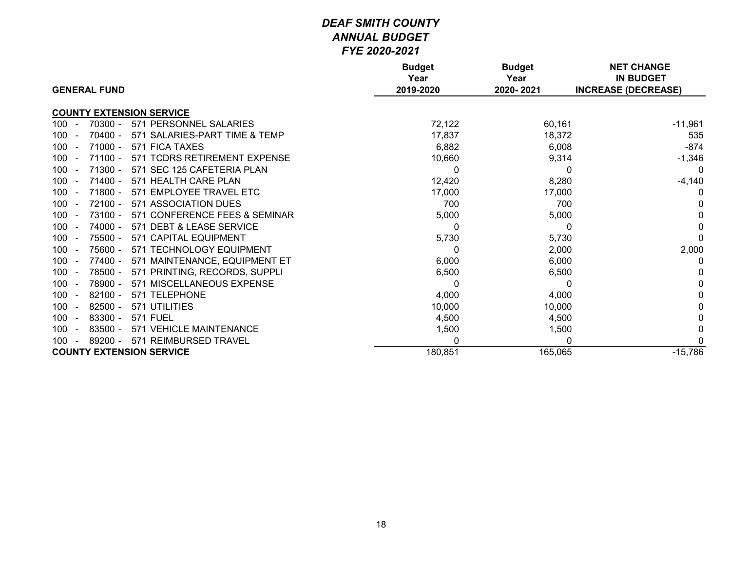# *DEAF SMITH COUNTY*
## *ANNUAL BUDGET*
### *FYE 2020-2021*

| GENERAL FUND | Budget Year 2019-2020 | Budget Year 2020- 2021 | NET CHANGE IN BUDGET INCREASE (DECREASE) |
|---|---|---|---|
| **COUNTY EXTENSION SERVICE** | | | |
| 100 - 70300 - 571 PERSONNEL SALARIES | 72,122 | 60,161 | -11,961 |
| 100 - 70400 - 571 SALARIES-PART TIME & TEMP | 17,837 | 18,372 | 535 |
| 100 - 71000 - 571 FICA TAXES | 6,882 | 6,008 | -874 |
| 100 - 71100 - 571 TCDRS RETIREMENT EXPENSE | 10,660 | 9,314 | -1,346 |
| 100 - 71300 - 571 SEC 125 CAFETERIA PLAN | 0 | 0 | 0 |
| 100 - 71400 - 571 HEALTH CARE PLAN | 12,420 | 8,280 | -4,140 |
| 100 - 71800 - 571 EMPLOYEE TRAVEL ETC | 17,000 | 17,000 | 0 |
| 100 - 72100 - 571 ASSOCIATION DUES | 700 | 700 | 0 |
| 100 - 73100 - 571 CONFERENCE FEES & SEMINAR | 5,000 | 5,000 | 0 |
| 100 - 74000 - 571 DEBT & LEASE SERVICE | 0 | 0 | 0 |
| 100 - 75500 - 571 CAPITAL EQUIPMENT | 5,730 | 5,730 | 0 |
| 100 - 75600 - 571 TECHNOLOGY EQUIPMENT | 0 | 2,000 | 2,000 |
| 100 - 77400 - 571 MAINTENANCE, EQUIPMENT ET | 6,000 | 6,000 | 0 |
| 100 - 78500 - 571 PRINTING, RECORDS, SUPPLI | 6,500 | 6,500 | 0 |
| 100 - 78900 - 571 MISCELLANEOUS EXPENSE | 0 | 0 | 0 |
| 100 - 82100 - 571 TELEPHONE | 4,000 | 4,000 | 0 |
| 100 - 82500 - 571 UTILITIES | 10,000 | 10,000 | 0 |
| 100 - 83300 - 571 FUEL | 4,500 | 4,500 | 0 |
| 100 - 83500 - 571 VEHICLE MAINTENANCE | 1,500 | 1,500 | 0 |
| 100 - 89200 - 571 REIMBURSED TRAVEL | 0 | 0 | 0 |
| **COUNTY EXTENSION SERVICE** | 180,851 | 165,065 | -15,786 |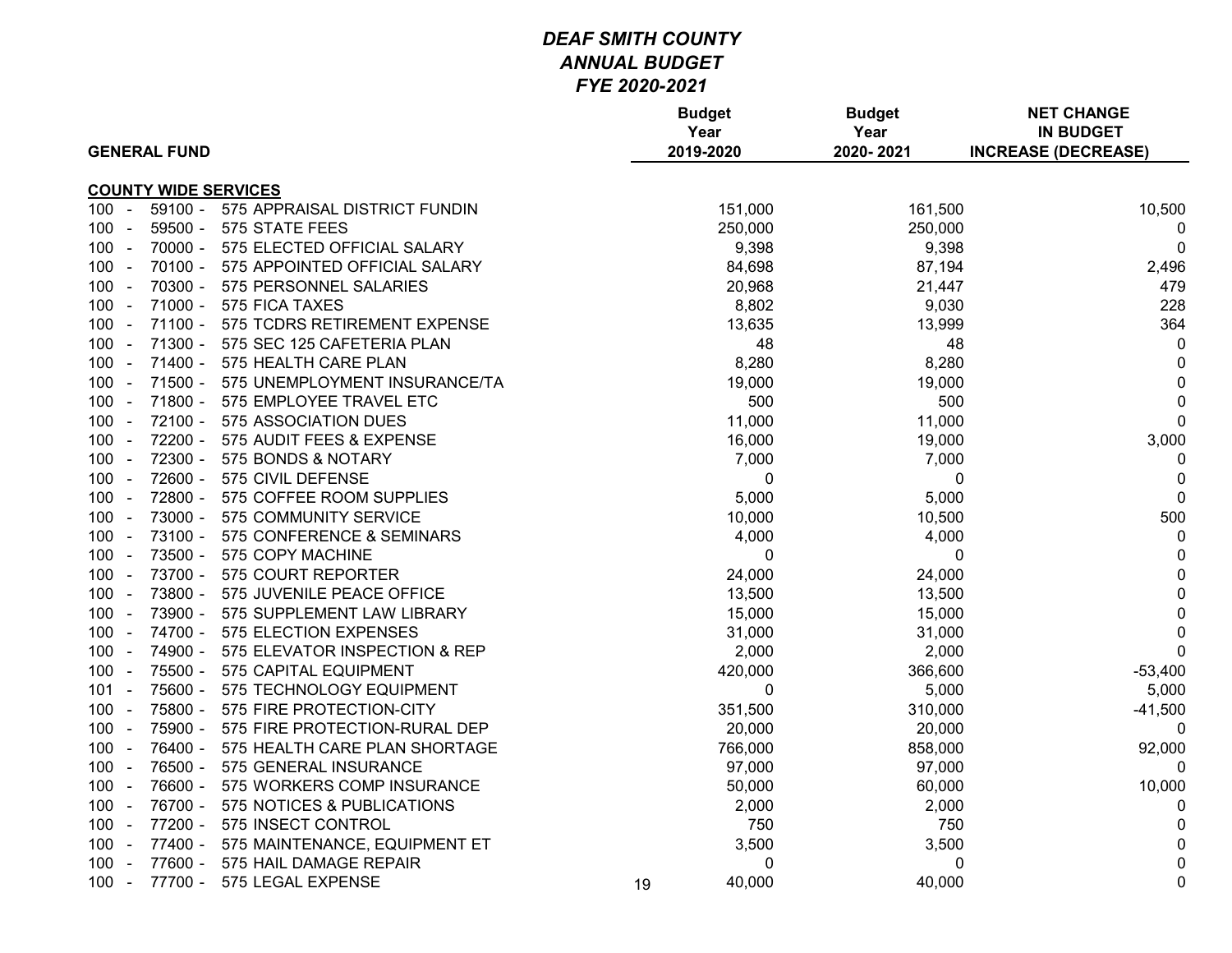# *DEAF SMITH COUNTY*
## *ANNUAL BUDGET*
### *FYE 2020-2021*

| GENERAL FUND | Budget Year 2019-2020 | Budget Year 2020- 2021 | NET CHANGE IN BUDGET INCREASE (DECREASE) |
|---|---|---|---|
| **COUNTY WIDE SERVICES** | | | |
| 100 - 59100 - 575 APPRAISAL DISTRICT FUNDIN | 151,000 | 161,500 | 10,500 |
| 100 - 59500 - 575 STATE FEES | 250,000 | 250,000 | 0 |
| 100 - 70000 - 575 ELECTED OFFICIAL SALARY | 9,398 | 9,398 | 0 |
| 100 - 70100 - 575 APPOINTED OFFICIAL SALARY | 84,698 | 87,194 | 2,496 |
| 100 - 70300 - 575 PERSONNEL SALARIES | 20,968 | 21,447 | 479 |
| 100 - 71000 - 575 FICA TAXES | 8,802 | 9,030 | 228 |
| 100 - 71100 - 575 TCDRS RETIREMENT EXPENSE | 13,635 | 13,999 | 364 |
| 100 - 71300 - 575 SEC 125 CAFETERIA PLAN | 48 | 48 | 0 |
| 100 - 71400 - 575 HEALTH CARE PLAN | 8,280 | 8,280 | 0 |
| 100 - 71500 - 575 UNEMPLOYMENT INSURANCE/TA | 19,000 | 19,000 | 0 |
| 100 - 71800 - 575 EMPLOYEE TRAVEL ETC | 500 | 500 | 0 |
| 100 - 72100 - 575 ASSOCIATION DUES | 11,000 | 11,000 | 0 |
| 100 - 72200 - 575 AUDIT FEES & EXPENSE | 16,000 | 19,000 | 3,000 |
| 100 - 72300 - 575 BONDS & NOTARY | 7,000 | 7,000 | 0 |
| 100 - 72600 - 575 CIVIL DEFENSE | 0 | 0 | 0 |
| 100 - 72800 - 575 COFFEE ROOM SUPPLIES | 5,000 | 5,000 | 0 |
| 100 - 73000 - 575 COMMUNITY SERVICE | 10,000 | 10,500 | 500 |
| 100 - 73100 - 575 CONFERENCE & SEMINARS | 4,000 | 4,000 | 0 |
| 100 - 73500 - 575 COPY MACHINE | 0 | 0 | 0 |
| 100 - 73700 - 575 COURT REPORTER | 24,000 | 24,000 | 0 |
| 100 - 73800 - 575 JUVENILE PEACE OFFICE | 13,500 | 13,500 | 0 |
| 100 - 73900 - 575 SUPPLEMENT LAW LIBRARY | 15,000 | 15,000 | 0 |
| 100 - 74700 - 575 ELECTION EXPENSES | 31,000 | 31,000 | 0 |
| 100 - 74900 - 575 ELEVATOR INSPECTION & REP | 2,000 | 2,000 | 0 |
| 100 - 75500 - 575 CAPITAL EQUIPMENT | 420,000 | 366,600 | -53,400 |
| 101 - 75600 - 575 TECHNOLOGY EQUIPMENT | 0 | 5,000 | 5,000 |
| 100 - 75800 - 575 FIRE PROTECTION-CITY | 351,500 | 310,000 | -41,500 |
| 100 - 75900 - 575 FIRE PROTECTION-RURAL DEP | 20,000 | 20,000 | 0 |
| 100 - 76400 - 575 HEALTH CARE PLAN SHORTAGE | 766,000 | 858,000 | 92,000 |
| 100 - 76500 - 575 GENERAL INSURANCE | 97,000 | 97,000 | 0 |
| 100 - 76600 - 575 WORKERS COMP INSURANCE | 50,000 | 60,000 | 10,000 |
| 100 - 76700 - 575 NOTICES & PUBLICATIONS | 2,000 | 2,000 | 0 |
| 100 - 77200 - 575 INSECT CONTROL | 750 | 750 | 0 |
| 100 - 77400 - 575 MAINTENANCE, EQUIPMENT ET | 3,500 | 3,500 | 0 |
| 100 - 77600 - 575 HAIL DAMAGE REPAIR | 0 | 0 | 0 |
| 100 - 77700 - 575 LEGAL EXPENSE | 40,000 | 40,000 | 0 |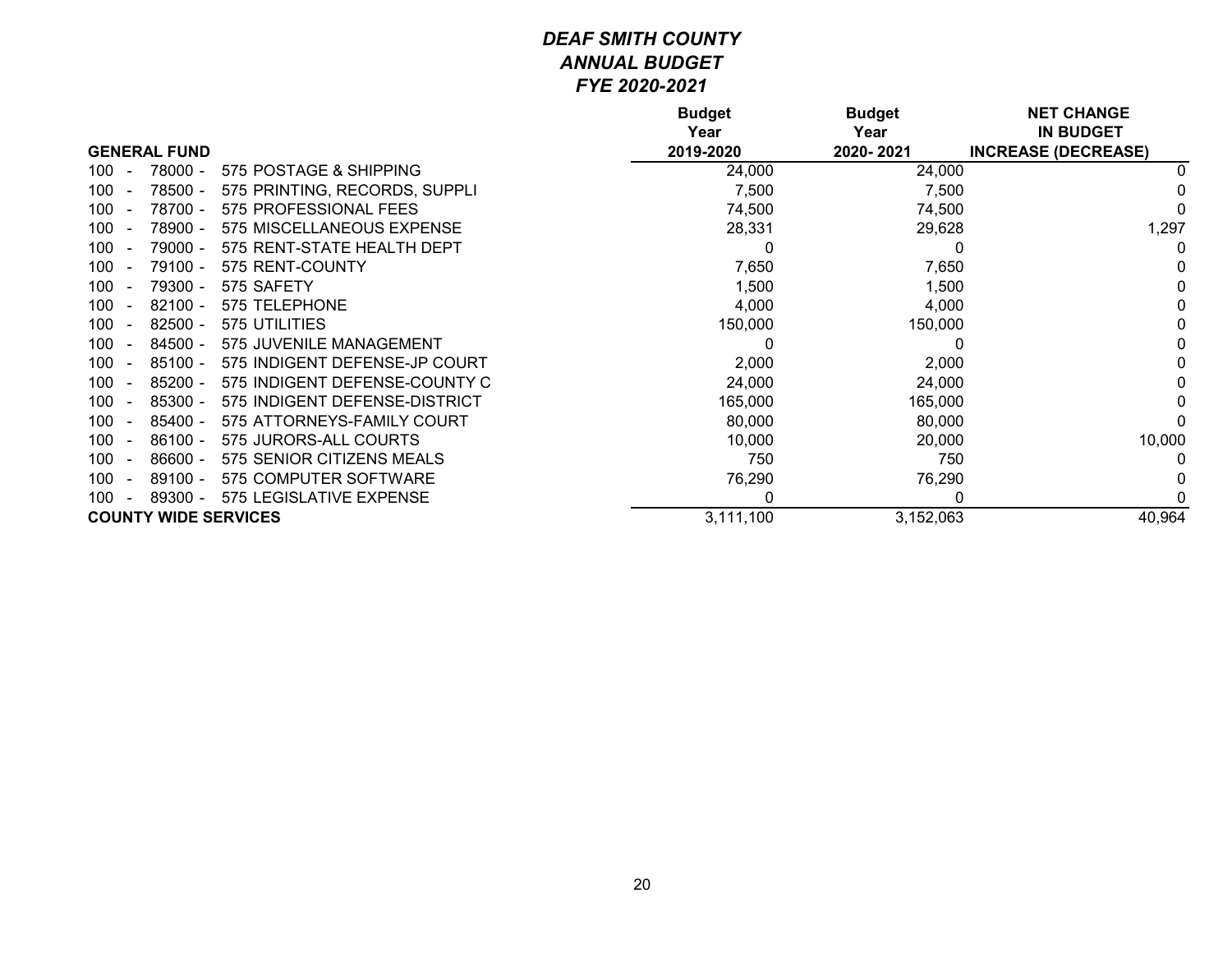# *DEAF SMITH COUNTY*
## *ANNUAL BUDGET*
## *FYE 2020-2021*

| GENERAL FUND | Budget Year 2019-2020 | Budget Year 2020- 2021 | NET CHANGE IN BUDGET INCREASE (DECREASE) |
|---|---|---|---|
| 100 - 78000 - 575 POSTAGE & SHIPPING | 24,000 | 24,000 | 0 |
| 100 - 78500 - 575 PRINTING, RECORDS, SUPPLI | 7,500 | 7,500 | 0 |
| 100 - 78700 - 575 PROFESSIONAL FEES | 74,500 | 74,500 | 0 |
| 100 - 78900 - 575 MISCELLANEOUS EXPENSE | 28,331 | 29,628 | 1,297 |
| 100 - 79000 - 575 RENT-STATE HEALTH DEPT | 0 | 0 | 0 |
| 100 - 79100 - 575 RENT-COUNTY | 7,650 | 7,650 | 0 |
| 100 - 79300 - 575 SAFETY | 1,500 | 1,500 | 0 |
| 100 - 82100 - 575 TELEPHONE | 4,000 | 4,000 | 0 |
| 100 - 82500 - 575 UTILITIES | 150,000 | 150,000 | 0 |
| 100 - 84500 - 575 JUVENILE MANAGEMENT | 0 | 0 | 0 |
| 100 - 85100 - 575 INDIGENT DEFENSE-JP COURT | 2,000 | 2,000 | 0 |
| 100 - 85200 - 575 INDIGENT DEFENSE-COUNTY C | 24,000 | 24,000 | 0 |
| 100 - 85300 - 575 INDIGENT DEFENSE-DISTRICT | 165,000 | 165,000 | 0 |
| 100 - 85400 - 575 ATTORNEYS-FAMILY COURT | 80,000 | 80,000 | 0 |
| 100 - 86100 - 575 JURORS-ALL COURTS | 10,000 | 20,000 | 10,000 |
| 100 - 86600 - 575 SENIOR CITIZENS MEALS | 750 | 750 | 0 |
| 100 - 89100 - 575 COMPUTER SOFTWARE | 76,290 | 76,290 | 0 |
| 100 - 89300 - 575 LEGISLATIVE EXPENSE | 0 | 0 | 0 |
| **COUNTY WIDE SERVICES** | 3,111,100 | 3,152,063 | 40,964 |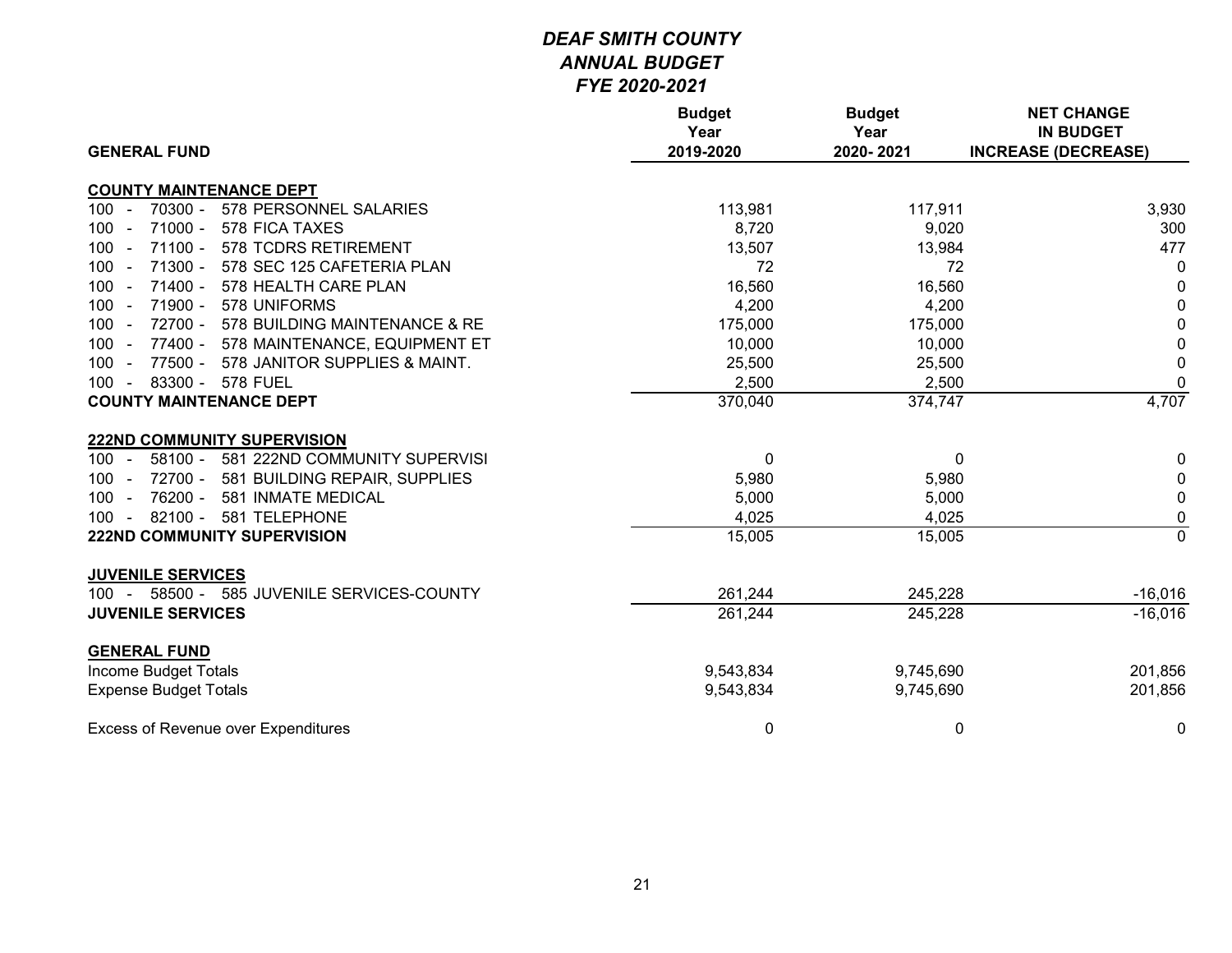# *DEAF SMITH COUNTY*
## *ANNUAL BUDGET*
## *FYE 2020-2021*

| GENERAL FUND | Budget Year 2019-2020 | Budget Year 2020- 2021 | NET CHANGE IN BUDGET INCREASE (DECREASE) |
|---|---|---|---|
| **COUNTY MAINTENANCE DEPT** | | | |
| 100 - 70300 - 578 PERSONNEL SALARIES | 113,981 | 117,911 | 3,930 |
| 100 - 71000 - 578 FICA TAXES | 8,720 | 9,020 | 300 |
| 100 - 71100 - 578 TCDRS RETIREMENT | 13,507 | 13,984 | 477 |
| 100 - 71300 - 578 SEC 125 CAFETERIA PLAN | 72 | 72 | 0 |
| 100 - 71400 - 578 HEALTH CARE PLAN | 16,560 | 16,560 | 0 |
| 100 - 71900 - 578 UNIFORMS | 4,200 | 4,200 | 0 |
| 100 - 72700 - 578 BUILDING MAINTENANCE & RE | 175,000 | 175,000 | 0 |
| 100 - 77400 - 578 MAINTENANCE, EQUIPMENT ET | 10,000 | 10,000 | 0 |
| 100 - 77500 - 578 JANITOR SUPPLIES & MAINT. | 25,500 | 25,500 | 0 |
| 100 - 83300 - 578 FUEL | 2,500 | 2,500 | 0 |
| **COUNTY MAINTENANCE DEPT** | 370,040 | 374,747 | 4,707 |
| **222ND COMMUNITY SUPERVISION** | | | |
| 100 - 58100 - 581 222ND COMMUNITY SUPERVISI | 0 | 0 | 0 |
| 100 - 72700 - 581 BUILDING REPAIR, SUPPLIES | 5,980 | 5,980 | 0 |
| 100 - 76200 - 581 INMATE MEDICAL | 5,000 | 5,000 | 0 |
| 100 - 82100 - 581 TELEPHONE | 4,025 | 4,025 | 0 |
| **222ND COMMUNITY SUPERVISION** | 15,005 | 15,005 | 0 |
| **JUVENILE SERVICES** | | | |
| 100 - 58500 - 585 JUVENILE SERVICES-COUNTY | 261,244 | 245,228 | -16,016 |
| **JUVENILE SERVICES** | 261,244 | 245,228 | -16,016 |
| **GENERAL FUND** | | | |
| Income Budget Totals | 9,543,834 | 9,745,690 | 201,856 |
| Expense Budget Totals | 9,543,834 | 9,745,690 | 201,856 |
| Excess of Revenue over Expenditures | 0 | 0 | 0 |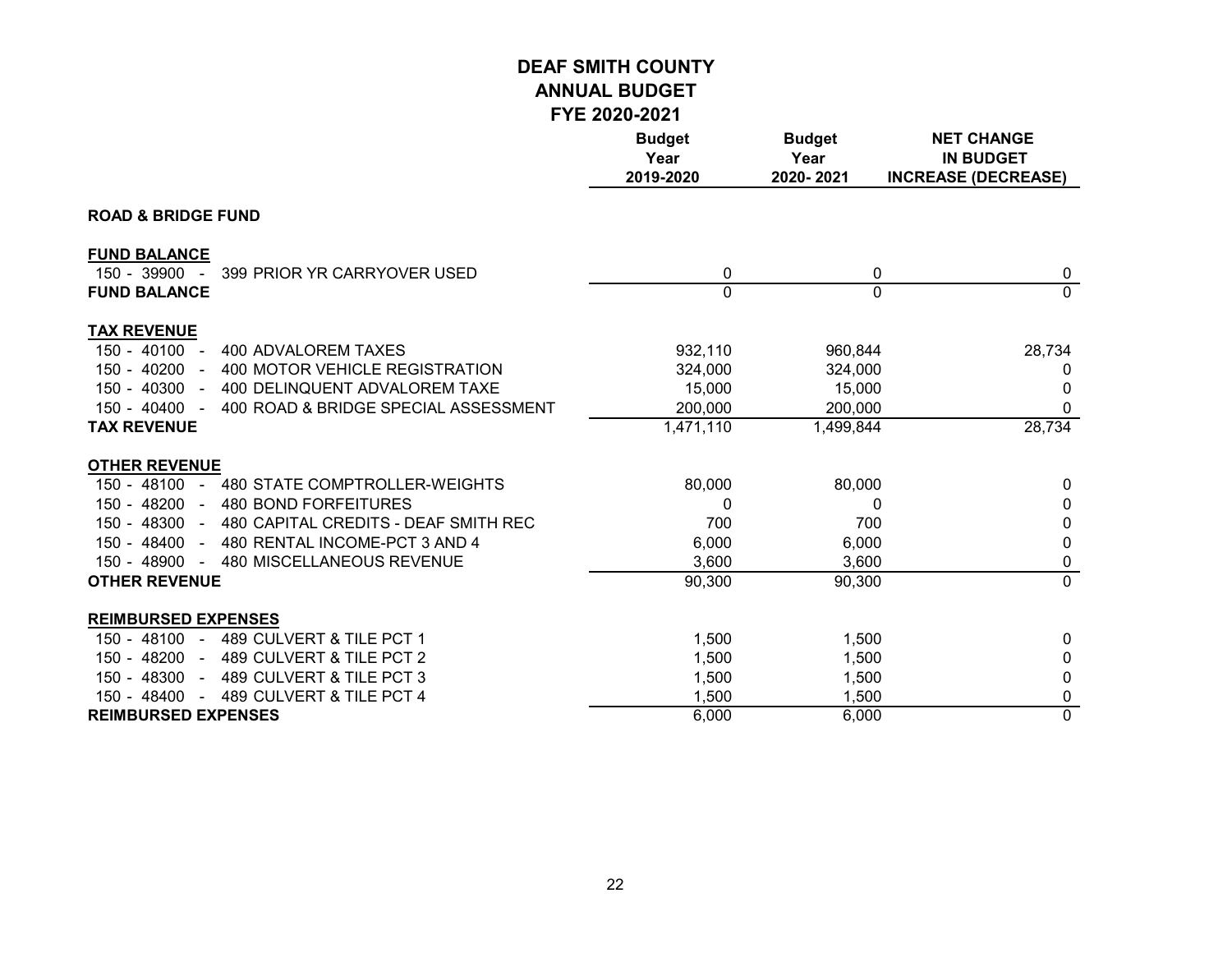# DEAF SMITH COUNTY
## ANNUAL BUDGET
## FYE 2020-2021

| | Budget Year 2019-2020 | Budget Year 2020- 2021 | NET CHANGE IN BUDGET INCREASE (DECREASE) |
|---|---|---|---|
| **ROAD & BRIDGE FUND** | | | |
| **FUND BALANCE** | | | |
| 150 - 39900 - 399 PRIOR YR CARRYOVER USED | 0 | 0 | 0 |
| **FUND BALANCE** | 0 | 0 | 0 |
| **TAX REVENUE** | | | |
| 150 - 40100 - 400 ADVALOREM TAXES | 932,110 | 960,844 | 28,734 |
| 150 - 40200 - 400 MOTOR VEHICLE REGISTRATION | 324,000 | 324,000 | 0 |
| 150 - 40300 - 400 DELINQUENT ADVALOREM TAXE | 15,000 | 15,000 | 0 |
| 150 - 40400 - 400 ROAD & BRIDGE SPECIAL ASSESSMENT | 200,000 | 200,000 | 0 |
| **TAX REVENUE** | 1,471,110 | 1,499,844 | 28,734 |
| **OTHER REVENUE** | | | |
| 150 - 48100 - 480 STATE COMPTROLLER-WEIGHTS | 80,000 | 80,000 | 0 |
| 150 - 48200 - 480 BOND FORFEITURES | 0 | 0 | 0 |
| 150 - 48300 - 480 CAPITAL CREDITS - DEAF SMITH REC | 700 | 700 | 0 |
| 150 - 48400 - 480 RENTAL INCOME-PCT 3 AND 4 | 6,000 | 6,000 | 0 |
| 150 - 48900 - 480 MISCELLANEOUS REVENUE | 3,600 | 3,600 | 0 |
| **OTHER REVENUE** | 90,300 | 90,300 | 0 |
| **REIMBURSED EXPENSES** | | | |
| 150 - 48100 - 489 CULVERT & TILE PCT 1 | 1,500 | 1,500 | 0 |
| 150 - 48200 - 489 CULVERT & TILE PCT 2 | 1,500 | 1,500 | 0 |
| 150 - 48300 - 489 CULVERT & TILE PCT 3 | 1,500 | 1,500 | 0 |
| 150 - 48400 - 489 CULVERT & TILE PCT 4 | 1,500 | 1,500 | 0 |
| **REIMBURSED EXPENSES** | 6,000 | 6,000 | 0 |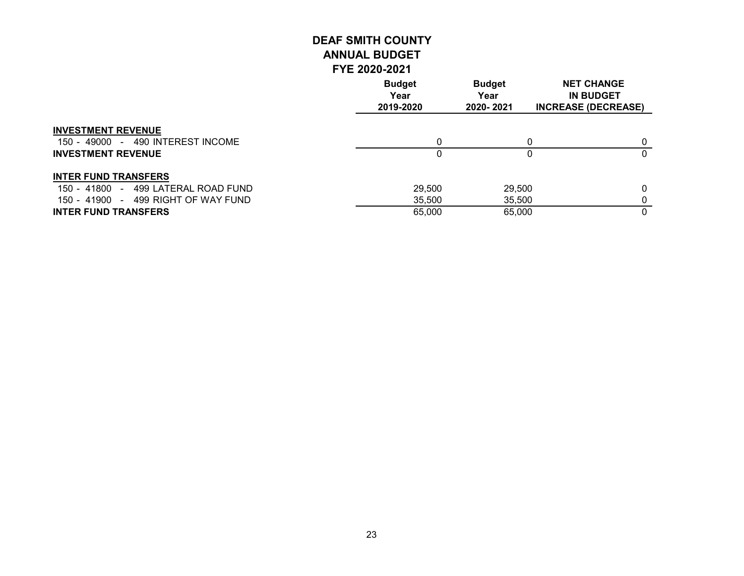# DEAF SMITH COUNTY
## ANNUAL BUDGET
### FYE 2020-2021

| | Budget Year 2019-2020 | Budget Year 2020- 2021 | NET CHANGE IN BUDGET INCREASE (DECREASE) |
|---|---|---|---|
| **INVESTMENT REVENUE** | | | |
| 150 - 49000 - 490 INTEREST INCOME | 0 | 0 | 0 |
| **INVESTMENT REVENUE** | 0 | 0 | 0 |
| **INTER FUND TRANSFERS** | | | |
| 150 - 41800 - 499 LATERAL ROAD FUND | 29,500 | 29,500 | 0 |
| 150 - 41900 - 499 RIGHT OF WAY FUND | 35,500 | 35,500 | 0 |
| **INTER FUND TRANSFERS** | 65,000 | 65,000 | 0 |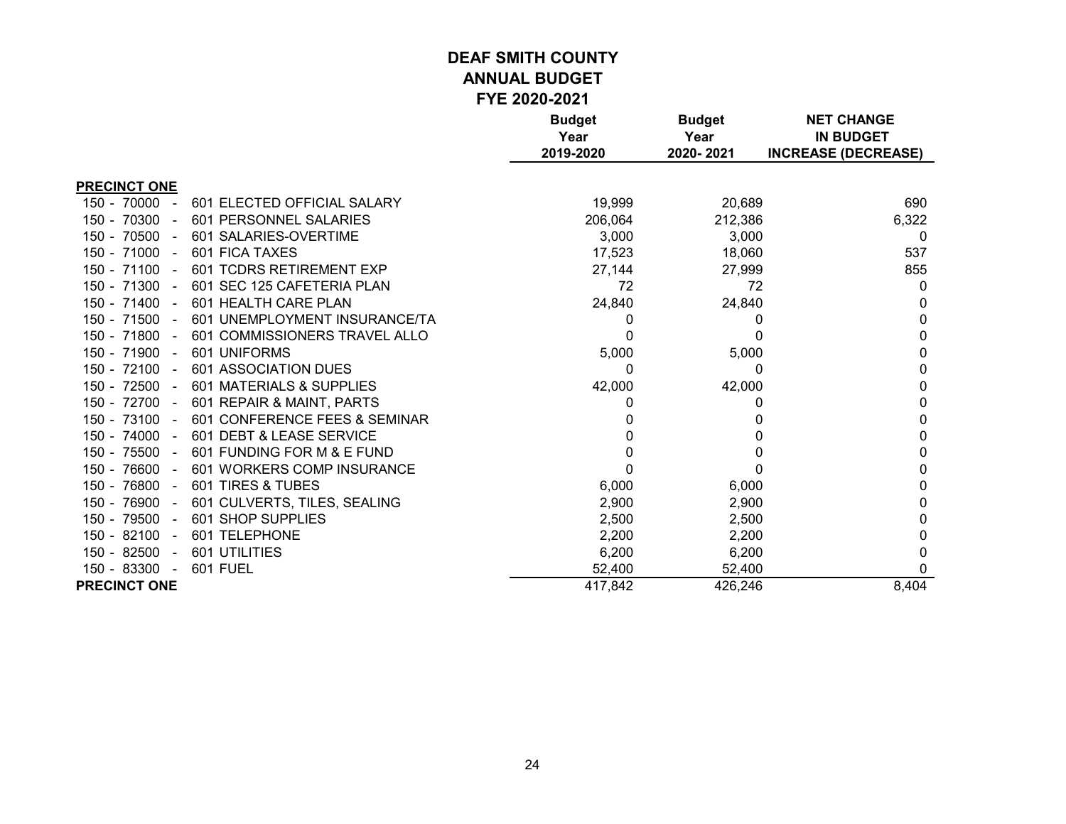# DEAF SMITH COUNTY
## ANNUAL BUDGET
## FYE 2020-2021

| | Budget Year 2019-2020 | Budget Year 2020- 2021 | NET CHANGE IN BUDGET INCREASE (DECREASE) |
|---|---|---|---|
| **PRECINCT ONE** | | | |
| 150 - 70000 - 601 ELECTED OFFICIAL SALARY | 19,999 | 20,689 | 690 |
| 150 - 70300 - 601 PERSONNEL SALARIES | 206,064 | 212,386 | 6,322 |
| 150 - 70500 - 601 SALARIES-OVERTIME | 3,000 | 3,000 | 0 |
| 150 - 71000 - 601 FICA TAXES | 17,523 | 18,060 | 537 |
| 150 - 71100 - 601 TCDRS RETIREMENT EXP | 27,144 | 27,999 | 855 |
| 150 - 71300 - 601 SEC 125 CAFETERIA PLAN | 72 | 72 | 0 |
| 150 - 71400 - 601 HEALTH CARE PLAN | 24,840 | 24,840 | 0 |
| 150 - 71500 - 601 UNEMPLOYMENT INSURANCE/TA | 0 | 0 | 0 |
| 150 - 71800 - 601 COMMISSIONERS TRAVEL ALLO | 0 | 0 | 0 |
| 150 - 71900 - 601 UNIFORMS | 5,000 | 5,000 | 0 |
| 150 - 72100 - 601 ASSOCIATION DUES | 0 | 0 | 0 |
| 150 - 72500 - 601 MATERIALS & SUPPLIES | 42,000 | 42,000 | 0 |
| 150 - 72700 - 601 REPAIR & MAINT, PARTS | 0 | 0 | 0 |
| 150 - 73100 - 601 CONFERENCE FEES & SEMINAR | 0 | 0 | 0 |
| 150 - 74000 - 601 DEBT & LEASE SERVICE | 0 | 0 | 0 |
| 150 - 75500 - 601 FUNDING FOR M & E FUND | 0 | 0 | 0 |
| 150 - 76600 - 601 WORKERS COMP INSURANCE | 0 | 0 | 0 |
| 150 - 76800 - 601 TIRES & TUBES | 6,000 | 6,000 | 0 |
| 150 - 76900 - 601 CULVERTS, TILES, SEALING | 2,900 | 2,900 | 0 |
| 150 - 79500 - 601 SHOP SUPPLIES | 2,500 | 2,500 | 0 |
| 150 - 82100 - 601 TELEPHONE | 2,200 | 2,200 | 0 |
| 150 - 82500 - 601 UTILITIES | 6,200 | 6,200 | 0 |
| 150 - 83300 - 601 FUEL | 52,400 | 52,400 | 0 |
| **PRECINCT ONE** | 417,842 | 426,246 | 8,404 |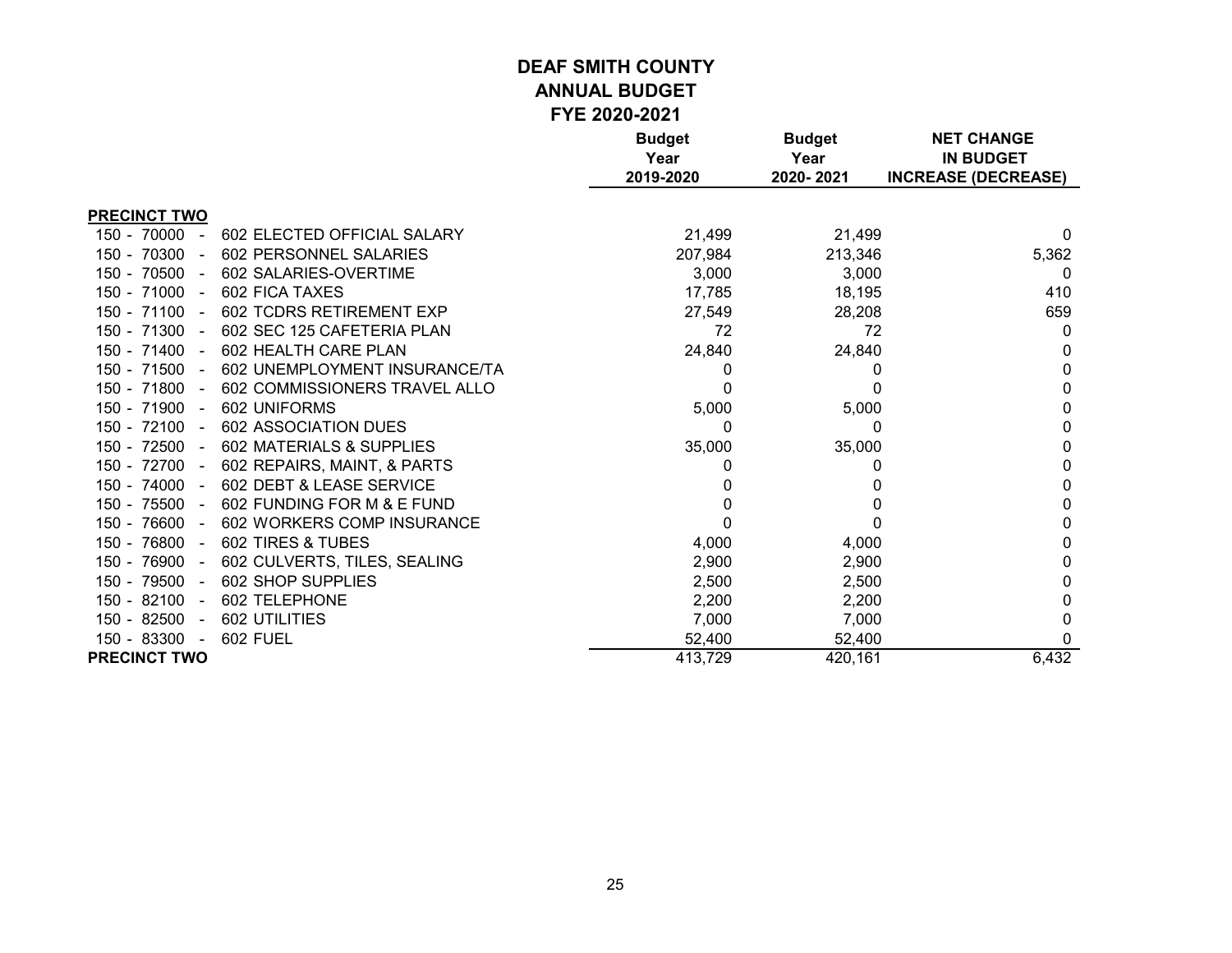# DEAF SMITH COUNTY
## ANNUAL BUDGET
### FYE 2020-2021

| | Budget Year 2019-2020 | Budget Year 2020- 2021 | NET CHANGE IN BUDGET INCREASE (DECREASE) |
|---|---|---|---|
| **PRECINCT TWO** | | | |
| 150 - 70000 - 602 ELECTED OFFICIAL SALARY | 21,499 | 21,499 | 0 |
| 150 - 70300 - 602 PERSONNEL SALARIES | 207,984 | 213,346 | 5,362 |
| 150 - 70500 - 602 SALARIES-OVERTIME | 3,000 | 3,000 | 0 |
| 150 - 71000 - 602 FICA TAXES | 17,785 | 18,195 | 410 |
| 150 - 71100 - 602 TCDRS RETIREMENT EXP | 27,549 | 28,208 | 659 |
| 150 - 71300 - 602 SEC 125 CAFETERIA PLAN | 72 | 72 | 0 |
| 150 - 71400 - 602 HEALTH CARE PLAN | 24,840 | 24,840 | 0 |
| 150 - 71500 - 602 UNEMPLOYMENT INSURANCE/TA | 0 | 0 | 0 |
| 150 - 71800 - 602 COMMISSIONERS TRAVEL ALLO | 0 | 0 | 0 |
| 150 - 71900 - 602 UNIFORMS | 5,000 | 5,000 | 0 |
| 150 - 72100 - 602 ASSOCIATION DUES | 0 | 0 | 0 |
| 150 - 72500 - 602 MATERIALS & SUPPLIES | 35,000 | 35,000 | 0 |
| 150 - 72700 - 602 REPAIRS, MAINT, & PARTS | 0 | 0 | 0 |
| 150 - 74000 - 602 DEBT & LEASE SERVICE | 0 | 0 | 0 |
| 150 - 75500 - 602 FUNDING FOR M & E FUND | 0 | 0 | 0 |
| 150 - 76600 - 602 WORKERS COMP INSURANCE | 0 | 0 | 0 |
| 150 - 76800 - 602 TIRES & TUBES | 4,000 | 4,000 | 0 |
| 150 - 76900 - 602 CULVERTS, TILES, SEALING | 2,900 | 2,900 | 0 |
| 150 - 79500 - 602 SHOP SUPPLIES | 2,500 | 2,500 | 0 |
| 150 - 82100 - 602 TELEPHONE | 2,200 | 2,200 | 0 |
| 150 - 82500 - 602 UTILITIES | 7,000 | 7,000 | 0 |
| 150 - 83300 - 602 FUEL | 52,400 | 52,400 | 0 |
| **PRECINCT TWO** | 413,729 | 420,161 | 6,432 |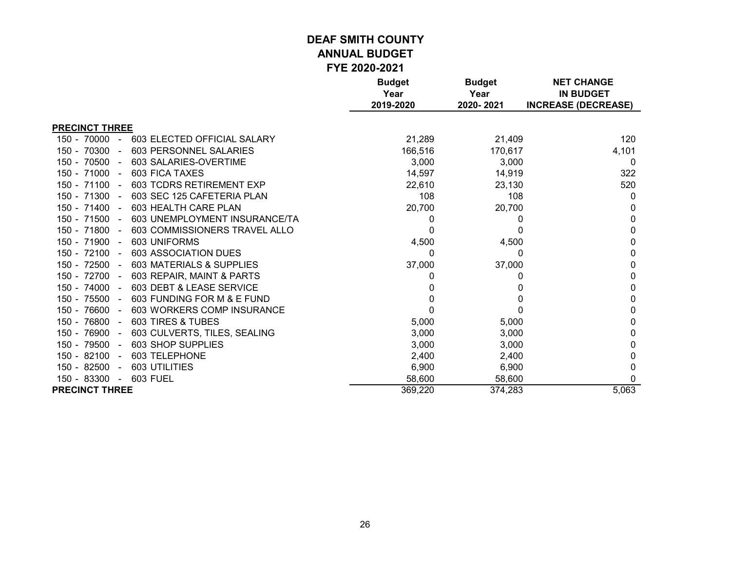# DEAF SMITH COUNTY
## ANNUAL BUDGET
### FYE 2020-2021

| | Budget Year 2019-2020 | Budget Year 2020- 2021 | NET CHANGE IN BUDGET INCREASE (DECREASE) |
|---|---|---|---|
| **PRECINCT THREE** | | | |
| 150 - 70000 - 603 ELECTED OFFICIAL SALARY | 21,289 | 21,409 | 120 |
| 150 - 70300 - 603 PERSONNEL SALARIES | 166,516 | 170,617 | 4,101 |
| 150 - 70500 - 603 SALARIES-OVERTIME | 3,000 | 3,000 | 0 |
| 150 - 71000 - 603 FICA TAXES | 14,597 | 14,919 | 322 |
| 150 - 71100 - 603 TCDRS RETIREMENT EXP | 22,610 | 23,130 | 520 |
| 150 - 71300 - 603 SEC 125 CAFETERIA PLAN | 108 | 108 | 0 |
| 150 - 71400 - 603 HEALTH CARE PLAN | 20,700 | 20,700 | 0 |
| 150 - 71500 - 603 UNEMPLOYMENT INSURANCE/TA | 0 | 0 | 0 |
| 150 - 71800 - 603 COMMISSIONERS TRAVEL ALLO | 0 | 0 | 0 |
| 150 - 71900 - 603 UNIFORMS | 4,500 | 4,500 | 0 |
| 150 - 72100 - 603 ASSOCIATION DUES | 0 | 0 | 0 |
| 150 - 72500 - 603 MATERIALS & SUPPLIES | 37,000 | 37,000 | 0 |
| 150 - 72700 - 603 REPAIR, MAINT & PARTS | 0 | 0 | 0 |
| 150 - 74000 - 603 DEBT & LEASE SERVICE | 0 | 0 | 0 |
| 150 - 75500 - 603 FUNDING FOR M & E FUND | 0 | 0 | 0 |
| 150 - 76600 - 603 WORKERS COMP INSURANCE | 0 | 0 | 0 |
| 150 - 76800 - 603 TIRES & TUBES | 5,000 | 5,000 | 0 |
| 150 - 76900 - 603 CULVERTS, TILES, SEALING | 3,000 | 3,000 | 0 |
| 150 - 79500 - 603 SHOP SUPPLIES | 3,000 | 3,000 | 0 |
| 150 - 82100 - 603 TELEPHONE | 2,400 | 2,400 | 0 |
| 150 - 82500 - 603 UTILITIES | 6,900 | 6,900 | 0 |
| 150 - 83300 - 603 FUEL | 58,600 | 58,600 | 0 |
| **PRECINCT THREE** | 369,220 | 374,283 | 5,063 |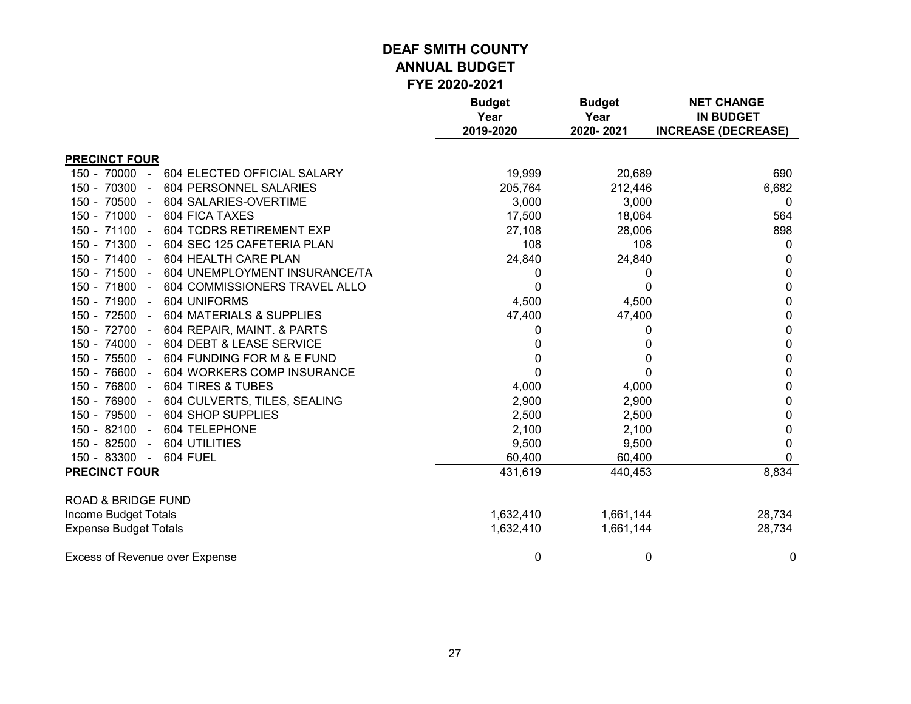# DEAF SMITH COUNTY
## ANNUAL BUDGET
### FYE 2020-2021

| | Budget Year 2019-2020 | Budget Year 2020- 2021 | NET CHANGE IN BUDGET INCREASE (DECREASE) |
|---|---|---|---|
| **PRECINCT FOUR** | | | |
| 150 - 70000 - 604 ELECTED OFFICIAL SALARY | 19,999 | 20,689 | 690 |
| 150 - 70300 - 604 PERSONNEL SALARIES | 205,764 | 212,446 | 6,682 |
| 150 - 70500 - 604 SALARIES-OVERTIME | 3,000 | 3,000 | 0 |
| 150 - 71000 - 604 FICA TAXES | 17,500 | 18,064 | 564 |
| 150 - 71100 - 604 TCDRS RETIREMENT EXP | 27,108 | 28,006 | 898 |
| 150 - 71300 - 604 SEC 125 CAFETERIA PLAN | 108 | 108 | 0 |
| 150 - 71400 - 604 HEALTH CARE PLAN | 24,840 | 24,840 | 0 |
| 150 - 71500 - 604 UNEMPLOYMENT INSURANCE/TA | 0 | 0 | 0 |
| 150 - 71800 - 604 COMMISSIONERS TRAVEL ALLO | 0 | 0 | 0 |
| 150 - 71900 - 604 UNIFORMS | 4,500 | 4,500 | 0 |
| 150 - 72500 - 604 MATERIALS & SUPPLIES | 47,400 | 47,400 | 0 |
| 150 - 72700 - 604 REPAIR, MAINT. & PARTS | 0 | 0 | 0 |
| 150 - 74000 - 604 DEBT & LEASE SERVICE | 0 | 0 | 0 |
| 150 - 75500 - 604 FUNDING FOR M & E FUND | 0 | 0 | 0 |
| 150 - 76600 - 604 WORKERS COMP INSURANCE | 0 | 0 | 0 |
| 150 - 76800 - 604 TIRES & TUBES | 4,000 | 4,000 | 0 |
| 150 - 76900 - 604 CULVERTS, TILES, SEALING | 2,900 | 2,900 | 0 |
| 150 - 79500 - 604 SHOP SUPPLIES | 2,500 | 2,500 | 0 |
| 150 - 82100 - 604 TELEPHONE | 2,100 | 2,100 | 0 |
| 150 - 82500 - 604 UTILITIES | 9,500 | 9,500 | 0 |
| 150 - 83300 - 604 FUEL | 60,400 | 60,400 | 0 |
| **PRECINCT FOUR** | 431,619 | 440,453 | 8,834 |
| ROAD & BRIDGE FUND | | | |
| Income Budget Totals | 1,632,410 | 1,661,144 | 28,734 |
| Expense Budget Totals | 1,632,410 | 1,661,144 | 28,734 |
| Excess of Revenue over Expense | 0 | 0 | 0 |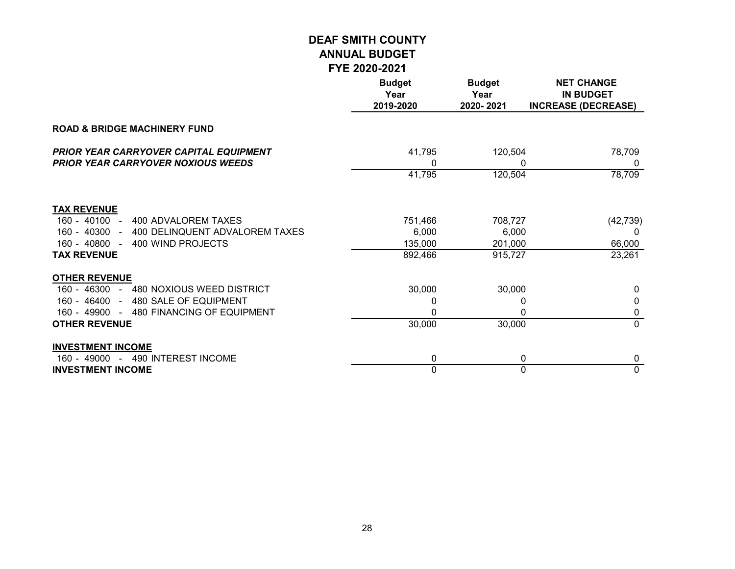# DEAF SMITH COUNTY
## ANNUAL BUDGET
## FYE 2020-2021

| | Budget Year 2019-2020 | Budget Year 2020- 2021 | NET CHANGE IN BUDGET INCREASE (DECREASE) |
|---|---|---|---|
| **ROAD & BRIDGE MACHINERY FUND** | | | |
| ***PRIOR YEAR CARRYOVER CAPITAL EQUIPMENT*** | 41,795 | 120,504 | 78,709 |
| ***PRIOR YEAR CARRYOVER NOXIOUS WEEDS*** | 0 | 0 | 0 |
| | 41,795 | 120,504 | 78,709 |
| **TAX REVENUE** | | | |
| 160 - 40100 - 400 ADVALOREM TAXES | 751,466 | 708,727 | (42,739) |
| 160 - 40300 - 400 DELINQUENT ADVALOREM TAXES | 6,000 | 6,000 | 0 |
| 160 - 40800 - 400 WIND PROJECTS | 135,000 | 201,000 | 66,000 |
| **TAX REVENUE** | 892,466 | 915,727 | 23,261 |
| **OTHER REVENUE** | | | |
| 160 - 46300 - 480 NOXIOUS WEED DISTRICT | 30,000 | 30,000 | 0 |
| 160 - 46400 - 480 SALE OF EQUIPMENT | 0 | 0 | 0 |
| 160 - 49900 - 480 FINANCING OF EQUIPMENT | 0 | 0 | 0 |
| **OTHER REVENUE** | 30,000 | 30,000 | 0 |
| **INVESTMENT INCOME** | | | |
| 160 - 49000 - 490 INTEREST INCOME | 0 | 0 | 0 |
| **INVESTMENT INCOME** | 0 | 0 | 0 |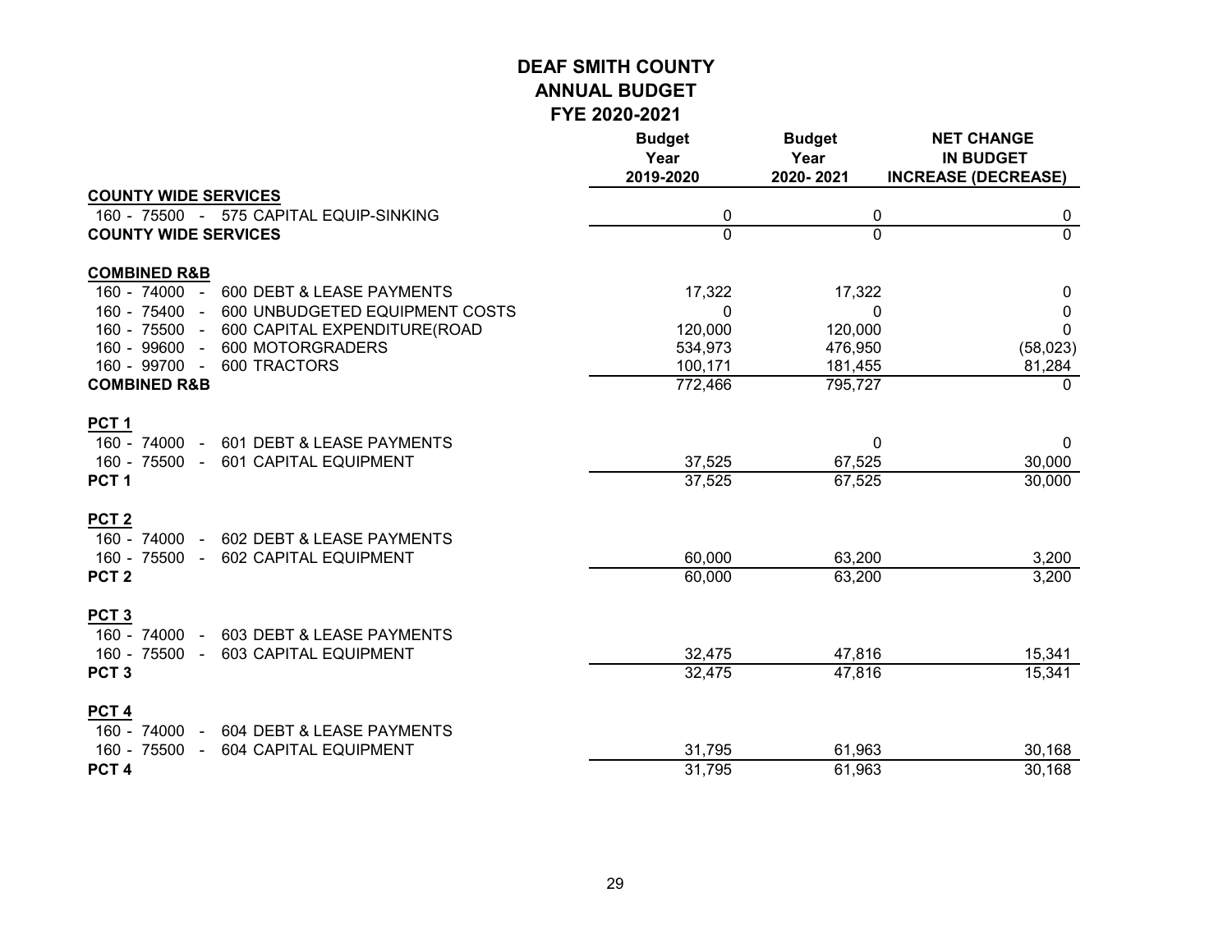# DEAF SMITH COUNTY
## ANNUAL BUDGET
### FYE 2020-2021

| | Budget Year 2019-2020 | Budget Year 2020- 2021 | NET CHANGE IN BUDGET INCREASE (DECREASE) |
|---|---|---|---|
| **COUNTY WIDE SERVICES** | | | |
| 160 - 75500 - 575 CAPITAL EQUIP-SINKING | 0 | 0 | 0 |
| **COUNTY WIDE SERVICES** | 0 | 0 | 0 |
| **COMBINED R&B** | | | |
| 160 - 74000 - 600 DEBT & LEASE PAYMENTS | 17,322 | 17,322 | 0 |
| 160 - 75400 - 600 UNBUDGETED EQUIPMENT COSTS | 0 | 0 | 0 |
| 160 - 75500 - 600 CAPITAL EXPENDITURE(ROAD | 120,000 | 120,000 | 0 |
| 160 - 99600 - 600 MOTORGRADERS | 534,973 | 476,950 | (58,023) |
| 160 - 99700 - 600 TRACTORS | 100,171 | 181,455 | 81,284 |
| **COMBINED R&B** | 772,466 | 795,727 | 0 |
| **PCT 1** | | | |
| 160 - 74000 - 601 DEBT & LEASE PAYMENTS | | 0 | 0 |
| 160 - 75500 - 601 CAPITAL EQUIPMENT | 37,525 | 67,525 | 30,000 |
| **PCT 1** | 37,525 | 67,525 | 30,000 |
| **PCT 2** | | | |
| 160 - 74000 - 602 DEBT & LEASE PAYMENTS | | | |
| 160 - 75500 - 602 CAPITAL EQUIPMENT | 60,000 | 63,200 | 3,200 |
| **PCT 2** | 60,000 | 63,200 | 3,200 |
| **PCT 3** | | | |
| 160 - 74000 - 603 DEBT & LEASE PAYMENTS | | | |
| 160 - 75500 - 603 CAPITAL EQUIPMENT | 32,475 | 47,816 | 15,341 |
| **PCT 3** | 32,475 | 47,816 | 15,341 |
| **PCT 4** | | | |
| 160 - 74000 - 604 DEBT & LEASE PAYMENTS | | | |
| 160 - 75500 - 604 CAPITAL EQUIPMENT | 31,795 | 61,963 | 30,168 |
| **PCT 4** | 31,795 | 61,963 | 30,168 |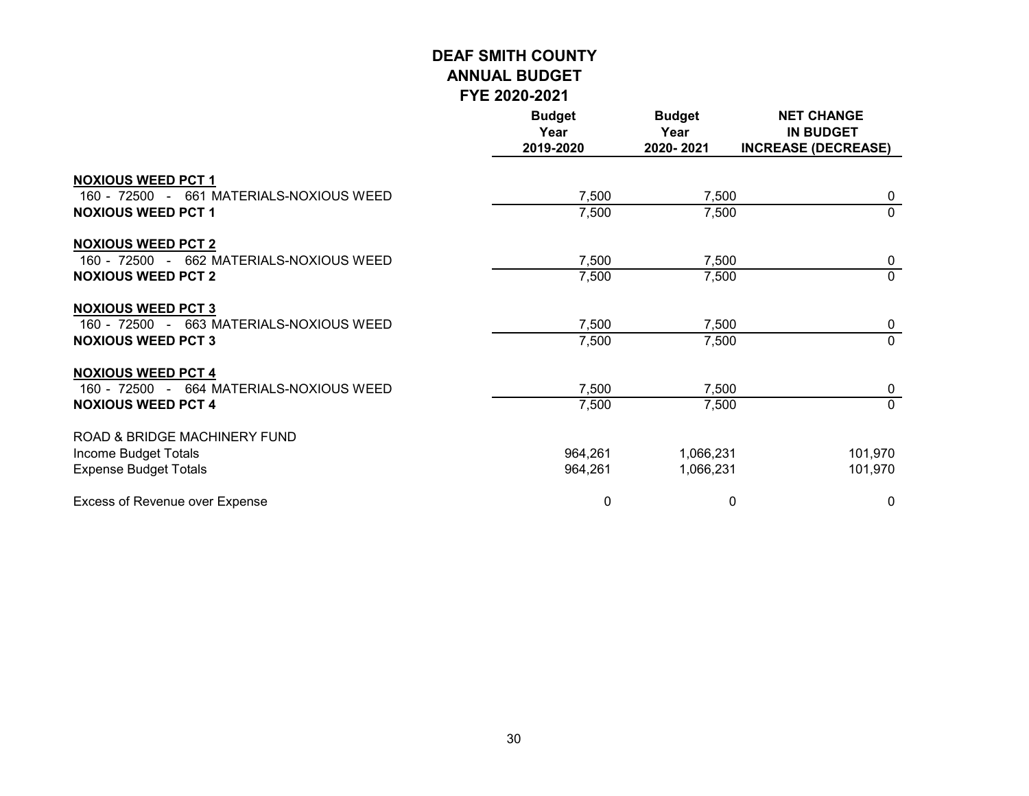# DEAF SMITH COUNTY
## ANNUAL BUDGET
## FYE 2020-2021

| | Budget Year 2019-2020 | Budget Year 2020- 2021 | NET CHANGE IN BUDGET INCREASE (DECREASE) |
|---|---|---|---|
| **NOXIOUS WEED PCT 1** | | | |
| 160 - 72500 - 661 MATERIALS-NOXIOUS WEED | 7,500 | 7,500 | 0 |
| **NOXIOUS WEED PCT 1** | 7,500 | 7,500 | 0 |
| **NOXIOUS WEED PCT 2** | | | |
| 160 - 72500 - 662 MATERIALS-NOXIOUS WEED | 7,500 | 7,500 | 0 |
| **NOXIOUS WEED PCT 2** | 7,500 | 7,500 | 0 |
| **NOXIOUS WEED PCT 3** | | | |
| 160 - 72500 - 663 MATERIALS-NOXIOUS WEED | 7,500 | 7,500 | 0 |
| **NOXIOUS WEED PCT 3** | 7,500 | 7,500 | 0 |
| **NOXIOUS WEED PCT 4** | | | |
| 160 - 72500 - 664 MATERIALS-NOXIOUS WEED | 7,500 | 7,500 | 0 |
| **NOXIOUS WEED PCT 4** | 7,500 | 7,500 | 0 |
| ROAD & BRIDGE MACHINERY FUND | | | |
| Income Budget Totals | 964,261 | 1,066,231 | 101,970 |
| Expense Budget Totals | 964,261 | 1,066,231 | 101,970 |
| Excess of Revenue over Expense | 0 | 0 | 0 |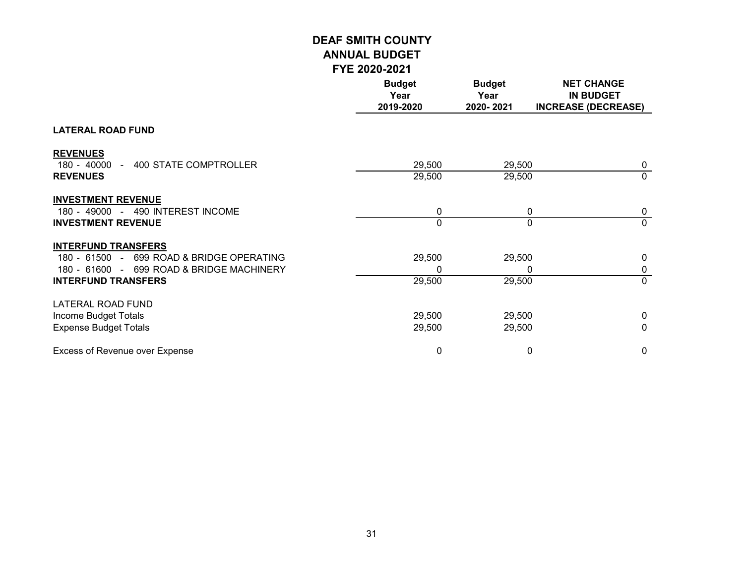# DEAF SMITH COUNTY
## ANNUAL BUDGET
## FYE 2020-2021

| | Budget Year 2019-2020 | Budget Year 2020- 2021 | NET CHANGE IN BUDGET INCREASE (DECREASE) |
|---|---|---|---|
| **LATERAL ROAD FUND** | | | |
| **REVENUES** | | | |
| 180 - 40000 - 400 STATE COMPTROLLER | 29,500 | 29,500 | 0 |
| **REVENUES** | 29,500 | 29,500 | 0 |
| **INVESTMENT REVENUE** | | | |
| 180 - 49000 - 490 INTEREST INCOME | 0 | 0 | 0 |
| **INVESTMENT REVENUE** | 0 | 0 | 0 |
| **INTERFUND TRANSFERS** | | | |
| 180 - 61500 - 699 ROAD & BRIDGE OPERATING | 29,500 | 29,500 | 0 |
| 180 - 61600 - 699 ROAD & BRIDGE MACHINERY | 0 | 0 | 0 |
| **INTERFUND TRANSFERS** | 29,500 | 29,500 | 0 |
| LATERAL ROAD FUND | | | |
| Income Budget Totals | 29,500 | 29,500 | 0 |
| Expense Budget Totals | 29,500 | 29,500 | 0 |
| Excess of Revenue over Expense | 0 | 0 | 0 |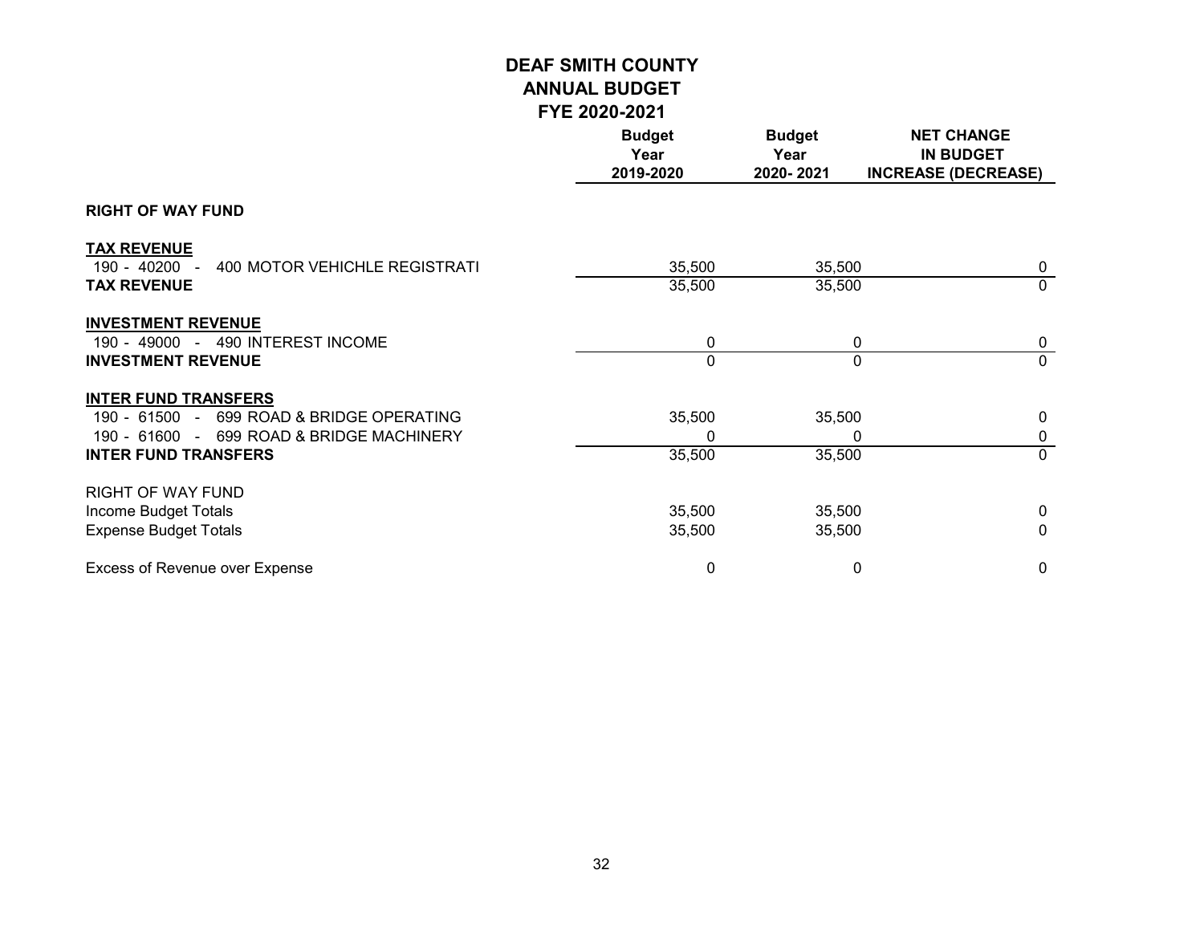# DEAF SMITH COUNTY
## ANNUAL BUDGET
## FYE 2020-2021

| | Budget Year 2019-2020 | Budget Year 2020- 2021 | NET CHANGE IN BUDGET INCREASE (DECREASE) |
|---|---|---|---|
| **RIGHT OF WAY FUND** | | | |
| **TAX REVENUE** | | | |
| 190 - 40200 - 400 MOTOR VEHICHLE REGISTRATI | 35,500 | 35,500 | 0 |
| **TAX REVENUE** | 35,500 | 35,500 | 0 |
| **INVESTMENT REVENUE** | | | |
| 190 - 49000 - 490 INTEREST INCOME | 0 | 0 | 0 |
| **INVESTMENT REVENUE** | 0 | 0 | 0 |
| **INTER FUND TRANSFERS** | | | |
| 190 - 61500 - 699 ROAD & BRIDGE OPERATING | 35,500 | 35,500 | 0 |
| 190 - 61600 - 699 ROAD & BRIDGE MACHINERY | 0 | 0 | 0 |
| **INTER FUND TRANSFERS** | 35,500 | 35,500 | 0 |
| RIGHT OF WAY FUND | | | |
| Income Budget Totals | 35,500 | 35,500 | 0 |
| Expense Budget Totals | 35,500 | 35,500 | 0 |
| Excess of Revenue over Expense | 0 | 0 | 0 |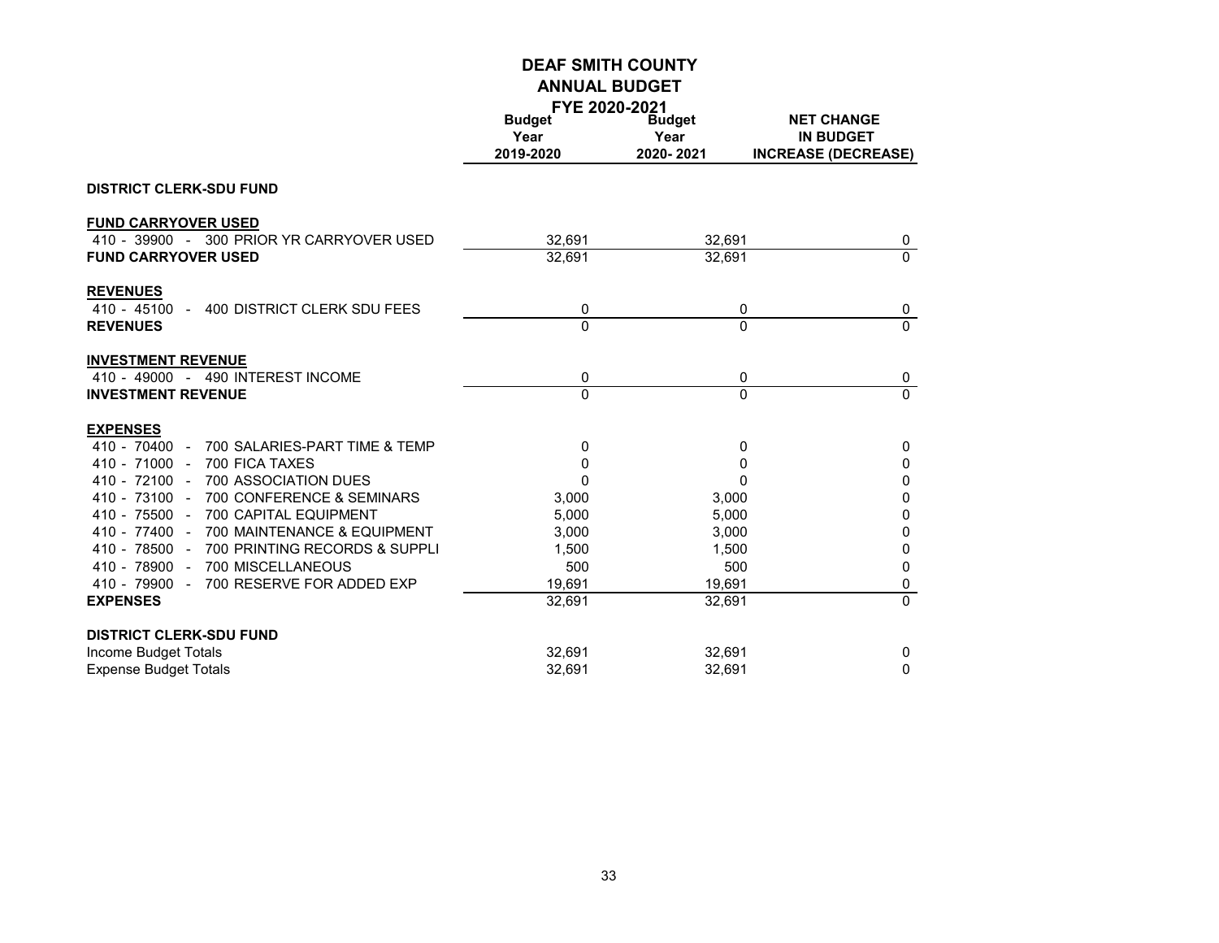# DEAF SMITH COUNTY
## ANNUAL BUDGET
### FYE 2020-2021

| | Budget Year 2019-2020 | Budget Year 2020- 2021 | NET CHANGE IN BUDGET INCREASE (DECREASE) |
|---|---|---|---|
| **DISTRICT CLERK-SDU FUND** | | | |
| **FUND CARRYOVER USED** | | | |
| 410 - 39900 - 300 PRIOR YR CARRYOVER USED | 32,691 | 32,691 | 0 |
| **FUND CARRYOVER USED** | 32,691 | 32,691 | 0 |
| **REVENUES** | | | |
| 410 - 45100 - 400 DISTRICT CLERK SDU FEES | 0 | 0 | 0 |
| **REVENUES** | 0 | 0 | 0 |
| **INVESTMENT REVENUE** | | | |
| 410 - 49000 - 490 INTEREST INCOME | 0 | 0 | 0 |
| **INVESTMENT REVENUE** | 0 | 0 | 0 |
| **EXPENSES** | | | |
| 410 - 70400 - 700 SALARIES-PART TIME & TEMP | 0 | 0 | 0 |
| 410 - 71000 - 700 FICA TAXES | 0 | 0 | 0 |
| 410 - 72100 - 700 ASSOCIATION DUES | 0 | 0 | 0 |
| 410 - 73100 - 700 CONFERENCE & SEMINARS | 3,000 | 3,000 | 0 |
| 410 - 75500 - 700 CAPITAL EQUIPMENT | 5,000 | 5,000 | 0 |
| 410 - 77400 - 700 MAINTENANCE & EQUIPMENT | 3,000 | 3,000 | 0 |
| 410 - 78500 - 700 PRINTING RECORDS & SUPPLI | 1,500 | 1,500 | 0 |
| 410 - 78900 - 700 MISCELLANEOUS | 500 | 500 | 0 |
| 410 - 79900 - 700 RESERVE FOR ADDED EXP | 19,691 | 19,691 | 0 |
| **EXPENSES** | 32,691 | 32,691 | 0 |
| **DISTRICT CLERK-SDU FUND** | | | |
| Income Budget Totals | 32,691 | 32,691 | 0 |
| Expense Budget Totals | 32,691 | 32,691 | 0 |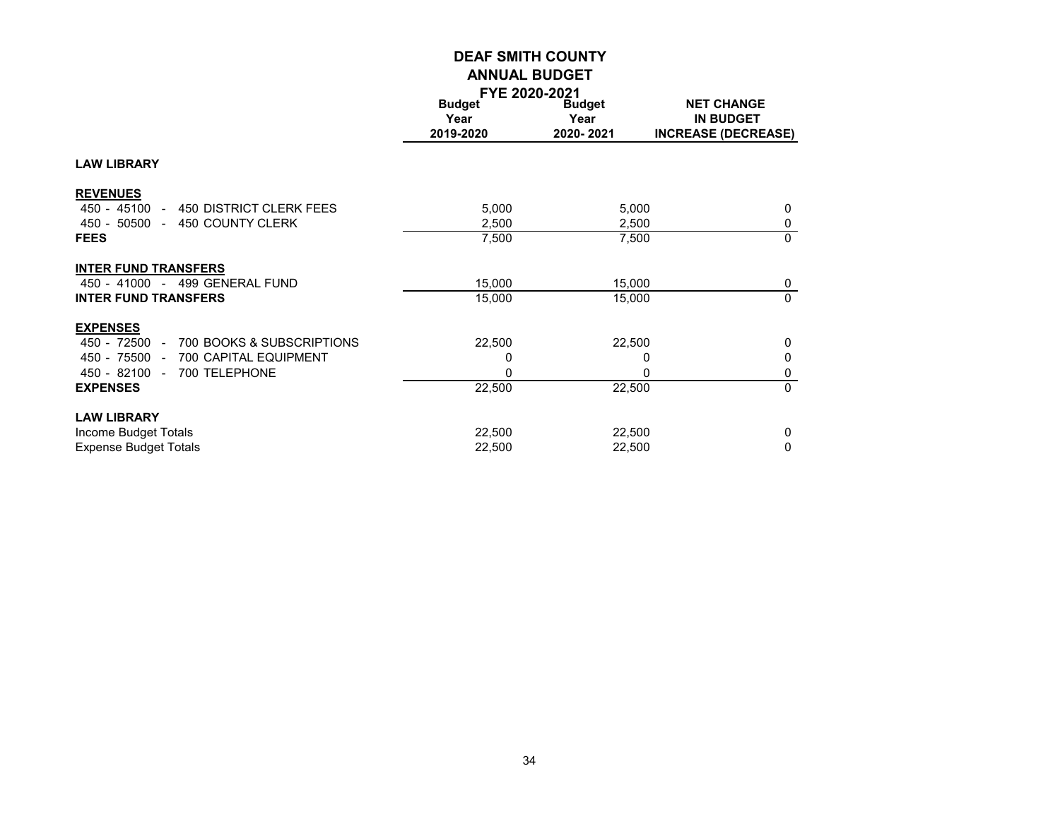# DEAF SMITH COUNTY
## ANNUAL BUDGET
### FYE 2020-2021

| | Budget Year 2019-2020 | Budget Year 2020- 2021 | NET CHANGE IN BUDGET INCREASE (DECREASE) |
|---|---|---|---|
| **LAW LIBRARY** | | | |
| **REVENUES** | | | |
| 450 - 45100 - 450 DISTRICT CLERK FEES | 5,000 | 5,000 | 0 |
| 450 - 50500 - 450 COUNTY CLERK | 2,500 | 2,500 | 0 |
| **FEES** | 7,500 | 7,500 | 0 |
| **INTER FUND TRANSFERS** | | | |
| 450 - 41000 - 499 GENERAL FUND | 15,000 | 15,000 | 0 |
| **INTER FUND TRANSFERS** | 15,000 | 15,000 | 0 |
| **EXPENSES** | | | |
| 450 - 72500 - 700 BOOKS & SUBSCRIPTIONS | 22,500 | 22,500 | 0 |
| 450 - 75500 - 700 CAPITAL EQUIPMENT | 0 | 0 | 0 |
| 450 - 82100 - 700 TELEPHONE | 0 | 0 | 0 |
| **EXPENSES** | 22,500 | 22,500 | 0 |
| **LAW LIBRARY** | | | |
| Income Budget Totals | 22,500 | 22,500 | 0 |
| Expense Budget Totals | 22,500 | 22,500 | 0 |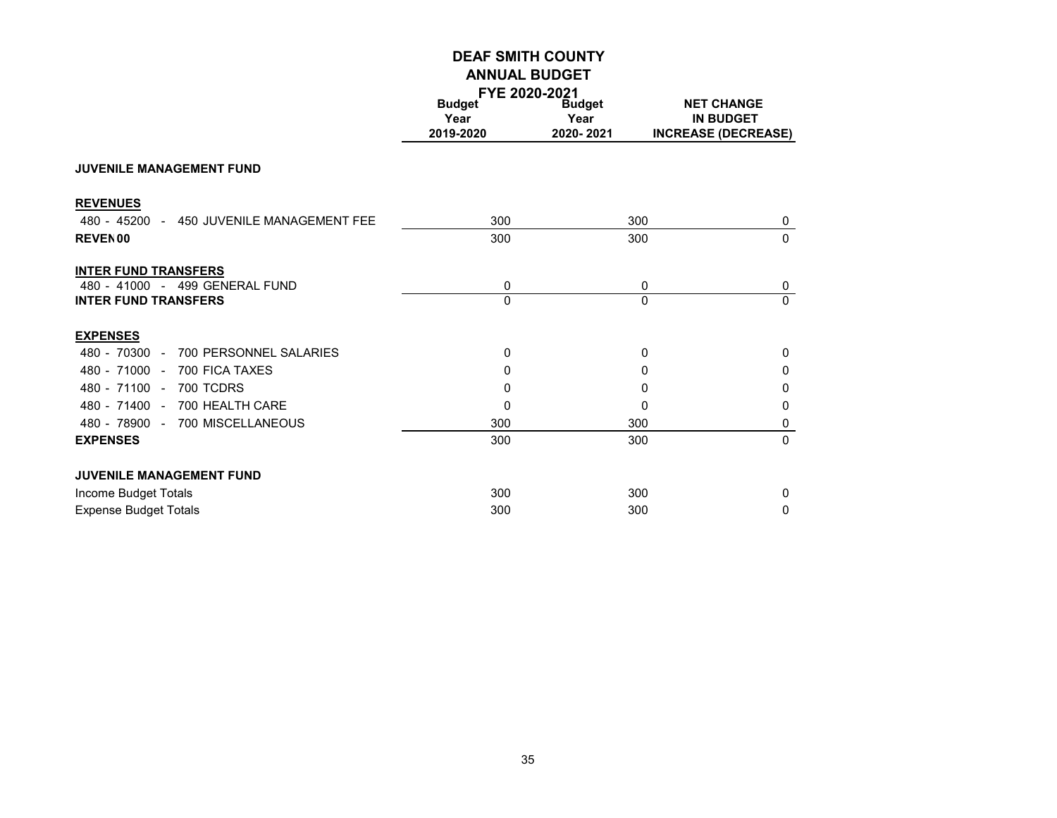# DEAF SMITH COUNTY
## ANNUAL BUDGET
### FYE 2020-2021

| | Budget Year 2019-2020 | Budget Year 2020- 2021 | NET CHANGE IN BUDGET INCREASE (DECREASE) |
|---|---|---|---|
| **JUVENILE MANAGEMENT FUND** | | | |
| **REVENUES** | | | |
| 480 - 45200 - 450 JUVENILE MANAGEMENT FEE | 300 | 300 | 0 |
| **REVEN 00** | 300 | 300 | 0 |
| **INTER FUND TRANSFERS** | | | |
| 480 - 41000 - 499 GENERAL FUND | 0 | 0 | 0 |
| **INTER FUND TRANSFERS** | 0 | 0 | 0 |
| **EXPENSES** | | | |
| 480 - 70300 - 700 PERSONNEL SALARIES | 0 | 0 | 0 |
| 480 - 71000 - 700 FICA TAXES | 0 | 0 | 0 |
| 480 - 71100 - 700 TCDRS | 0 | 0 | 0 |
| 480 - 71400 - 700 HEALTH CARE | 0 | 0 | 0 |
| 480 - 78900 - 700 MISCELLANEOUS | 300 | 300 | 0 |
| **EXPENSES** | 300 | 300 | 0 |
| **JUVENILE MANAGEMENT FUND** | | | |
| Income Budget Totals | 300 | 300 | 0 |
| Expense Budget Totals | 300 | 300 | 0 |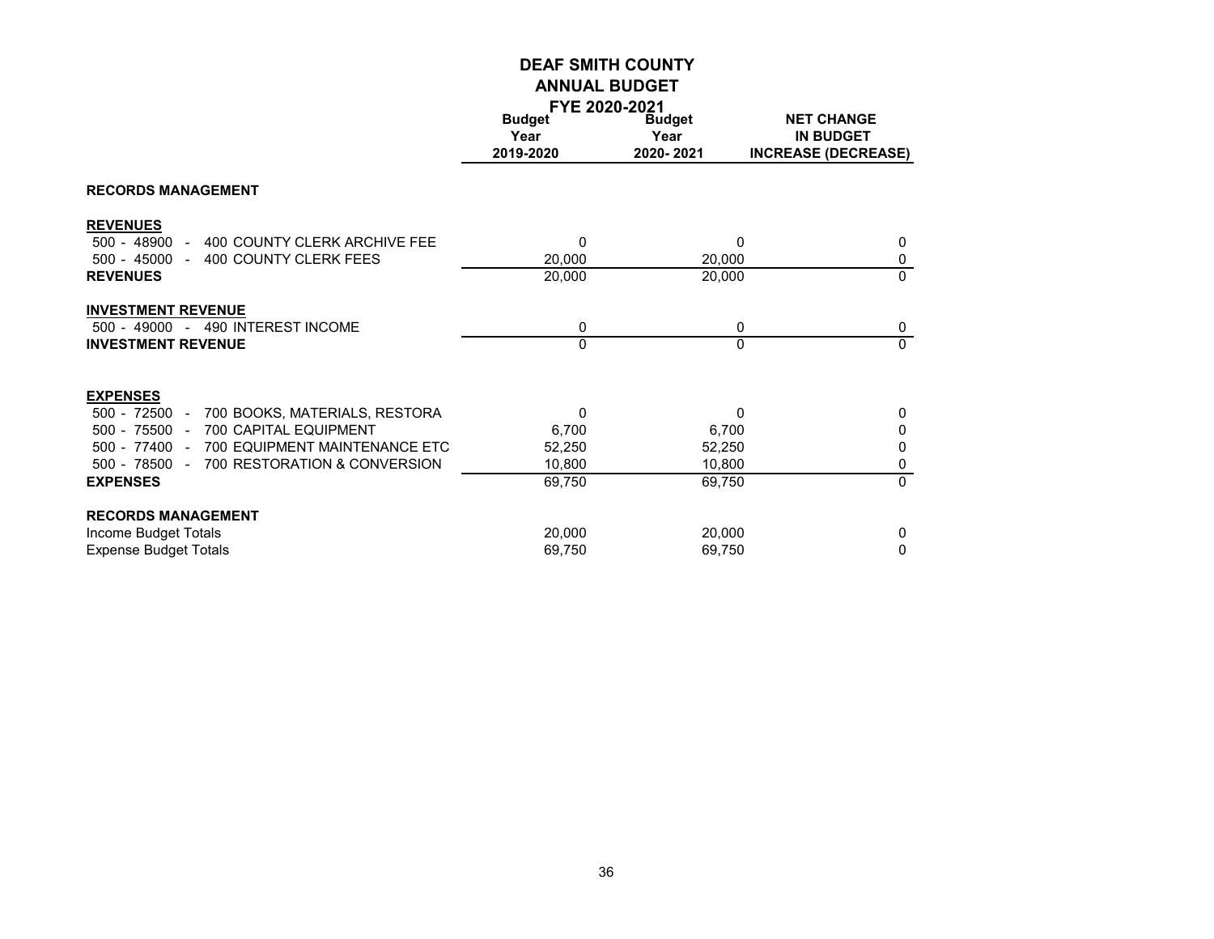# DEAF SMITH COUNTY
## ANNUAL BUDGET
### FYE 2020-2021

| | Budget Year 2019-2020 | Budget Year 2020- 2021 | NET CHANGE IN BUDGET INCREASE (DECREASE) |
|---|---|---|---|
| **RECORDS MANAGEMENT** | | | |
| **REVENUES** | | | |
| 500 - 48900 - 400 COUNTY CLERK ARCHIVE FEE | 0 | 0 | 0 |
| 500 - 45000 - 400 COUNTY CLERK FEES | 20,000 | 20,000 | 0 |
| **REVENUES** | 20,000 | 20,000 | 0 |
| **INVESTMENT REVENUE** | | | |
| 500 - 49000 - 490 INTEREST INCOME | 0 | 0 | 0 |
| **INVESTMENT REVENUE** | 0 | 0 | 0 |
| **EXPENSES** | | | |
| 500 - 72500 - 700 BOOKS, MATERIALS, RESTORA | 0 | 0 | 0 |
| 500 - 75500 - 700 CAPITAL EQUIPMENT | 6,700 | 6,700 | 0 |
| 500 - 77400 - 700 EQUIPMENT MAINTENANCE ETC | 52,250 | 52,250 | 0 |
| 500 - 78500 - 700 RESTORATION & CONVERSION | 10,800 | 10,800 | 0 |
| **EXPENSES** | 69,750 | 69,750 | 0 |
| **RECORDS MANAGEMENT** | | | |
| Income Budget Totals | 20,000 | 20,000 | 0 |
| Expense Budget Totals | 69,750 | 69,750 | 0 |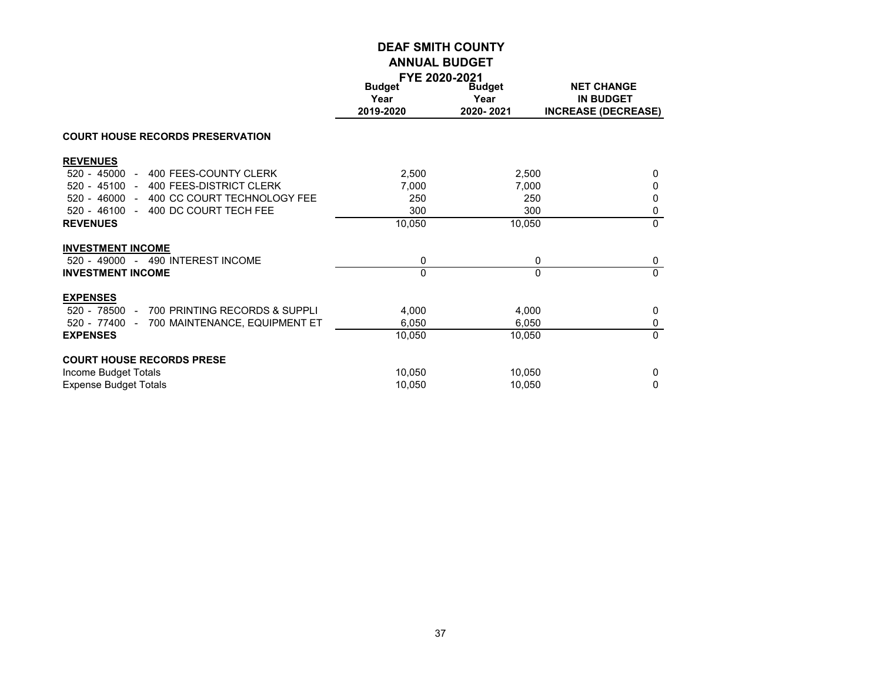# DEAF SMITH COUNTY
## ANNUAL BUDGET
### FYE 2020-2021

| | Budget Year 2019-2020 | Budget Year 2020- 2021 | NET CHANGE IN BUDGET INCREASE (DECREASE) |
|---|---|---|---|
| **COURT HOUSE RECORDS PRESERVATION** | | | |
| **REVENUES** | | | |
| 520 - 45000 - 400 FEES-COUNTY CLERK | 2,500 | 2,500 | 0 |
| 520 - 45100 - 400 FEES-DISTRICT CLERK | 7,000 | 7,000 | 0 |
| 520 - 46000 - 400 CC COURT TECHNOLOGY FEE | 250 | 250 | 0 |
| 520 - 46100 - 400 DC COURT TECH FEE | 300 | 300 | 0 |
| **REVENUES** | 10,050 | 10,050 | 0 |
| **INVESTMENT INCOME** | | | |
| 520 - 49000 - 490 INTEREST INCOME | 0 | 0 | 0 |
| **INVESTMENT INCOME** | 0 | 0 | 0 |
| **EXPENSES** | | | |
| 520 - 78500 - 700 PRINTING RECORDS & SUPPLI | 4,000 | 4,000 | 0 |
| 520 - 77400 - 700 MAINTENANCE, EQUIPMENT ET | 6,050 | 6,050 | 0 |
| **EXPENSES** | 10,050 | 10,050 | 0 |
| **COURT HOUSE RECORDS PRESE** | | | |
| Income Budget Totals | 10,050 | 10,050 | 0 |
| Expense Budget Totals | 10,050 | 10,050 | 0 |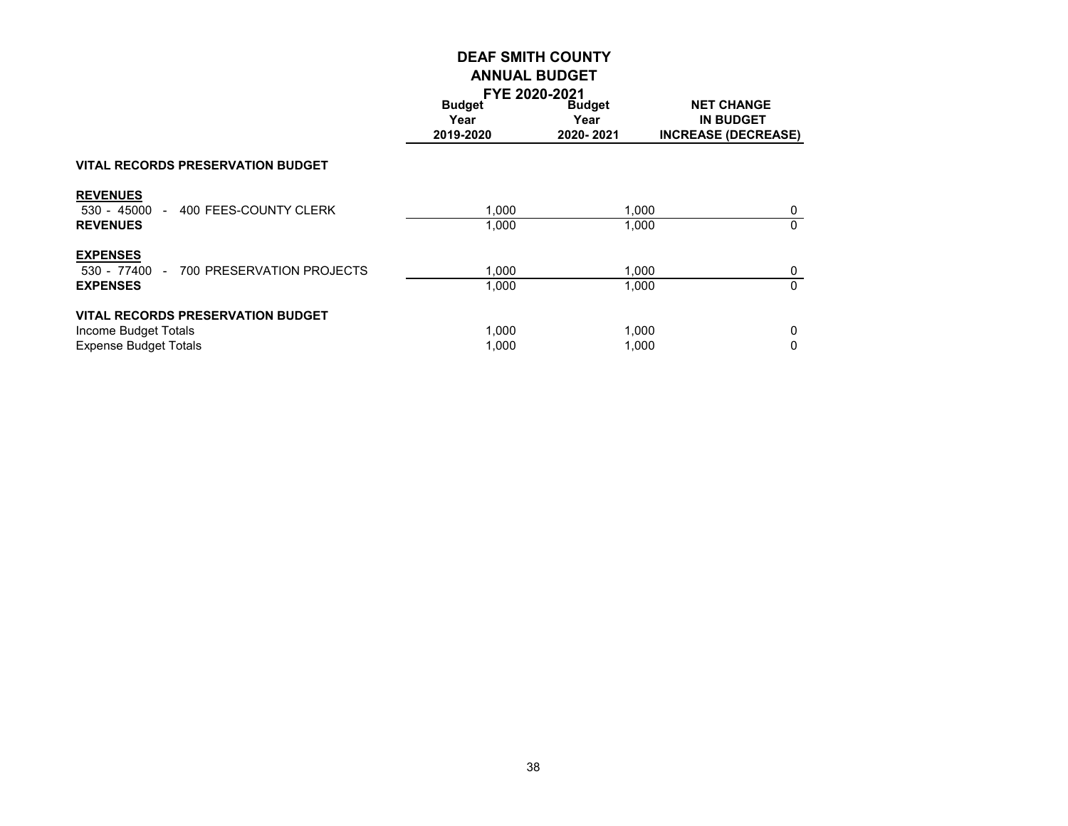# DEAF SMITH COUNTY
## ANNUAL BUDGET
### FYE 2020-2021

| | Budget Year 2019-2020 | Budget Year 2020- 2021 | NET CHANGE IN BUDGET INCREASE (DECREASE) |
|---|---|---|---|
| **VITAL RECORDS PRESERVATION BUDGET** | | | |
| **REVENUES** | | | |
| 530 - 45000 - 400 FEES-COUNTY CLERK | 1,000 | 1,000 | 0 |
| **REVENUES** | 1,000 | 1,000 | 0 |
| **EXPENSES** | | | |
| 530 - 77400 - 700 PRESERVATION PROJECTS | 1,000 | 1,000 | 0 |
| **EXPENSES** | 1,000 | 1,000 | 0 |
| **VITAL RECORDS PRESERVATION BUDGET** | | | |
| Income Budget Totals | 1,000 | 1,000 | 0 |
| Expense Budget Totals | 1,000 | 1,000 | 0 |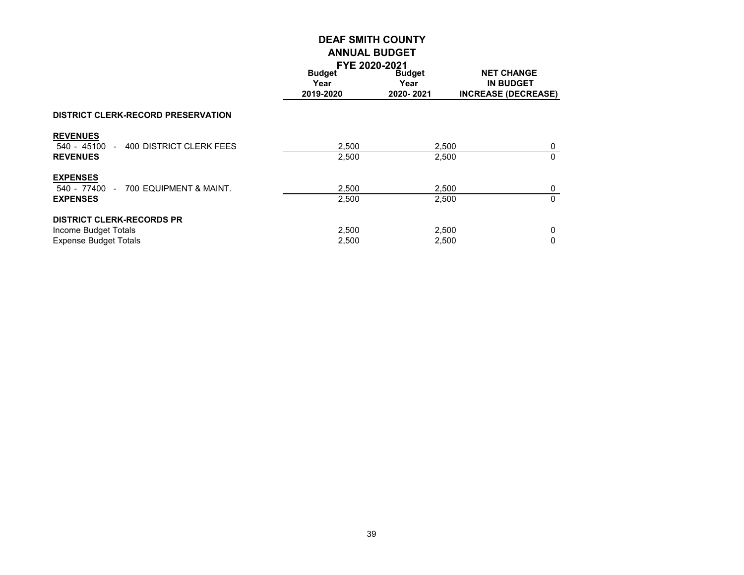# DEAF SMITH COUNTY
## ANNUAL BUDGET
### FYE 2020-2021

| | Budget Year 2019-2020 | Budget Year 2020- 2021 | NET CHANGE IN BUDGET INCREASE (DECREASE) |
|---|---|---|---|
| **DISTRICT CLERK-RECORD PRESERVATION** | | | |
| **REVENUES** | | | |
| 540 - 45100 - 400 DISTRICT CLERK FEES | 2,500 | 2,500 | 0 |
| **REVENUES** | 2,500 | 2,500 | 0 |
| **EXPENSES** | | | |
| 540 - 77400 - 700 EQUIPMENT & MAINT. | 2,500 | 2,500 | 0 |
| **EXPENSES** | 2,500 | 2,500 | 0 |
| **DISTRICT CLERK-RECORDS PR** | | | |
| Income Budget Totals | 2,500 | 2,500 | 0 |
| Expense Budget Totals | 2,500 | 2,500 | 0 |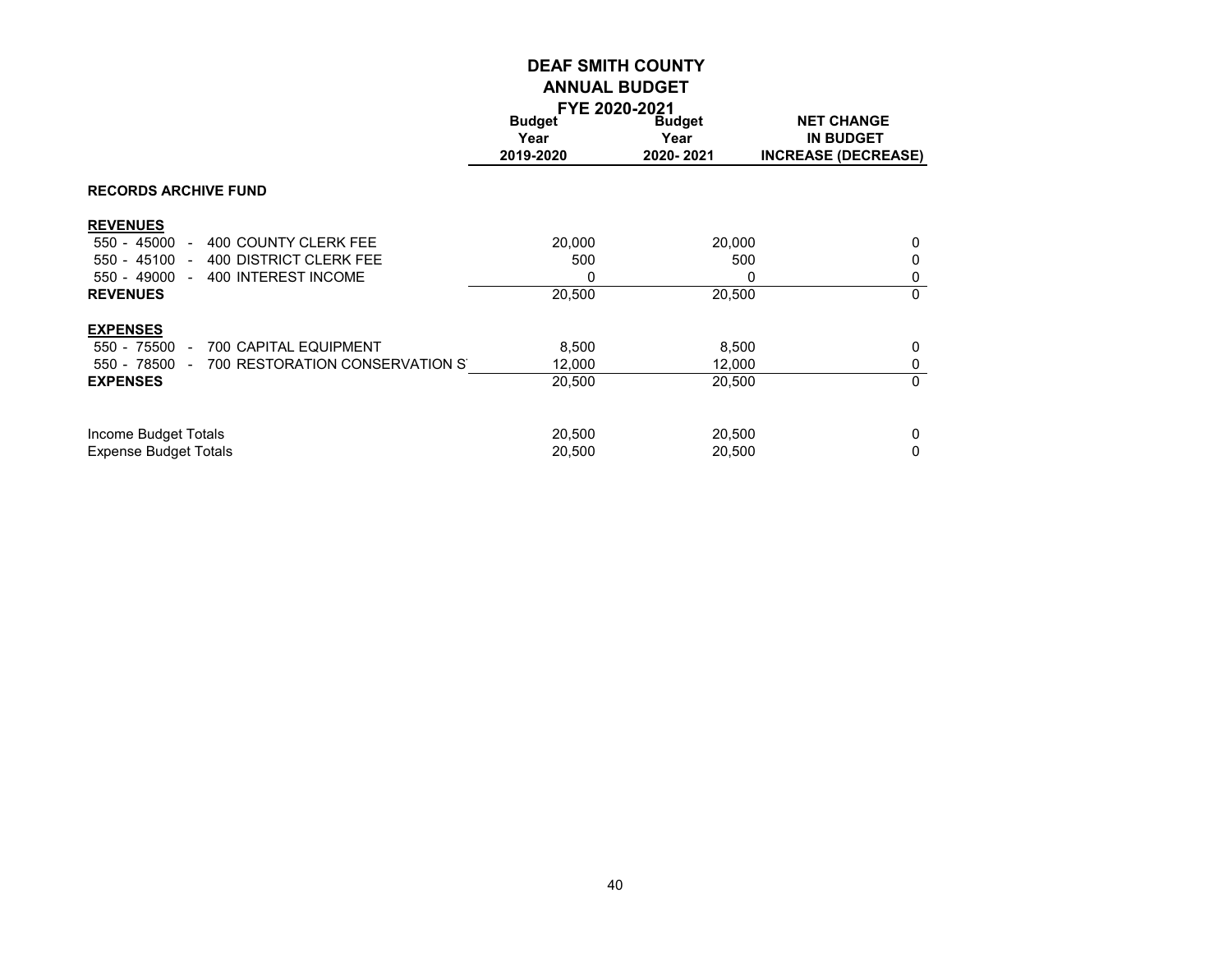# DEAF SMITH COUNTY

## ANNUAL BUDGET

### FYE 2020-2021

| | Budget Year 2019-2020 | Budget Year 2020- 2021 | NET CHANGE IN BUDGET INCREASE (DECREASE) |
|---|---|---|---|
| **RECORDS ARCHIVE FUND** | | | |
| **REVENUES** | | | |
| 550 - 45000 - 400 COUNTY CLERK FEE | 20,000 | 20,000 | 0 |
| 550 - 45100 - 400 DISTRICT CLERK FEE | 500 | 500 | 0 |
| 550 - 49000 - 400 INTEREST INCOME | 0 | 0 | 0 |
| **REVENUES** | 20,500 | 20,500 | 0 |
| **EXPENSES** | | | |
| 550 - 75500 - 700 CAPITAL EQUIPMENT | 8,500 | 8,500 | 0 |
| 550 - 78500 - 700 RESTORATION CONSERVATION S | 12,000 | 12,000 | 0 |
| **EXPENSES** | 20,500 | 20,500 | 0 |
| Income Budget Totals | 20,500 | 20,500 | 0 |
| Expense Budget Totals | 20,500 | 20,500 | 0 |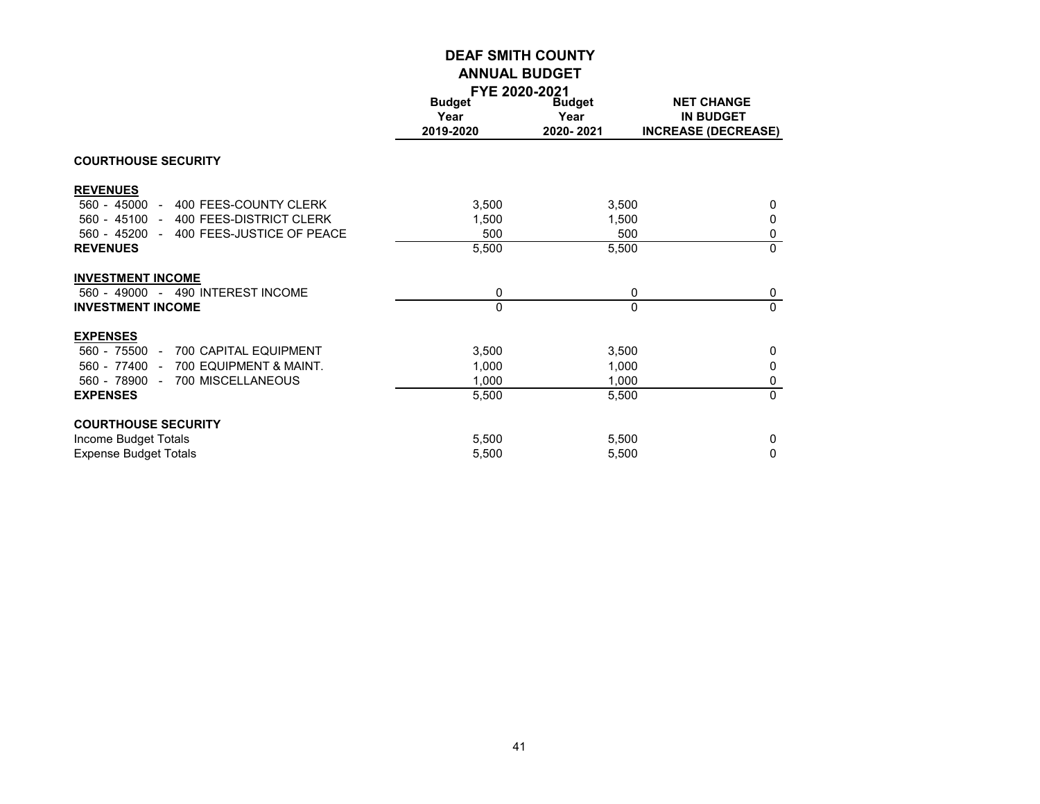# DEAF SMITH COUNTY
## ANNUAL BUDGET
### FYE 2020-2021

| | Budget Year 2019-2020 | Budget Year 2020- 2021 | NET CHANGE IN BUDGET INCREASE (DECREASE) |
|---|---|---|---|
| **COURTHOUSE SECURITY** | | | |
| **REVENUES** | | | |
| 560 - 45000 - 400 FEES-COUNTY CLERK | 3,500 | 3,500 | 0 |
| 560 - 45100 - 400 FEES-DISTRICT CLERK | 1,500 | 1,500 | 0 |
| 560 - 45200 - 400 FEES-JUSTICE OF PEACE | 500 | 500 | 0 |
| **REVENUES** | 5,500 | 5,500 | 0 |
| **INVESTMENT INCOME** | | | |
| 560 - 49000 - 490 INTEREST INCOME | 0 | 0 | 0 |
| **INVESTMENT INCOME** | 0 | 0 | 0 |
| **EXPENSES** | | | |
| 560 - 75500 - 700 CAPITAL EQUIPMENT | 3,500 | 3,500 | 0 |
| 560 - 77400 - 700 EQUIPMENT & MAINT. | 1,000 | 1,000 | 0 |
| 560 - 78900 - 700 MISCELLANEOUS | 1,000 | 1,000 | 0 |
| **EXPENSES** | 5,500 | 5,500 | 0 |
| **COURTHOUSE SECURITY** | | | |
| Income Budget Totals | 5,500 | 5,500 | 0 |
| Expense Budget Totals | 5,500 | 5,500 | 0 |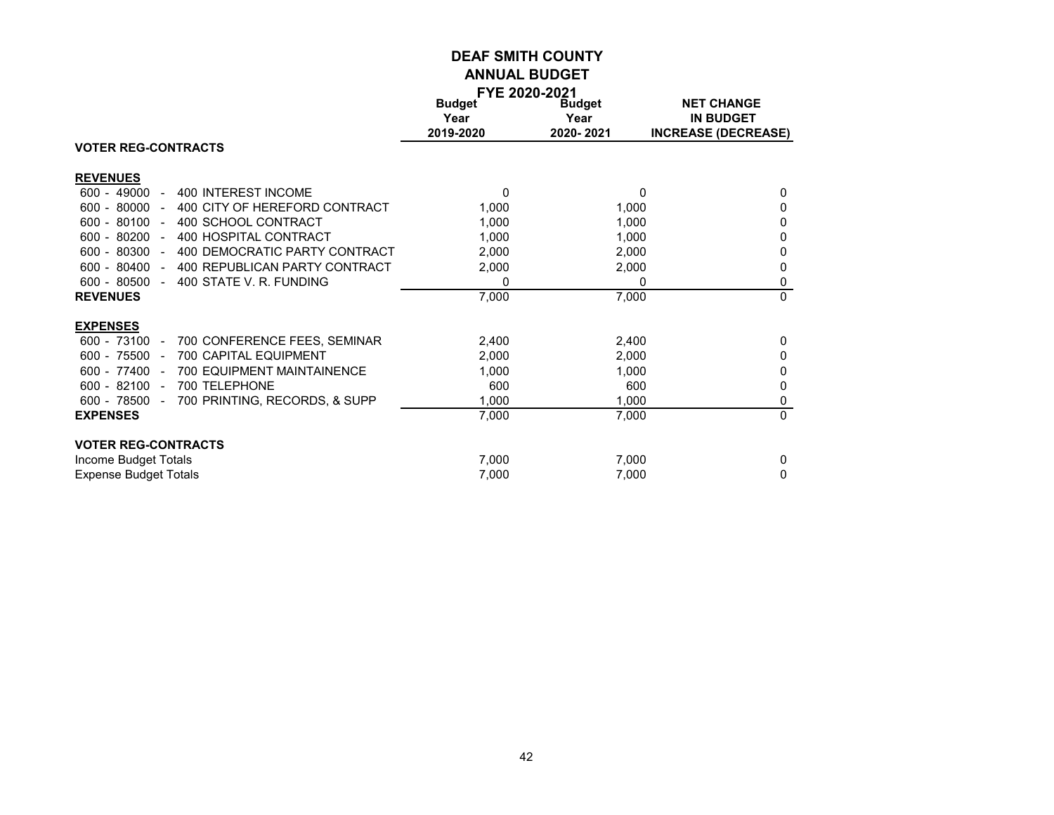# DEAF SMITH COUNTY
## ANNUAL BUDGET
### FYE 2020-2021

| | Budget Year 2019-2020 | Budget Year 2020- 2021 | NET CHANGE IN BUDGET INCREASE (DECREASE) |
|---|---|---|---|
| **VOTER REG-CONTRACTS** | | | |
| **REVENUES** | | | |
| 600 - 49000 - 400 INTEREST INCOME | 0 | 0 | 0 |
| 600 - 80000 - 400 CITY OF HEREFORD CONTRACT | 1,000 | 1,000 | 0 |
| 600 - 80100 - 400 SCHOOL CONTRACT | 1,000 | 1,000 | 0 |
| 600 - 80200 - 400 HOSPITAL CONTRACT | 1,000 | 1,000 | 0 |
| 600 - 80300 - 400 DEMOCRATIC PARTY CONTRACT | 2,000 | 2,000 | 0 |
| 600 - 80400 - 400 REPUBLICAN PARTY CONTRACT | 2,000 | 2,000 | 0 |
| 600 - 80500 - 400 STATE V. R. FUNDING | 0 | 0 | 0 |
| **REVENUES** | 7,000 | 7,000 | 0 |
| **EXPENSES** | | | |
| 600 - 73100 - 700 CONFERENCE FEES, SEMINAR | 2,400 | 2,400 | 0 |
| 600 - 75500 - 700 CAPITAL EQUIPMENT | 2,000 | 2,000 | 0 |
| 600 - 77400 - 700 EQUIPMENT MAINTAINENCE | 1,000 | 1,000 | 0 |
| 600 - 82100 - 700 TELEPHONE | 600 | 600 | 0 |
| 600 - 78500 - 700 PRINTING, RECORDS, & SUPP | 1,000 | 1,000 | 0 |
| **EXPENSES** | 7,000 | 7,000 | 0 |
| **VOTER REG-CONTRACTS** | | | |
| Income Budget Totals | 7,000 | 7,000 | 0 |
| Expense Budget Totals | 7,000 | 7,000 | 0 |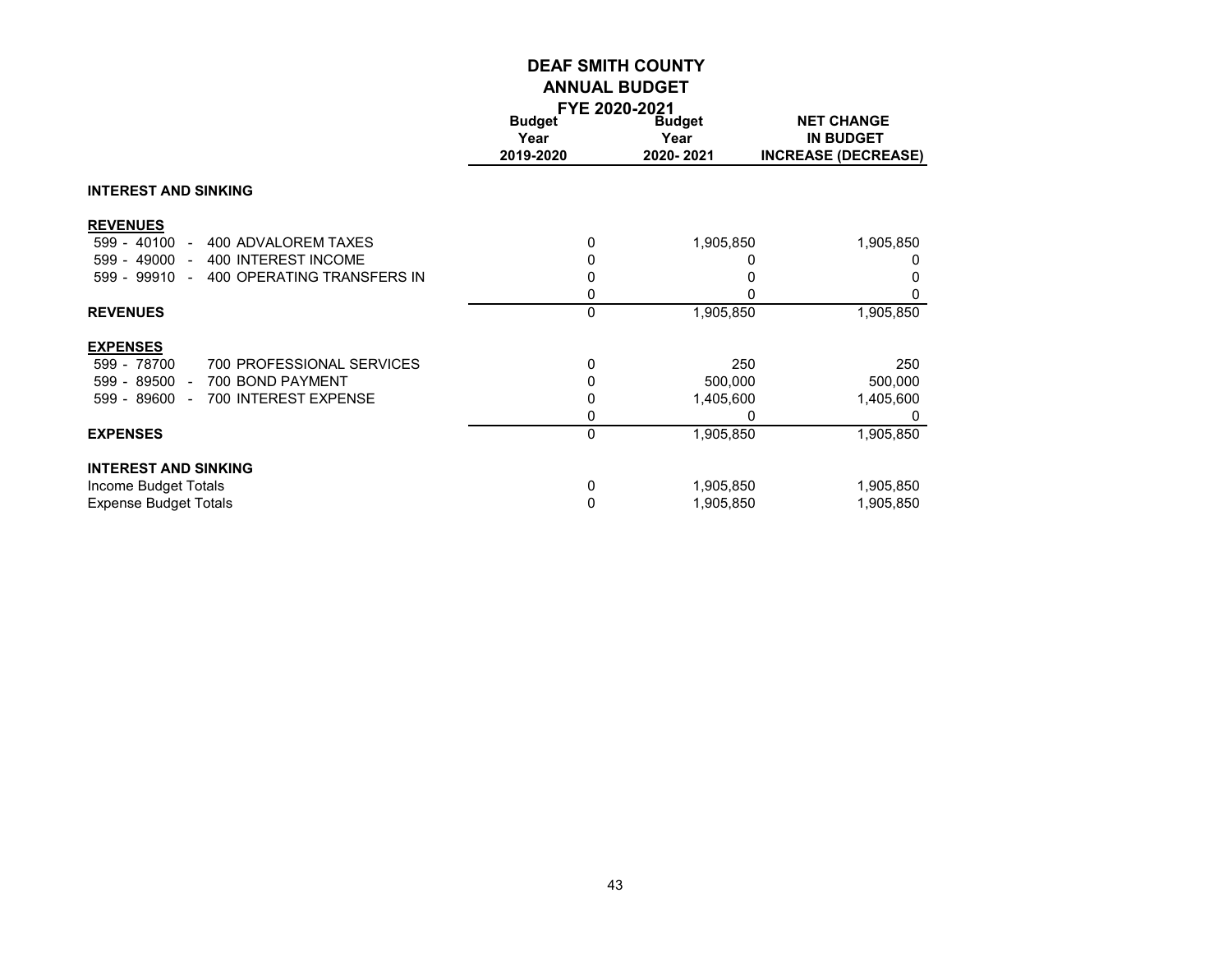# DEAF SMITH COUNTY
## ANNUAL BUDGET
### FYE 2020-2021

| | Budget Year 2019-2020 | Budget Year 2020- 2021 | NET CHANGE IN BUDGET INCREASE (DECREASE) |
|---|---|---|---|
| **INTEREST AND SINKING** | | | |
| **REVENUES** | | | |
| 599 - 40100 - 400 ADVALOREM TAXES | 0 | 1,905,850 | 1,905,850 |
| 599 - 49000 - 400 INTEREST INCOME | 0 | 0 | 0 |
| 599 - 99910 - 400 OPERATING TRANSFERS IN | 0 | 0 | 0 |
| | 0 | 0 | 0 |
| **REVENUES** | 0 | 1,905,850 | 1,905,850 |
| **EXPENSES** | | | |
| 599 - 78700 700 PROFESSIONAL SERVICES | 0 | 250 | 250 |
| 599 - 89500 - 700 BOND PAYMENT | 0 | 500,000 | 500,000 |
| 599 - 89600 - 700 INTEREST EXPENSE | 0 | 1,405,600 | 1,405,600 |
| | 0 | 0 | 0 |
| **EXPENSES** | 0 | 1,905,850 | 1,905,850 |
| **INTEREST AND SINKING** | | | |
| Income Budget Totals | 0 | 1,905,850 | 1,905,850 |
| Expense Budget Totals | 0 | 1,905,850 | 1,905,850 |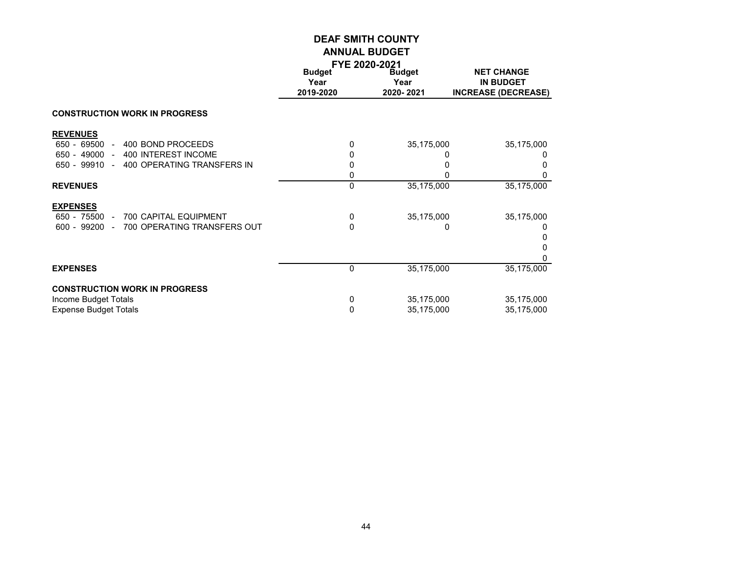# DEAF SMITH COUNTY
## ANNUAL BUDGET
### FYE 2020-2021

| | Budget Year 2019-2020 | Budget Year 2020- 2021 | NET CHANGE IN BUDGET INCREASE (DECREASE) |
|---|---|---|---|
| **CONSTRUCTION WORK IN PROGRESS** | | | |
| **REVENUES** | | | |
| 650 - 69500 - 400 BOND PROCEEDS | 0 | 35,175,000 | 35,175,000 |
| 650 - 49000 - 400 INTEREST INCOME | 0 | 0 | 0 |
| 650 - 99910 - 400 OPERATING TRANSFERS IN | 0 | 0 | 0 |
| | 0 | 0 | 0 |
| **REVENUES** | 0 | 35,175,000 | 35,175,000 |
| **EXPENSES** | | | |
| 650 - 75500 - 700 CAPITAL EQUIPMENT | 0 | 35,175,000 | 35,175,000 |
| 600 - 99200 - 700 OPERATING TRANSFERS OUT | 0 | 0 | 0 |
| | | | 0 |
| | | | 0 |
| | | | 0 |
| **EXPENSES** | 0 | 35,175,000 | 35,175,000 |
| **CONSTRUCTION WORK IN PROGRESS** | | | |
| Income Budget Totals | 0 | 35,175,000 | 35,175,000 |
| Expense Budget Totals | 0 | 35,175,000 | 35,175,000 |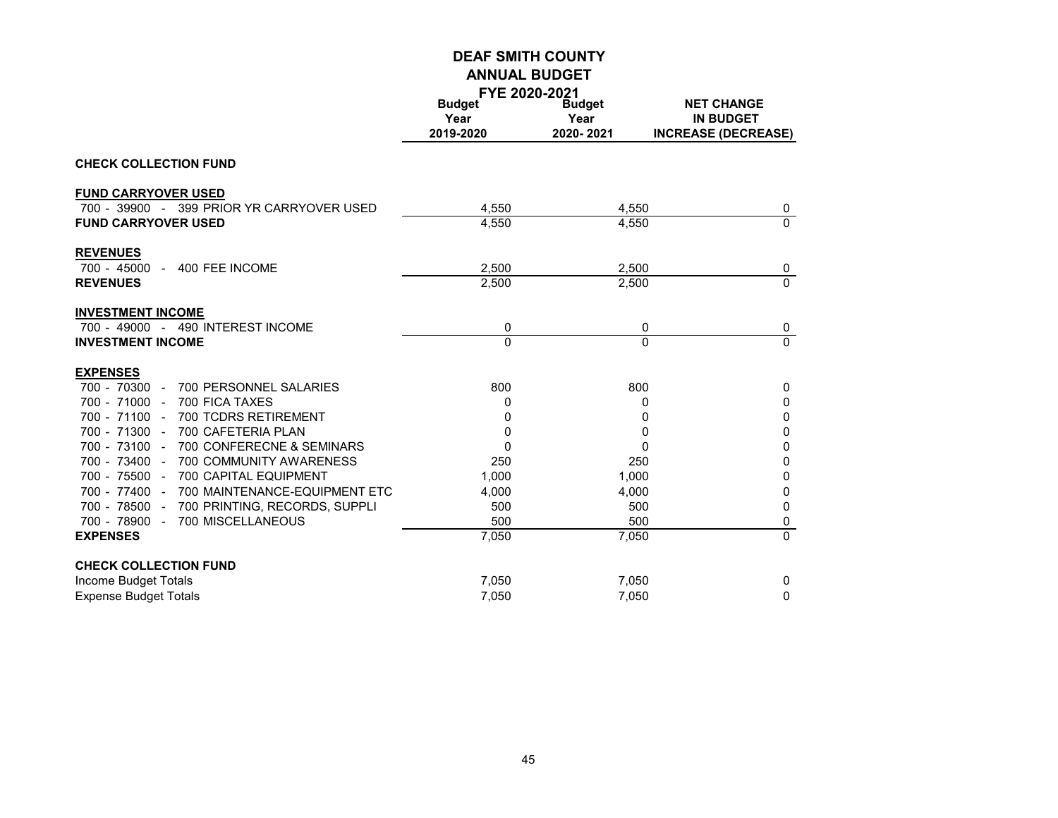# DEAF SMITH COUNTY
## ANNUAL BUDGET
### FYE 2020-2021

| | Budget Year 2019-2020 | Budget Year 2020- 2021 | NET CHANGE IN BUDGET INCREASE (DECREASE) |
|---|---|---|---|
| **CHECK COLLECTION FUND** | | | |
| **FUND CARRYOVER USED** | | | |
| 700 - 39900 - 399 PRIOR YR CARRYOVER USED | 4,550 | 4,550 | 0 |
| **FUND CARRYOVER USED** | 4,550 | 4,550 | 0 |
| **REVENUES** | | | |
| 700 - 45000 - 400 FEE INCOME | 2,500 | 2,500 | 0 |
| **REVENUES** | 2,500 | 2,500 | 0 |
| **INVESTMENT INCOME** | | | |
| 700 - 49000 - 490 INTEREST INCOME | 0 | 0 | 0 |
| **INVESTMENT INCOME** | 0 | 0 | 0 |
| **EXPENSES** | | | |
| 700 - 70300 - 700 PERSONNEL SALARIES | 800 | 800 | 0 |
| 700 - 71000 - 700 FICA TAXES | 0 | 0 | 0 |
| 700 - 71100 - 700 TCDRS RETIREMENT | 0 | 0 | 0 |
| 700 - 71300 - 700 CAFETERIA PLAN | 0 | 0 | 0 |
| 700 - 73100 - 700 CONFERECNE & SEMINARS | 0 | 0 | 0 |
| 700 - 73400 - 700 COMMUNITY AWARENESS | 250 | 250 | 0 |
| 700 - 75500 - 700 CAPITAL EQUIPMENT | 1,000 | 1,000 | 0 |
| 700 - 77400 - 700 MAINTENANCE-EQUIPMENT ETC | 4,000 | 4,000 | 0 |
| 700 - 78500 - 700 PRINTING, RECORDS, SUPPLI | 500 | 500 | 0 |
| 700 - 78900 - 700 MISCELLANEOUS | 500 | 500 | 0 |
| **EXPENSES** | 7,050 | 7,050 | 0 |
| **CHECK COLLECTION FUND** | | | |
| Income Budget Totals | 7,050 | 7,050 | 0 |
| Expense Budget Totals | 7,050 | 7,050 | 0 |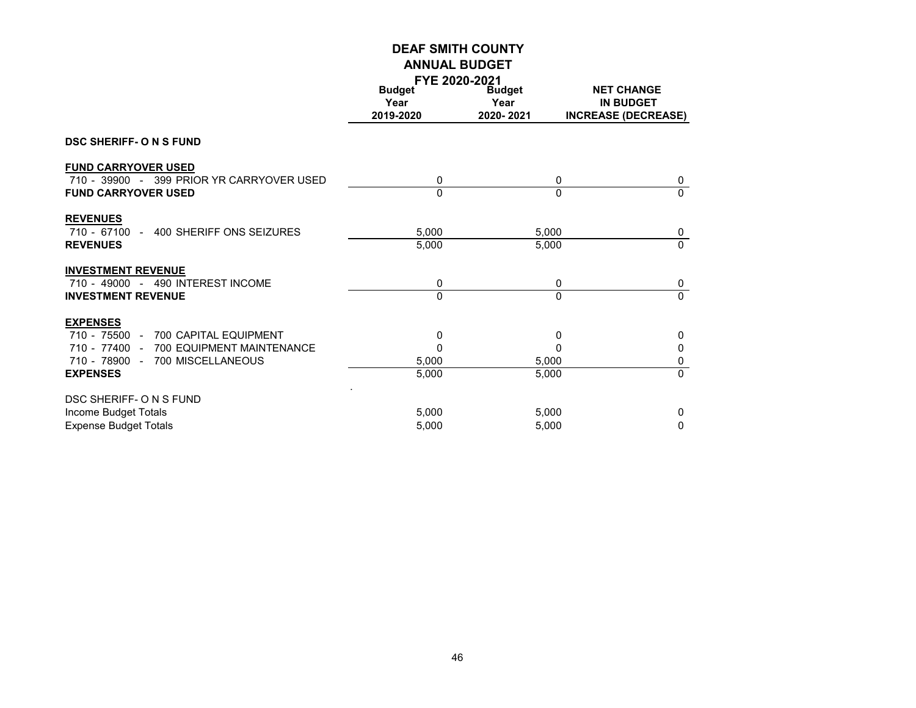# DEAF SMITH COUNTY
## ANNUAL BUDGET
### FYE 2020-2021

| | Budget Year 2019-2020 | Budget Year 2020- 2021 | NET CHANGE IN BUDGET INCREASE (DECREASE) |
|---|---|---|---|
| **DSC SHERIFF- O N S FUND** | | | |
| **FUND CARRYOVER USED** | | | |
| 710 - 39900 - 399 PRIOR YR CARRYOVER USED | 0 | 0 | 0 |
| **FUND CARRYOVER USED** | 0 | 0 | 0 |
| **REVENUES** | | | |
| 710 - 67100 - 400 SHERIFF ONS SEIZURES | 5,000 | 5,000 | 0 |
| **REVENUES** | 5,000 | 5,000 | 0 |
| **INVESTMENT REVENUE** | | | |
| 710 - 49000 - 490 INTEREST INCOME | 0 | 0 | 0 |
| **INVESTMENT REVENUE** | 0 | 0 | 0 |
| **EXPENSES** | | | |
| 710 - 75500 - 700 CAPITAL EQUIPMENT | 0 | 0 | 0 |
| 710 - 77400 - 700 EQUIPMENT MAINTENANCE | 0 | 0 | 0 |
| 710 - 78900 - 700 MISCELLANEOUS | 5,000 | 5,000 | 0 |
| **EXPENSES** | 5,000 | 5,000 | 0 |
| DSC SHERIFF- O N S FUND | | | |
| Income Budget Totals | 5,000 | 5,000 | 0 |
| Expense Budget Totals | 5,000 | 5,000 | 0 |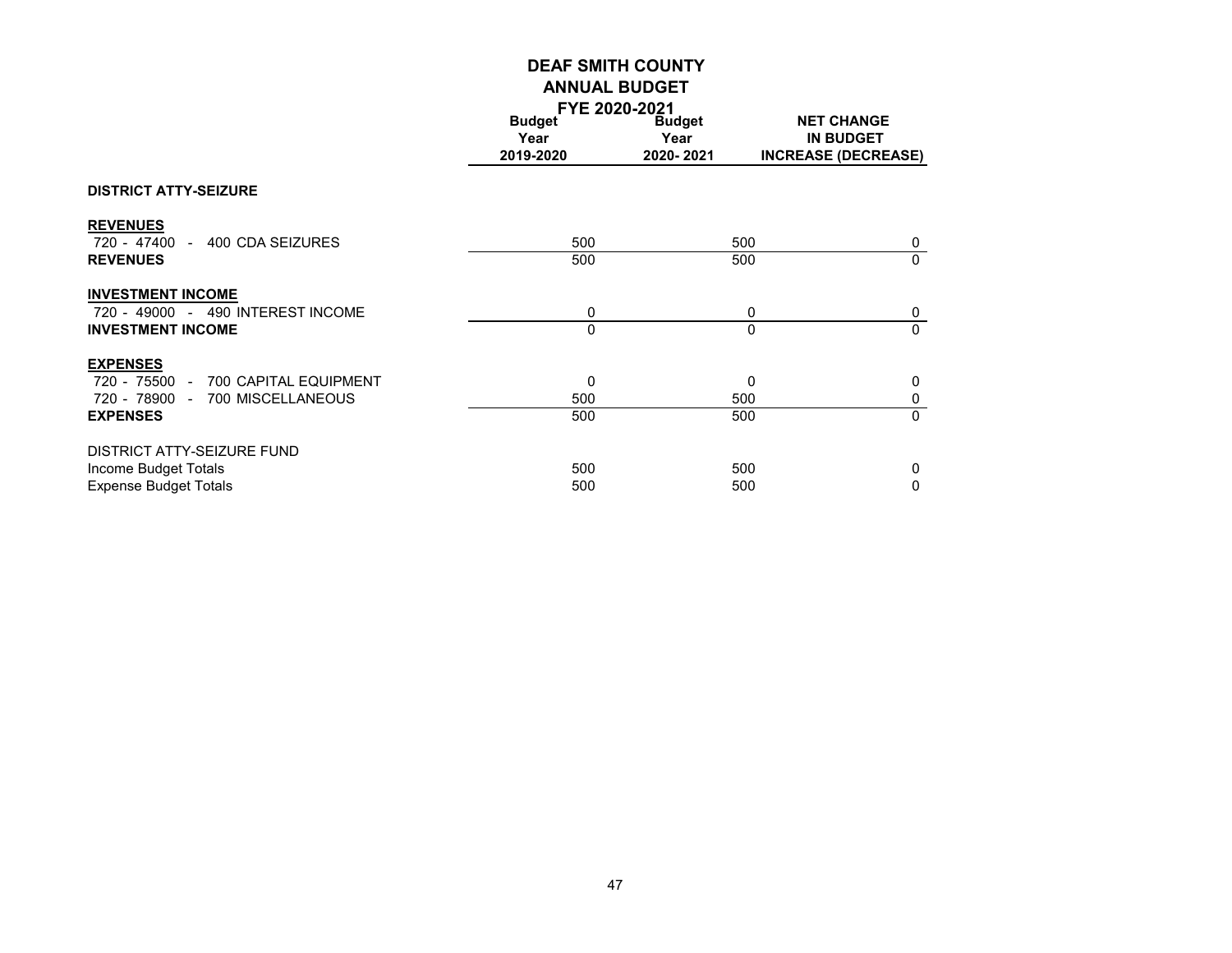# DEAF SMITH COUNTY
## ANNUAL BUDGET
### FYE 2020-2021

| | Budget Year 2019-2020 | Budget Year 2020- 2021 | NET CHANGE IN BUDGET INCREASE (DECREASE) |
|---|---|---|---|
| **DISTRICT ATTY-SEIZURE** | | | |
| **REVENUES** | | | |
| 720 - 47400 - 400 CDA SEIZURES | 500 | 500 | 0 |
| **REVENUES** | 500 | 500 | 0 |
| **INVESTMENT INCOME** | | | |
| 720 - 49000 - 490 INTEREST INCOME | 0 | 0 | 0 |
| **INVESTMENT INCOME** | 0 | 0 | 0 |
| **EXPENSES** | | | |
| 720 - 75500 - 700 CAPITAL EQUIPMENT | 0 | 0 | 0 |
| 720 - 78900 - 700 MISCELLANEOUS | 500 | 500 | 0 |
| **EXPENSES** | 500 | 500 | 0 |
| DISTRICT ATTY-SEIZURE FUND | | | |
| Income Budget Totals | 500 | 500 | 0 |
| Expense Budget Totals | 500 | 500 | 0 |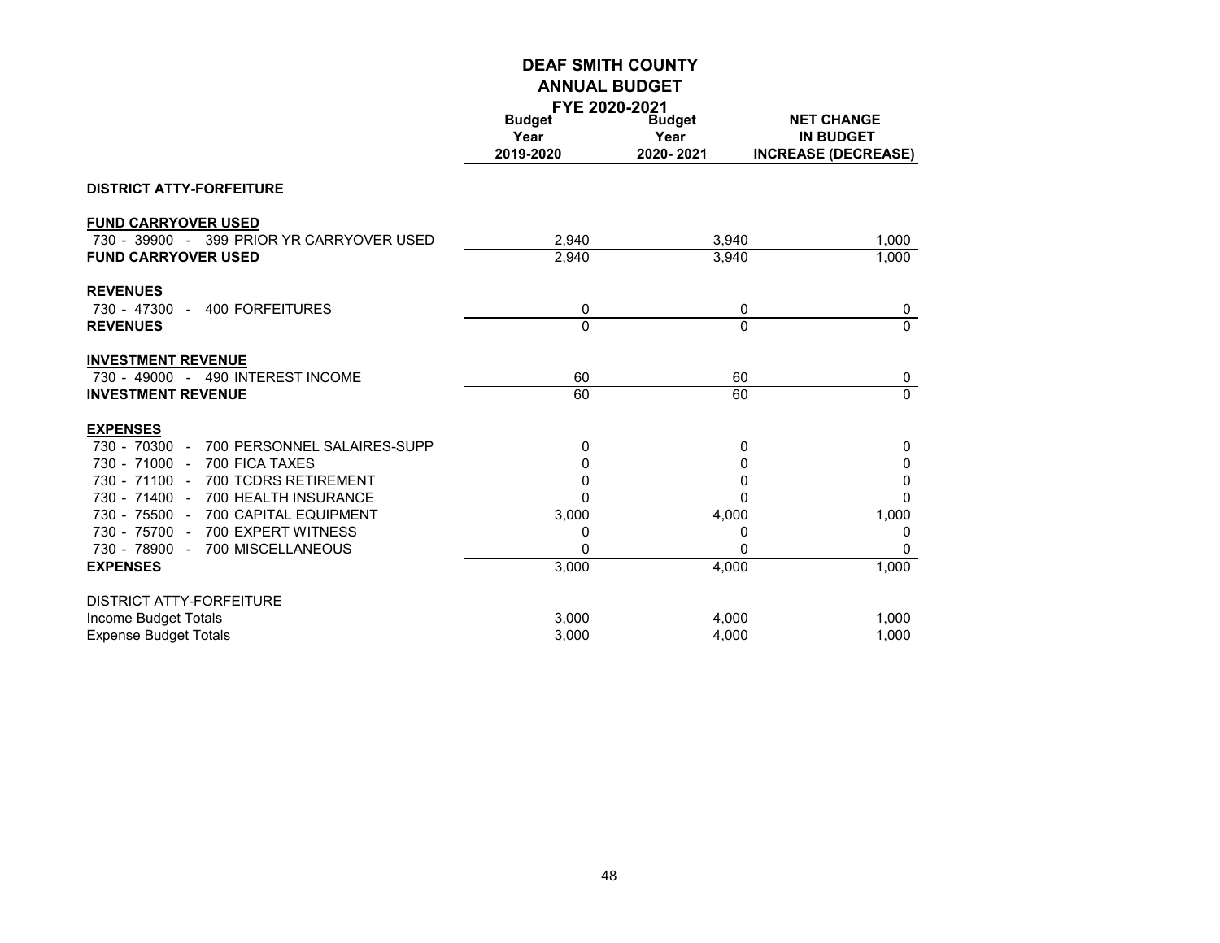# DEAF SMITH COUNTY
## ANNUAL BUDGET
### FYE 2020-2021

| | Budget Year 2019-2020 | Budget Year 2020- 2021 | NET CHANGE IN BUDGET INCREASE (DECREASE) |
|---|---|---|---|
| **DISTRICT ATTY-FORFEITURE** | | | |
| **FUND CARRYOVER USED** | | | |
| 730 - 39900 - 399 PRIOR YR CARRYOVER USED | 2,940 | 3,940 | 1,000 |
| **FUND CARRYOVER USED** | 2,940 | 3,940 | 1,000 |
| **REVENUES** | | | |
| 730 - 47300 - 400 FORFEITURES | 0 | 0 | 0 |
| **REVENUES** | 0 | 0 | 0 |
| **INVESTMENT REVENUE** | | | |
| 730 - 49000 - 490 INTEREST INCOME | 60 | 60 | 0 |
| **INVESTMENT REVENUE** | 60 | 60 | 0 |
| **EXPENSES** | | | |
| 730 - 70300 - 700 PERSONNEL SALAIRES-SUPP | 0 | 0 | 0 |
| 730 - 71000 - 700 FICA TAXES | 0 | 0 | 0 |
| 730 - 71100 - 700 TCDRS RETIREMENT | 0 | 0 | 0 |
| 730 - 71400 - 700 HEALTH INSURANCE | 0 | 0 | 0 |
| 730 - 75500 - 700 CAPITAL EQUIPMENT | 3,000 | 4,000 | 1,000 |
| 730 - 75700 - 700 EXPERT WITNESS | 0 | 0 | 0 |
| 730 - 78900 - 700 MISCELLANEOUS | 0 | 0 | 0 |
| **EXPENSES** | 3,000 | 4,000 | 1,000 |
| DISTRICT ATTY-FORFEITURE | | | |
| Income Budget Totals | 3,000 | 4,000 | 1,000 |
| Expense Budget Totals | 3,000 | 4,000 | 1,000 |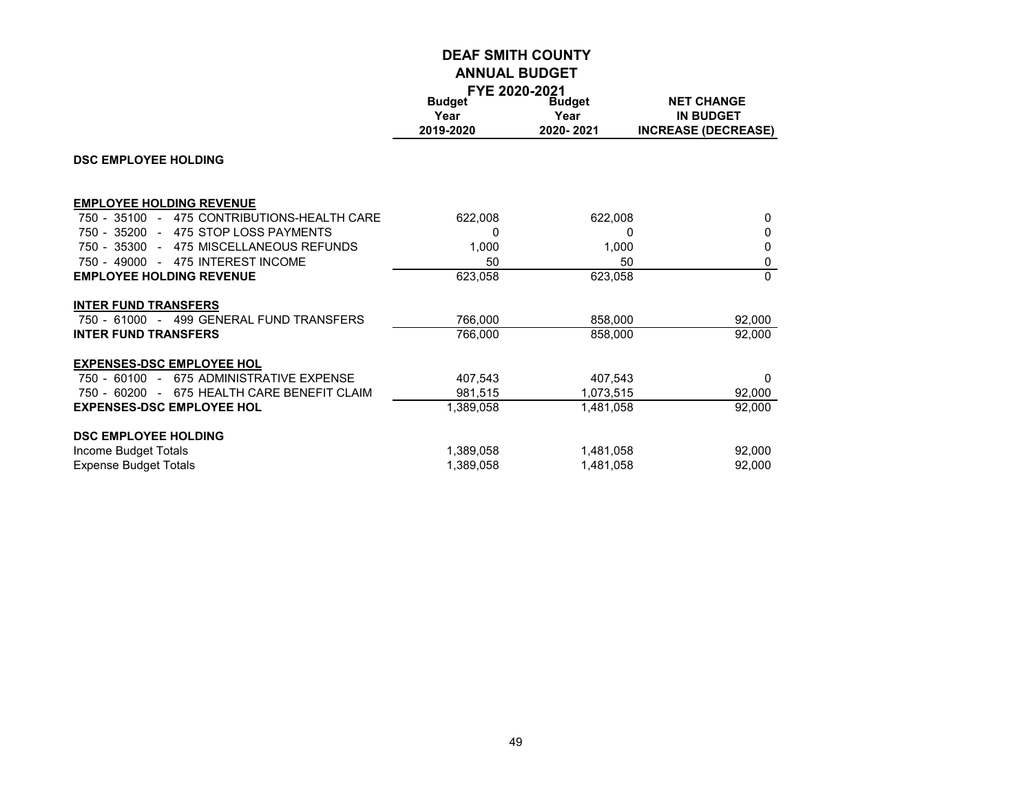# DEAF SMITH COUNTY
## ANNUAL BUDGET
### FYE 2020-2021

| | Budget Year 2019-2020 | Budget Year 2020- 2021 | NET CHANGE IN BUDGET INCREASE (DECREASE) |
|---|---|---|---|
| **DSC EMPLOYEE HOLDING** | | | |
| **EMPLOYEE HOLDING REVENUE** | | | |
| 750 - 35100 - 475 CONTRIBUTIONS-HEALTH CARE | 622,008 | 622,008 | 0 |
| 750 - 35200 - 475 STOP LOSS PAYMENTS | 0 | 0 | 0 |
| 750 - 35300 - 475 MISCELLANEOUS REFUNDS | 1,000 | 1,000 | 0 |
| 750 - 49000 - 475 INTEREST INCOME | 50 | 50 | 0 |
| **EMPLOYEE HOLDING REVENUE** | 623,058 | 623,058 | 0 |
| **INTER FUND TRANSFERS** | | | |
| 750 - 61000 - 499 GENERAL FUND TRANSFERS | 766,000 | 858,000 | 92,000 |
| **INTER FUND TRANSFERS** | 766,000 | 858,000 | 92,000 |
| **EXPENSES-DSC EMPLOYEE HOL** | | | |
| 750 - 60100 - 675 ADMINISTRATIVE EXPENSE | 407,543 | 407,543 | 0 |
| 750 - 60200 - 675 HEALTH CARE BENEFIT CLAIM | 981,515 | 1,073,515 | 92,000 |
| **EXPENSES-DSC EMPLOYEE HOL** | 1,389,058 | 1,481,058 | 92,000 |
| **DSC EMPLOYEE HOLDING** | | | |
| Income Budget Totals | 1,389,058 | 1,481,058 | 92,000 |
| Expense Budget Totals | 1,389,058 | 1,481,058 | 92,000 |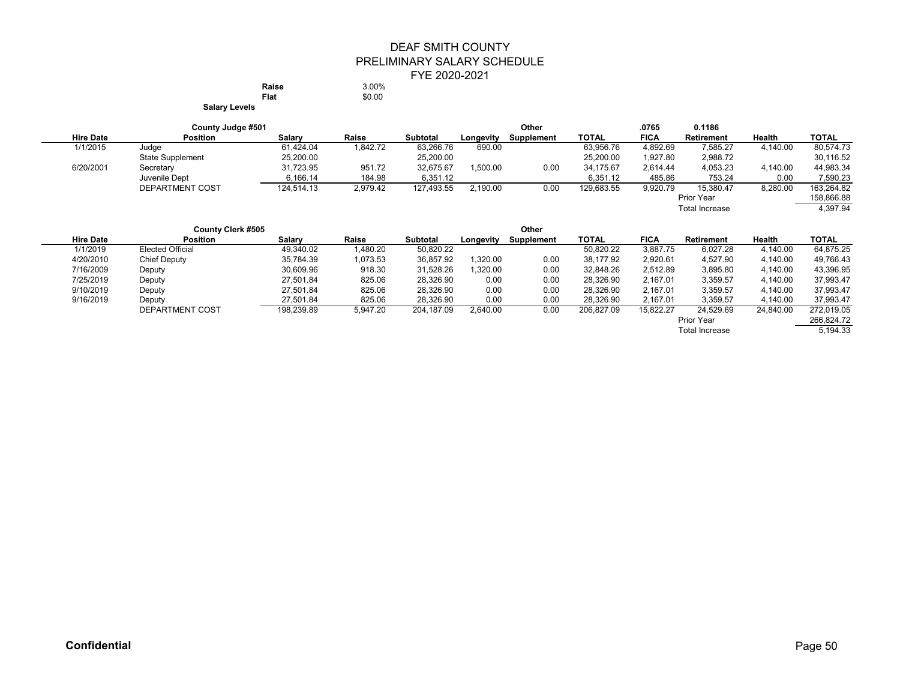# DEAF SMITH COUNTY
## PRELIMINARY SALARY SCHEDULE
## FYE 2020-2021

**Raise** 3.00%
**Flat** $0.00

**Salary Levels**

| Hire Date | County Judge #501 Position | Salary | Raise | Subtotal | Longevity | Other Supplement | TOTAL | .0765 FICA | 0.1186 Retirement | Health | TOTAL |
|---|---|---|---|---|---|---|---|---|---|---|---|
| 1/1/2015 | Judge | 61,424.04 | 1,842.72 | 63,266.76 | 690.00 | | 63,956.76 | 4,892.69 | 7,585.27 | 4,140.00 | 80,574.73 |
| | State Supplement | 25,200.00 | | 25,200.00 | | | 25,200.00 | 1,927.80 | 2,988.72 | | 30,116.52 |
| 6/20/2001 | Secretary | 31,723.95 | 951.72 | 32,675.67 | 1,500.00 | 0.00 | 34,175.67 | 2,614.44 | 4,053.23 | 4,140.00 | 44,983.34 |
| | Juvenile Dept | 6,166.14 | 184.98 | 6,351.12 | | | 6,351.12 | 485.86 | 753.24 | 0.00 | 7,590.23 |
| | DEPARTMENT COST | 124,514.13 | 2,979.42 | 127,493.55 | 2,190.00 | 0.00 | 129,683.55 | 9,920.79 | 15,380.47 | 8,280.00 | 163,264.82 |
| | | | | | | | | | Prior Year | | 158,866.88 |
| | | | | | | | | | Total Increase | | 4,397.94 |

| Hire Date | County Clerk #505 Position | Salary | Raise | Subtotal | Longevity | Other Supplement | TOTAL | FICA | Retirement | Health | TOTAL |
|---|---|---|---|---|---|---|---|---|---|---|---|
| 1/1/2019 | Elected Official | 49,340.02 | 1,480.20 | 50,820.22 | | | 50,820.22 | 3,887.75 | 6,027.28 | 4,140.00 | 64,875.25 |
| 4/20/2010 | Chief Deputy | 35,784.39 | 1,073.53 | 36,857.92 | 1,320.00 | 0.00 | 38,177.92 | 2,920.61 | 4,527.90 | 4,140.00 | 49,766.43 |
| 7/16/2009 | Deputy | 30,609.96 | 918.30 | 31,528.26 | 1,320.00 | 0.00 | 32,848.26 | 2,512.89 | 3,895.80 | 4,140.00 | 43,396.95 |
| 7/25/2019 | Deputy | 27,501.84 | 825.06 | 28,326.90 | 0.00 | 0.00 | 28,326.90 | 2,167.01 | 3,359.57 | 4,140.00 | 37,993.47 |
| 9/10/2019 | Deputy | 27,501.84 | 825.06 | 28,326.90 | 0.00 | 0.00 | 28,326.90 | 2,167.01 | 3,359.57 | 4,140.00 | 37,993.47 |
| 9/16/2019 | Deputy | 27,501.84 | 825.06 | 28,326.90 | 0.00 | 0.00 | 28,326.90 | 2,167.01 | 3,359.57 | 4,140.00 | 37,993.47 |
| | DEPARTMENT COST | 198,239.89 | 5,947.20 | 204,187.09 | 2,640.00 | 0.00 | 206,827.09 | 15,822.27 | 24,529.69 | 24,840.00 | 272,019.05 |
| | | | | | | | | | Prior Year | | 266,824.72 |
| | | | | | | | | | Total Increase | | 5,194.33 |

**Confidential**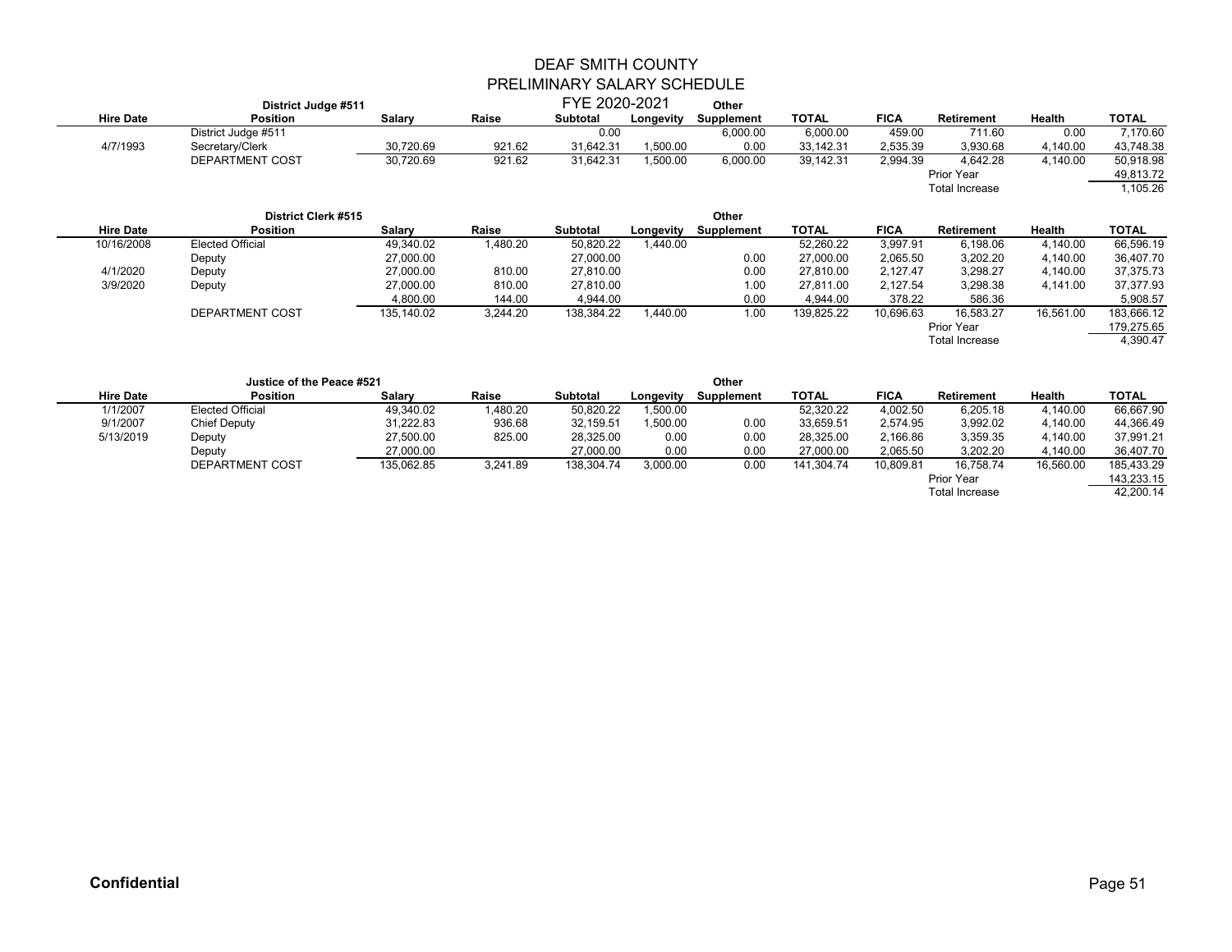# DEAF SMITH COUNTY

## PRELIMINARY SALARY SCHEDULE

### FYE 2020-2021

**District Judge #511**

| Hire Date | Position | Salary | Raise | Subtotal | Longevity | Other Supplement | TOTAL | FICA | Retirement | Health | TOTAL |
|---|---|---|---|---|---|---|---|---|---|---|---|
| | District Judge #511 | | | 0.00 | | 6,000.00 | 6,000.00 | 459.00 | 711.60 | 0.00 | 7,170.60 |
| 4/7/1993 | Secretary/Clerk | 30,720.69 | 921.62 | 31,642.31 | 1,500.00 | 0.00 | 33,142.31 | 2,535.39 | 3,930.68 | 4,140.00 | 43,748.38 |
| | DEPARTMENT COST | 30,720.69 | 921.62 | 31,642.31 | 1,500.00 | 6,000.00 | 39,142.31 | 2,994.39 | 4,642.28 | 4,140.00 | 50,918.98 |
| | | | | | | | | | Prior Year | | 49,813.72 |
| | | | | | | | | | Total Increase | | 1,105.26 |

**District Clerk #515**

| Hire Date | Position | Salary | Raise | Subtotal | Longevity | Other Supplement | TOTAL | FICA | Retirement | Health | TOTAL |
|---|---|---|---|---|---|---|---|---|---|---|---|
| 10/16/2008 | Elected Official | 49,340.02 | 1,480.20 | 50,820.22 | 1,440.00 | | 52,260.22 | 3,997.91 | 6,198.06 | 4,140.00 | 66,596.19 |
| | Deputy | 27,000.00 | | 27,000.00 | | 0.00 | 27,000.00 | 2,065.50 | 3,202.20 | 4,140.00 | 36,407.70 |
| 4/1/2020 | Deputy | 27,000.00 | 810.00 | 27,810.00 | | 0.00 | 27,810.00 | 2,127.47 | 3,298.27 | 4,140.00 | 37,375.73 |
| 3/9/2020 | Deputy | 27,000.00 | 810.00 | 27,810.00 | | 1.00 | 27,811.00 | 2,127.54 | 3,298.38 | 4,141.00 | 37,377.93 |
| | | 4,800.00 | 144.00 | 4,944.00 | | 0.00 | 4,944.00 | 378.22 | 586.36 | | 5,908.57 |
| | DEPARTMENT COST | 135,140.02 | 3,244.20 | 138,384.22 | 1,440.00 | 1.00 | 139,825.22 | 10,696.63 | 16,583.27 | 16,561.00 | 183,666.12 |
| | | | | | | | | | Prior Year | | 179,275.65 |
| | | | | | | | | | Total Increase | | 4,390.47 |

**Justice of the Peace #521**

| Hire Date | Position | Salary | Raise | Subtotal | Longevity | Other Supplement | TOTAL | FICA | Retirement | Health | TOTAL |
|---|---|---|---|---|---|---|---|---|---|---|---|
| 1/1/2007 | Elected Official | 49,340.02 | 1,480.20 | 50,820.22 | 1,500.00 | | 52,320.22 | 4,002.50 | 6,205.18 | 4,140.00 | 66,667.90 |
| 9/1/2007 | Chief Deputy | 31,222.83 | 936.68 | 32,159.51 | 1,500.00 | 0.00 | 33,659.51 | 2,574.95 | 3,992.02 | 4,140.00 | 44,366.49 |
| 5/13/2019 | Deputy | 27,500.00 | 825.00 | 28,325.00 | 0.00 | 0.00 | 28,325.00 | 2,166.86 | 3,359.35 | 4,140.00 | 37,991.21 |
| | Deputy | 27,000.00 | | 27,000.00 | 0.00 | 0.00 | 27,000.00 | 2,065.50 | 3,202.20 | 4,140.00 | 36,407.70 |
| | DEPARTMENT COST | 135,062.85 | 3,241.89 | 138,304.74 | 3,000.00 | 0.00 | 141,304.74 | 10,809.81 | 16,758.74 | 16,560.00 | 185,433.29 |
| | | | | | | | | | Prior Year | | 143,233.15 |
| | | | | | | | | | Total Increase | | 42,200.14 |

**Confidential**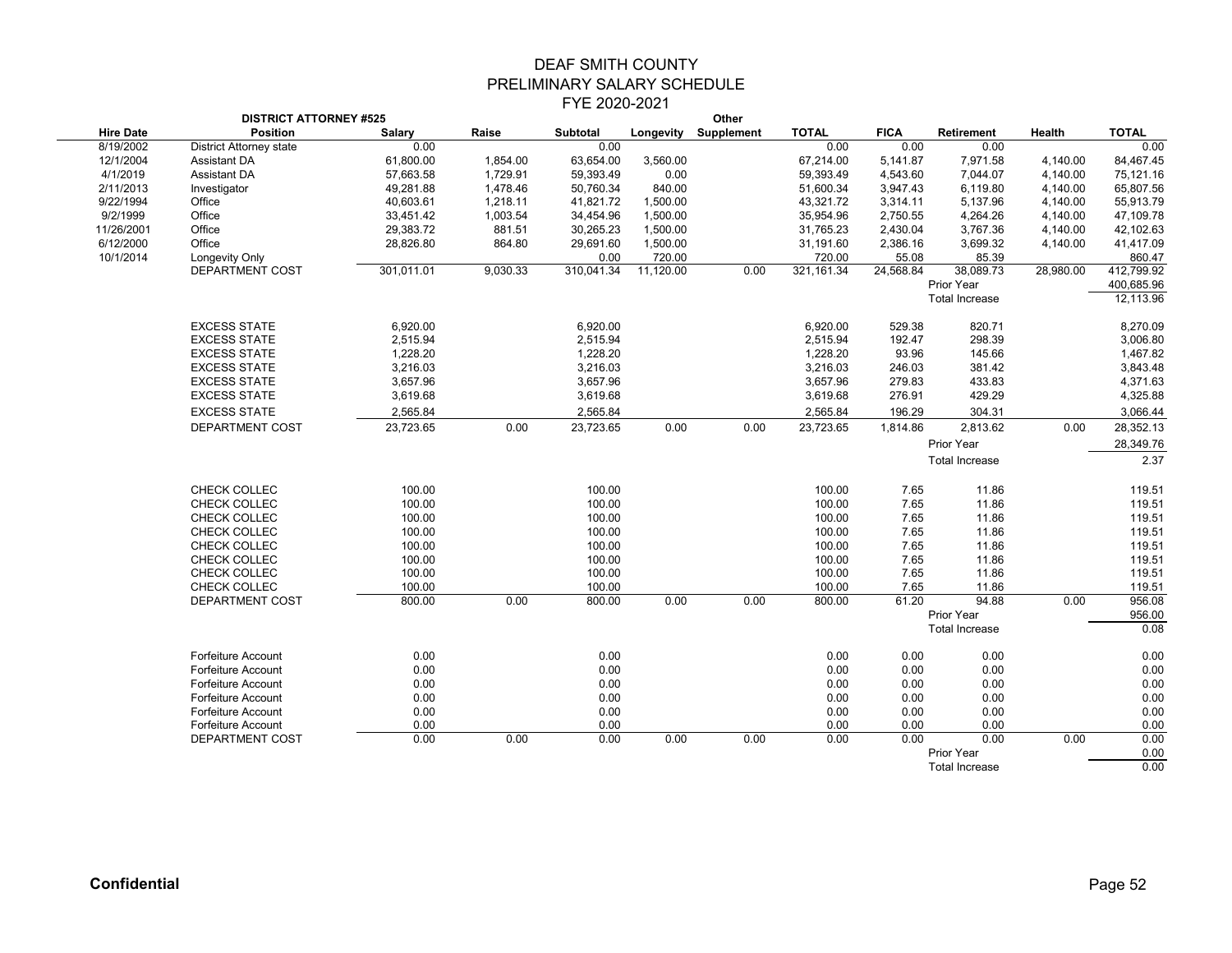# DEAF SMITH COUNTY
## PRELIMINARY SALARY SCHEDULE
### FYE 2020-2021

| Hire Date | DISTRICT ATTORNEY #525 Position | Salary | Raise | Subtotal | Longevity | Other Supplement | TOTAL | FICA | Retirement | Health | TOTAL |
|---|---|---|---|---|---|---|---|---|---|---|---|
| 8/19/2002 | District Attorney state | 0.00 | | 0.00 | | | 0.00 | 0.00 | 0.00 | | 0.00 |
| 12/1/2004 | Assistant DA | 61,800.00 | 1,854.00 | 63,654.00 | 3,560.00 | | 67,214.00 | 5,141.87 | 7,971.58 | 4,140.00 | 84,467.45 |
| 4/1/2019 | Assistant DA | 57,663.58 | 1,729.91 | 59,393.49 | 0.00 | | 59,393.49 | 4,543.60 | 7,044.07 | 4,140.00 | 75,121.16 |
| 2/11/2013 | Investigator | 49,281.88 | 1,478.46 | 50,760.34 | 840.00 | | 51,600.34 | 3,947.43 | 6,119.80 | 4,140.00 | 65,807.56 |
| 9/22/1994 | Office | 40,603.61 | 1,218.11 | 41,821.72 | 1,500.00 | | 43,321.72 | 3,314.11 | 5,137.96 | 4,140.00 | 55,913.79 |
| 9/2/1999 | Office | 33,451.42 | 1,003.54 | 34,454.96 | 1,500.00 | | 35,954.96 | 2,750.55 | 4,264.26 | 4,140.00 | 47,109.78 |
| 11/26/2001 | Office | 29,383.72 | 881.51 | 30,265.23 | 1,500.00 | | 31,765.23 | 2,430.04 | 3,767.36 | 4,140.00 | 42,102.63 |
| 6/12/2000 | Office | 28,826.80 | 864.80 | 29,691.60 | 1,500.00 | | 31,191.60 | 2,386.16 | 3,699.32 | 4,140.00 | 41,417.09 |
| 10/1/2014 | Longevity Only | | | 0.00 | 720.00 | | 720.00 | 55.08 | 85.39 | | 860.47 |
| | DEPARTMENT COST | 301,011.01 | 9,030.33 | 310,041.34 | 11,120.00 | 0.00 | 321,161.34 | 24,568.84 | 38,089.73 | 28,980.00 | 412,799.92 |
| | | | | | | | | | Prior Year | | 400,685.96 |
| | | | | | | | | | Total Increase | | 12,113.96 |
| | EXCESS STATE | 6,920.00 | | 6,920.00 | | | 6,920.00 | 529.38 | 820.71 | | 8,270.09 |
| | EXCESS STATE | 2,515.94 | | 2,515.94 | | | 2,515.94 | 192.47 | 298.39 | | 3,006.80 |
| | EXCESS STATE | 1,228.20 | | 1,228.20 | | | 1,228.20 | 93.96 | 145.66 | | 1,467.82 |
| | EXCESS STATE | 3,216.03 | | 3,216.03 | | | 3,216.03 | 246.03 | 381.42 | | 3,843.48 |
| | EXCESS STATE | 3,657.96 | | 3,657.96 | | | 3,657.96 | 279.83 | 433.83 | | 4,371.63 |
| | EXCESS STATE | 3,619.68 | | 3,619.68 | | | 3,619.68 | 276.91 | 429.29 | | 4,325.88 |
| | EXCESS STATE | 2,565.84 | | 2,565.84 | | | 2,565.84 | 196.29 | 304.31 | | 3,066.44 |
| | DEPARTMENT COST | 23,723.65 | 0.00 | 23,723.65 | 0.00 | 0.00 | 23,723.65 | 1,814.86 | 2,813.62 | 0.00 | 28,352.13 |
| | | | | | | | | | Prior Year | | 28,349.76 |
| | | | | | | | | | Total Increase | | 2.37 |
| | CHECK COLLEC | 100.00 | | 100.00 | | | 100.00 | 7.65 | 11.86 | | 119.51 |
| | CHECK COLLEC | 100.00 | | 100.00 | | | 100.00 | 7.65 | 11.86 | | 119.51 |
| | CHECK COLLEC | 100.00 | | 100.00 | | | 100.00 | 7.65 | 11.86 | | 119.51 |
| | CHECK COLLEC | 100.00 | | 100.00 | | | 100.00 | 7.65 | 11.86 | | 119.51 |
| | CHECK COLLEC | 100.00 | | 100.00 | | | 100.00 | 7.65 | 11.86 | | 119.51 |
| | CHECK COLLEC | 100.00 | | 100.00 | | | 100.00 | 7.65 | 11.86 | | 119.51 |
| | CHECK COLLEC | 100.00 | | 100.00 | | | 100.00 | 7.65 | 11.86 | | 119.51 |
| | CHECK COLLEC | 100.00 | | 100.00 | | | 100.00 | 7.65 | 11.86 | | 119.51 |
| | DEPARTMENT COST | 800.00 | 0.00 | 800.00 | 0.00 | 0.00 | 800.00 | 61.20 | 94.88 | 0.00 | 956.08 |
| | | | | | | | | | Prior Year | | 956.00 |
| | | | | | | | | | Total Increase | | 0.08 |
| | Forfeiture Account | 0.00 | | 0.00 | | | 0.00 | 0.00 | 0.00 | | 0.00 |
| | Forfeiture Account | 0.00 | | 0.00 | | | 0.00 | 0.00 | 0.00 | | 0.00 |
| | Forfeiture Account | 0.00 | | 0.00 | | | 0.00 | 0.00 | 0.00 | | 0.00 |
| | Forfeiture Account | 0.00 | | 0.00 | | | 0.00 | 0.00 | 0.00 | | 0.00 |
| | Forfeiture Account | 0.00 | | 0.00 | | | 0.00 | 0.00 | 0.00 | | 0.00 |
| | Forfeiture Account | 0.00 | | 0.00 | | | 0.00 | 0.00 | 0.00 | | 0.00 |
| | DEPARTMENT COST | 0.00 | 0.00 | 0.00 | 0.00 | 0.00 | 0.00 | 0.00 | 0.00 | 0.00 | 0.00 |
| | | | | | | | | | Prior Year | | 0.00 |
| | | | | | | | | | Total Increase | | 0.00 |

**Confidential**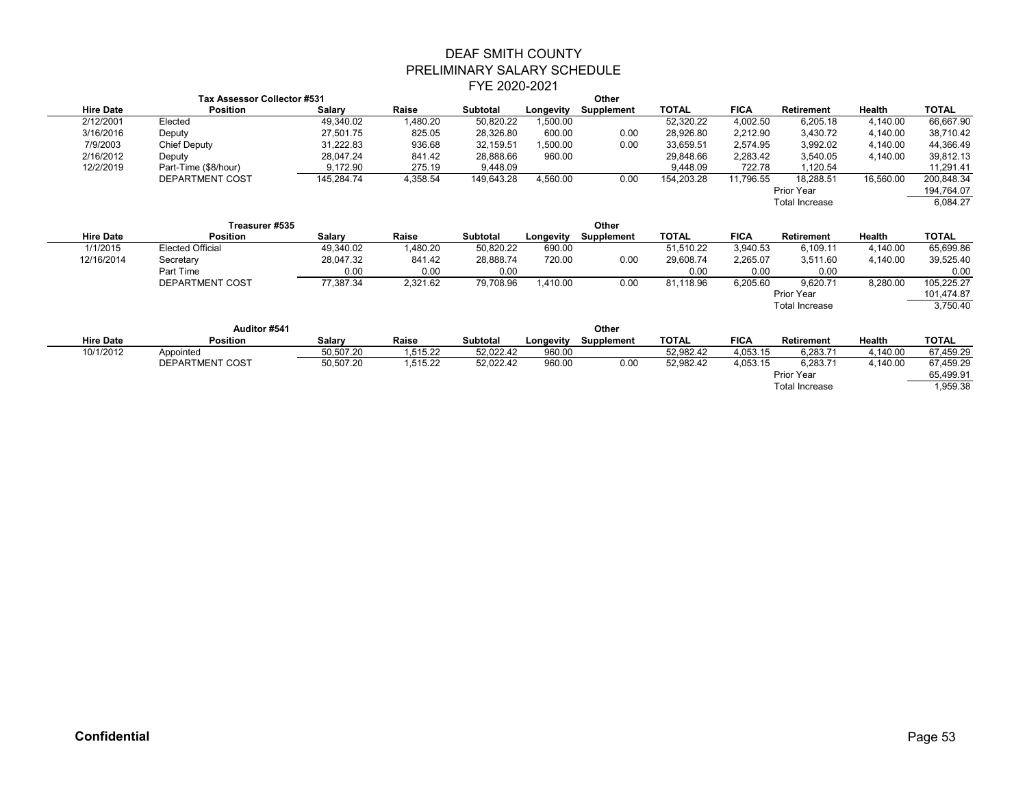# DEAF SMITH COUNTY
## PRELIMINARY SALARY SCHEDULE
## FYE 2020-2021

### Tax Assessor Collector #531

| Hire Date | Position | Salary | Raise | Subtotal | Longevity | Other Supplement | TOTAL | FICA | Retirement | Health | TOTAL |
|---|---|---|---|---|---|---|---|---|---|---|---|
| 2/12/2001 | Elected | 49,340.02 | 1,480.20 | 50,820.22 | 1,500.00 | | 52,320.22 | 4,002.50 | 6,205.18 | 4,140.00 | 66,667.90 |
| 3/16/2016 | Deputy | 27,501.75 | 825.05 | 28,326.80 | 600.00 | 0.00 | 28,926.80 | 2,212.90 | 3,430.72 | 4,140.00 | 38,710.42 |
| 7/9/2003 | Chief Deputy | 31,222.83 | 936.68 | 32,159.51 | 1,500.00 | 0.00 | 33,659.51 | 2,574.95 | 3,992.02 | 4,140.00 | 44,366.49 |
| 2/16/2012 | Deputy | 28,047.24 | 841.42 | 28,888.66 | 960.00 | 0.00 | 29,848.66 | 2,283.42 | 3,540.05 | 4,140.00 | 39,812.13 |
| 12/2/2019 | Part-Time ($8/hour) | 9,172.90 | 275.19 | 9,448.09 | | | 9,448.09 | 722.78 | 1,120.54 | | 11,291.41 |
| | DEPARTMENT COST | 145,284.74 | 4,358.54 | 149,643.28 | 4,560.00 | 0.00 | 154,203.28 | 11,796.55 | 18,288.51 | 16,560.00 | 200,848.34 |
| | | | | | | | | | Prior Year | | 194,764.07 |
| | | | | | | | | | Total Increase | | 6,084.27 |

### Treasurer #535

| Hire Date | Position | Salary | Raise | Subtotal | Longevity | Other Supplement | TOTAL | FICA | Retirement | Health | TOTAL |
|---|---|---|---|---|---|---|---|---|---|---|---|
| 1/1/2015 | Elected Official | 49,340.02 | 1,480.20 | 50,820.22 | 690.00 | | 51,510.22 | 3,940.53 | 6,109.11 | 4,140.00 | 65,699.86 |
| 12/16/2014 | Secretary | 28,047.32 | 841.42 | 28,888.74 | 720.00 | 0.00 | 29,608.74 | 2,265.07 | 3,511.60 | 4,140.00 | 39,525.40 |
| | Part Time | 0.00 | 0.00 | 0.00 | | | 0.00 | 0.00 | 0.00 | | 0.00 |
| | DEPARTMENT COST | 77,387.34 | 2,321.62 | 79,708.96 | 1,410.00 | 0.00 | 81,118.96 | 6,205.60 | 9,620.71 | 8,280.00 | 105,225.27 |
| | | | | | | | | | Prior Year | | 101,474.87 |
| | | | | | | | | | Total Increase | | 3,750.40 |

### Auditor #541

| Hire Date | Position | Salary | Raise | Subtotal | Longevity | Other Supplement | TOTAL | FICA | Retirement | Health | TOTAL |
|---|---|---|---|---|---|---|---|---|---|---|---|
| 10/1/2012 | Appointed | 50,507.20 | 1,515.22 | 52,022.42 | 960.00 | | 52,982.42 | 4,053.15 | 6,283.71 | 4,140.00 | 67,459.29 |
| | DEPARTMENT COST | 50,507.20 | 1,515.22 | 52,022.42 | 960.00 | 0.00 | 52,982.42 | 4,053.15 | 6,283.71 | 4,140.00 | 67,459.29 |
| | | | | | | | | | Prior Year | | 65,499.91 |
| | | | | | | | | | Total Increase | | 1,959.38 |

**Confidential**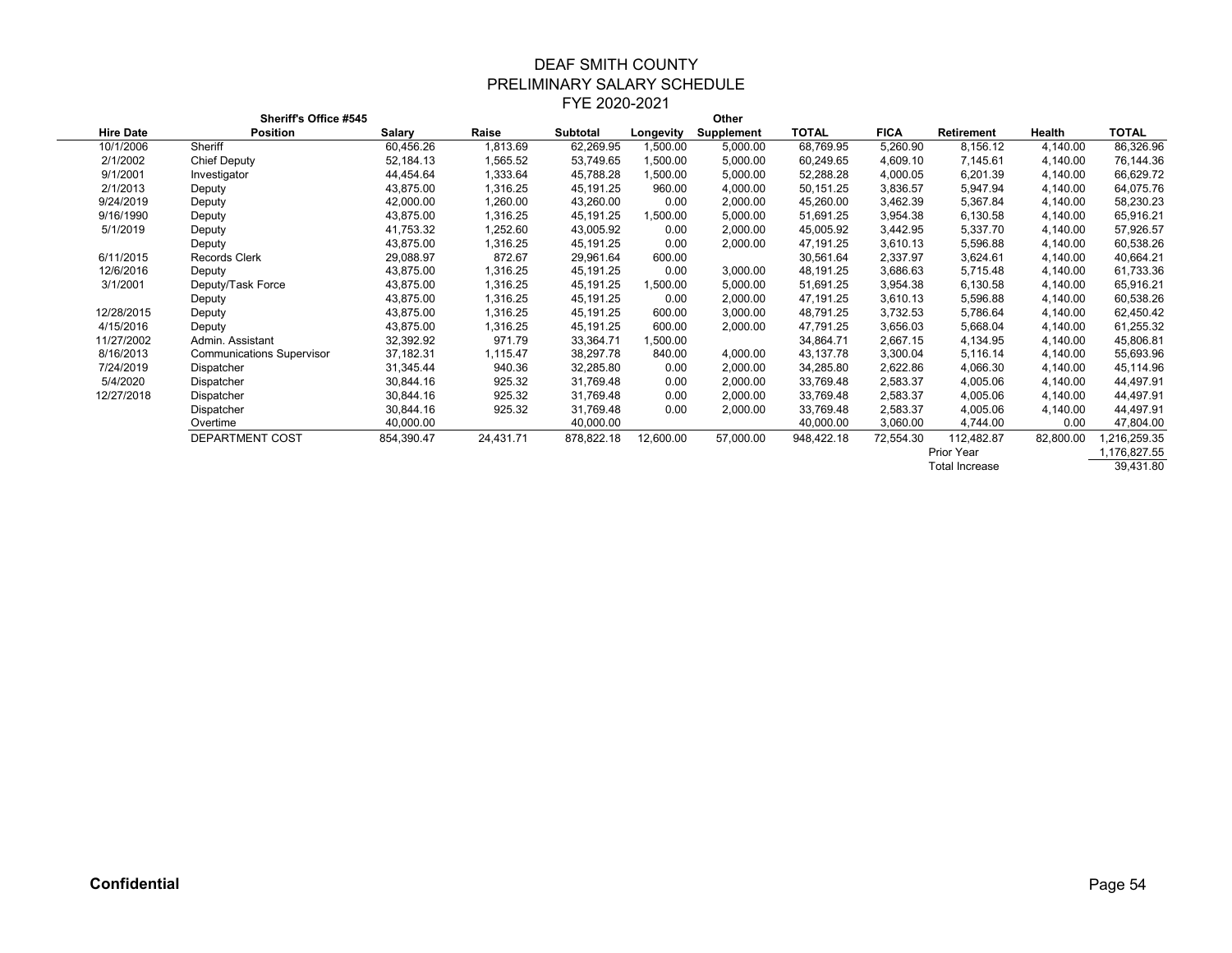# DEAF SMITH COUNTY
## PRELIMINARY SALARY SCHEDULE
### FYE 2020-2021

| Hire Date | Sheriff's Office #545<br>Position | Salary | Raise | Subtotal | Longevity | Other<br>Supplement | TOTAL | FICA | Retirement | Health | TOTAL |
|---|---|---|---|---|---|---|---|---|---|---|---|
| 10/1/2006 | Sheriff | 60,456.26 | 1,813.69 | 62,269.95 | 1,500.00 | 5,000.00 | 68,769.95 | 5,260.90 | 8,156.12 | 4,140.00 | 86,326.96 |
| 2/1/2002 | Chief Deputy | 52,184.13 | 1,565.52 | 53,749.65 | 1,500.00 | 5,000.00 | 60,249.65 | 4,609.10 | 7,145.61 | 4,140.00 | 76,144.36 |
| 9/1/2001 | Investigator | 44,454.64 | 1,333.64 | 45,788.28 | 1,500.00 | 5,000.00 | 52,288.28 | 4,000.05 | 6,201.39 | 4,140.00 | 66,629.72 |
| 2/1/2013 | Deputy | 43,875.00 | 1,316.25 | 45,191.25 | 960.00 | 4,000.00 | 50,151.25 | 3,836.57 | 5,947.94 | 4,140.00 | 64,075.76 |
| 9/24/2019 | Deputy | 42,000.00 | 1,260.00 | 43,260.00 | 0.00 | 2,000.00 | 45,260.00 | 3,462.39 | 5,367.84 | 4,140.00 | 58,230.23 |
| 9/16/1990 | Deputy | 43,875.00 | 1,316.25 | 45,191.25 | 1,500.00 | 5,000.00 | 51,691.25 | 3,954.38 | 6,130.58 | 4,140.00 | 65,916.21 |
| 5/1/2019 | Deputy | 41,753.32 | 1,252.60 | 43,005.92 | 0.00 | 2,000.00 | 45,005.92 | 3,442.95 | 5,337.70 | 4,140.00 | 57,926.57 |
| | Deputy | 43,875.00 | 1,316.25 | 45,191.25 | 0.00 | 2,000.00 | 47,191.25 | 3,610.13 | 5,596.88 | 4,140.00 | 60,538.26 |
| 6/11/2015 | Records Clerk | 29,088.97 | 872.67 | 29,961.64 | 600.00 | | 30,561.64 | 2,337.97 | 3,624.61 | 4,140.00 | 40,664.21 |
| 12/6/2016 | Deputy | 43,875.00 | 1,316.25 | 45,191.25 | 0.00 | 3,000.00 | 48,191.25 | 3,686.63 | 5,715.48 | 4,140.00 | 61,733.36 |
| 3/1/2001 | Deputy/Task Force | 43,875.00 | 1,316.25 | 45,191.25 | 1,500.00 | 5,000.00 | 51,691.25 | 3,954.38 | 6,130.58 | 4,140.00 | 65,916.21 |
| | Deputy | 43,875.00 | 1,316.25 | 45,191.25 | 0.00 | 2,000.00 | 47,191.25 | 3,610.13 | 5,596.88 | 4,140.00 | 60,538.26 |
| 12/28/2015 | Deputy | 43,875.00 | 1,316.25 | 45,191.25 | 600.00 | 3,000.00 | 48,791.25 | 3,732.53 | 5,786.64 | 4,140.00 | 62,450.42 |
| 4/15/2016 | Deputy | 43,875.00 | 1,316.25 | 45,191.25 | 600.00 | 2,000.00 | 47,791.25 | 3,656.03 | 5,668.04 | 4,140.00 | 61,255.32 |
| 11/27/2002 | Admin. Assistant | 32,392.92 | 971.79 | 33,364.71 | 1,500.00 | | 34,864.71 | 2,667.15 | 4,134.95 | 4,140.00 | 45,806.81 |
| 8/16/2013 | Communications Supervisor | 37,182.31 | 1,115.47 | 38,297.78 | 840.00 | 4,000.00 | 43,137.78 | 3,300.04 | 5,116.14 | 4,140.00 | 55,693.96 |
| 7/24/2019 | Dispatcher | 31,345.44 | 940.36 | 32,285.80 | 0.00 | 2,000.00 | 34,285.80 | 2,622.86 | 4,066.30 | 4,140.00 | 45,114.96 |
| 5/4/2020 | Dispatcher | 30,844.16 | 925.32 | 31,769.48 | 0.00 | 2,000.00 | 33,769.48 | 2,583.37 | 4,005.06 | 4,140.00 | 44,497.91 |
| 12/27/2018 | Dispatcher | 30,844.16 | 925.32 | 31,769.48 | 0.00 | 2,000.00 | 33,769.48 | 2,583.37 | 4,005.06 | 4,140.00 | 44,497.91 |
| | Dispatcher | 30,844.16 | 925.32 | 31,769.48 | 0.00 | 2,000.00 | 33,769.48 | 2,583.37 | 4,005.06 | 4,140.00 | 44,497.91 |
| | Overtime | 40,000.00 | | 40,000.00 | | | 40,000.00 | 3,060.00 | 4,744.00 | 0.00 | 47,804.00 |
| | DEPARTMENT COST | 854,390.47 | 24,431.71 | 878,822.18 | 12,600.00 | 57,000.00 | 948,422.18 | 72,554.30 | 112,482.87 | 82,800.00 | 1,216,259.35 |
| | | | | | | | | | Prior Year | | 1,176,827.55 |
| | | | | | | | | | Total Increase | | 39,431.80 |

**Confidential**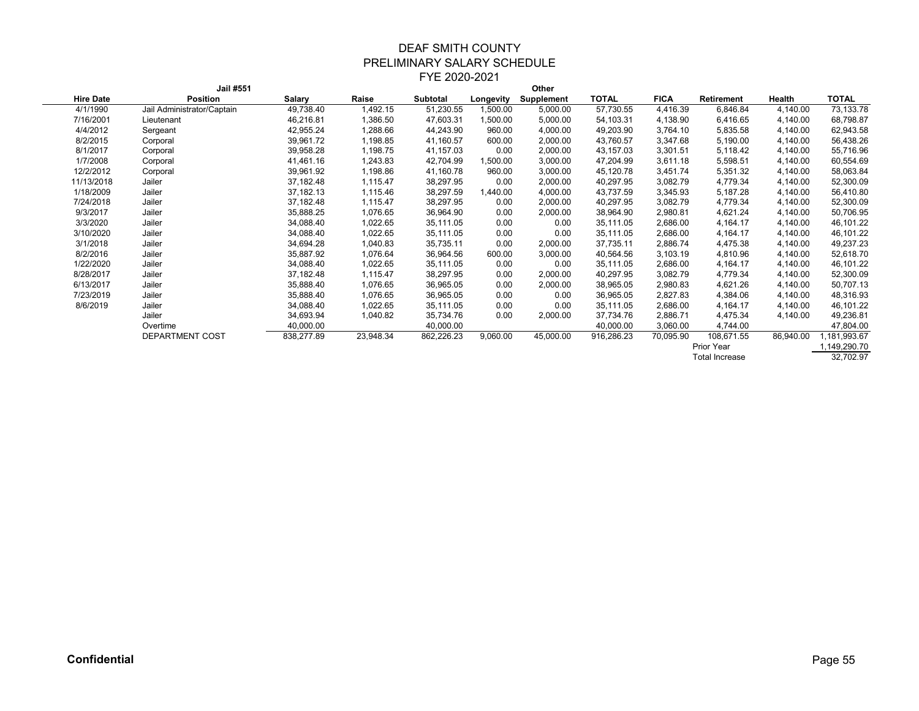# DEAF SMITH COUNTY
## PRELIMINARY SALARY SCHEDULE
### FYE 2020-2021

| Hire Date | Jail #551 Position | Salary | Raise | Subtotal | Longevity | Other Supplement | TOTAL | FICA | Retirement | Health | TOTAL |
|---|---|---|---|---|---|---|---|---|---|---|---|
| 4/1/1990 | Jail Administrator/Captain | 49,738.40 | 1,492.15 | 51,230.55 | 1,500.00 | 5,000.00 | 57,730.55 | 4,416.39 | 6,846.84 | 4,140.00 | 73,133.78 |
| 7/16/2001 | Lieutenant | 46,216.81 | 1,386.50 | 47,603.31 | 1,500.00 | 5,000.00 | 54,103.31 | 4,138.90 | 6,416.65 | 4,140.00 | 68,798.87 |
| 4/4/2012 | Sergeant | 42,955.24 | 1,288.66 | 44,243.90 | 960.00 | 4,000.00 | 49,203.90 | 3,764.10 | 5,835.58 | 4,140.00 | 62,943.58 |
| 8/2/2015 | Corporal | 39,961.72 | 1,198.85 | 41,160.57 | 600.00 | 2,000.00 | 43,760.57 | 3,347.68 | 5,190.00 | 4,140.00 | 56,438.26 |
| 8/1/2017 | Corporal | 39,958.28 | 1,198.75 | 41,157.03 | 0.00 | 2,000.00 | 43,157.03 | 3,301.51 | 5,118.42 | 4,140.00 | 55,716.96 |
| 1/7/2008 | Corporal | 41,461.16 | 1,243.83 | 42,704.99 | 1,500.00 | 3,000.00 | 47,204.99 | 3,611.18 | 5,598.51 | 4,140.00 | 60,554.69 |
| 12/2/2012 | Corporal | 39,961.92 | 1,198.86 | 41,160.78 | 960.00 | 3,000.00 | 45,120.78 | 3,451.74 | 5,351.32 | 4,140.00 | 58,063.84 |
| 11/13/2018 | Jailer | 37,182.48 | 1,115.47 | 38,297.95 | 0.00 | 2,000.00 | 40,297.95 | 3,082.79 | 4,779.34 | 4,140.00 | 52,300.09 |
| 1/18/2009 | Jailer | 37,182.13 | 1,115.46 | 38,297.59 | 1,440.00 | 4,000.00 | 43,737.59 | 3,345.93 | 5,187.28 | 4,140.00 | 56,410.80 |
| 7/24/2018 | Jailer | 37,182.48 | 1,115.47 | 38,297.95 | 0.00 | 2,000.00 | 40,297.95 | 3,082.79 | 4,779.34 | 4,140.00 | 52,300.09 |
| 9/3/2017 | Jailer | 35,888.25 | 1,076.65 | 36,964.90 | 0.00 | 2,000.00 | 38,964.90 | 2,980.81 | 4,621.24 | 4,140.00 | 50,706.95 |
| 3/3/2020 | Jailer | 34,088.40 | 1,022.65 | 35,111.05 | 0.00 | 0.00 | 35,111.05 | 2,686.00 | 4,164.17 | 4,140.00 | 46,101.22 |
| 3/10/2020 | Jailer | 34,088.40 | 1,022.65 | 35,111.05 | 0.00 | 0.00 | 35,111.05 | 2,686.00 | 4,164.17 | 4,140.00 | 46,101.22 |
| 3/1/2018 | Jailer | 34,694.28 | 1,040.83 | 35,735.11 | 0.00 | 2,000.00 | 37,735.11 | 2,886.74 | 4,475.38 | 4,140.00 | 49,237.23 |
| 8/2/2016 | Jailer | 35,887.92 | 1,076.64 | 36,964.56 | 600.00 | 3,000.00 | 40,564.56 | 3,103.19 | 4,810.96 | 4,140.00 | 52,618.70 |
| 1/22/2020 | Jailer | 34,088.40 | 1,022.65 | 35,111.05 | 0.00 | 0.00 | 35,111.05 | 2,686.00 | 4,164.17 | 4,140.00 | 46,101.22 |
| 8/28/2017 | Jailer | 37,182.48 | 1,115.47 | 38,297.95 | 0.00 | 2,000.00 | 40,297.95 | 3,082.79 | 4,779.34 | 4,140.00 | 52,300.09 |
| 6/13/2017 | Jailer | 35,888.40 | 1,076.65 | 36,965.05 | 0.00 | 2,000.00 | 38,965.05 | 2,980.83 | 4,621.26 | 4,140.00 | 50,707.13 |
| 7/23/2019 | Jailer | 35,888.40 | 1,076.65 | 36,965.05 | 0.00 | 0.00 | 36,965.05 | 2,827.83 | 4,384.06 | 4,140.00 | 48,316.93 |
| 8/6/2019 | Jailer | 34,088.40 | 1,022.65 | 35,111.05 | 0.00 | 0.00 | 35,111.05 | 2,686.00 | 4,164.17 | 4,140.00 | 46,101.22 |
| | Jailer | 34,693.94 | 1,040.82 | 35,734.76 | 0.00 | 2,000.00 | 37,734.76 | 2,886.71 | 4,475.34 | 4,140.00 | 49,236.81 |
| | Overtime | 40,000.00 | | 40,000.00 | | | 40,000.00 | 3,060.00 | 4,744.00 | | 47,804.00 |
| | DEPARTMENT COST | 838,277.89 | 23,948.34 | 862,226.23 | 9,060.00 | 45,000.00 | 916,286.23 | 70,095.90 | 108,671.55 | 86,940.00 | 1,181,993.67 |
| | | | | | | | | | Prior Year | | 1,149,290.70 |
| | | | | | | | | | Total Increase | | 32,702.97 |

**Confidential**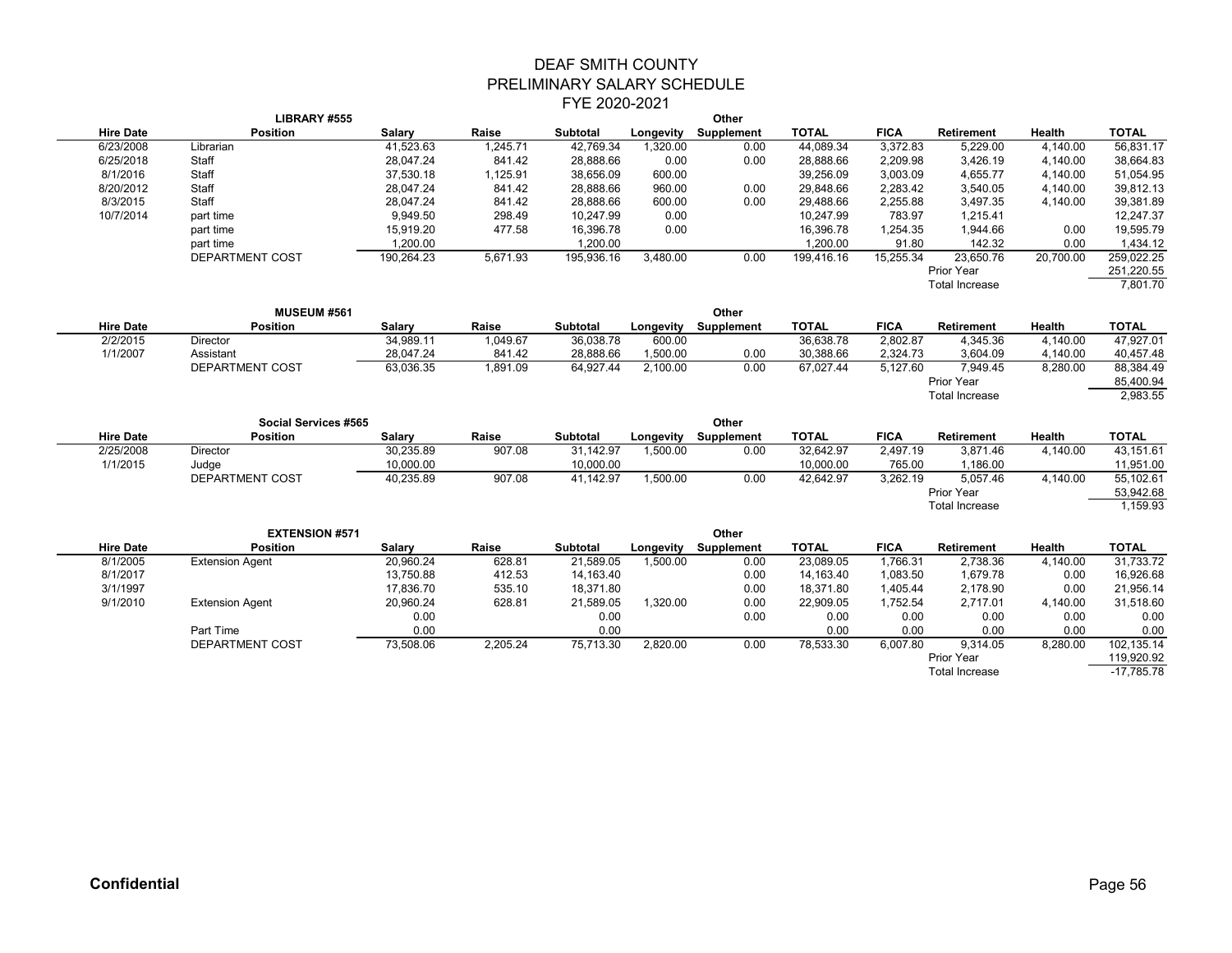# DEAF SMITH COUNTY
## PRELIMINARY SALARY SCHEDULE
### FYE 2020-2021

**LIBRARY #555**

| Hire Date | Position | Salary | Raise | Subtotal | Longevity | Other Supplement | TOTAL | FICA | Retirement | Health | TOTAL |
|---|---|---|---|---|---|---|---|---|---|---|---|
| 6/23/2008 | Librarian | 41,523.63 | 1,245.71 | 42,769.34 | 1,320.00 | 0.00 | 44,089.34 | 3,372.83 | 5,229.00 | 4,140.00 | 56,831.17 |
| 6/25/2018 | Staff | 28,047.24 | 841.42 | 28,888.66 | 0.00 | 0.00 | 28,888.66 | 2,209.98 | 3,426.19 | 4,140.00 | 38,664.83 |
| 8/1/2016 | Staff | 37,530.18 | 1,125.91 | 38,656.09 | 600.00 | | 39,256.09 | 3,003.09 | 4,655.77 | 4,140.00 | 51,054.95 |
| 8/20/2012 | Staff | 28,047.24 | 841.42 | 28,888.66 | 960.00 | 0.00 | 29,848.66 | 2,283.42 | 3,540.05 | 4,140.00 | 39,812.13 |
| 8/3/2015 | Staff | 28,047.24 | 841.42 | 28,888.66 | 600.00 | 0.00 | 29,488.66 | 2,255.88 | 3,497.35 | 4,140.00 | 39,381.89 |
| 10/7/2014 | part time | 9,949.50 | 298.49 | 10,247.99 | 0.00 | | 10,247.99 | 783.97 | 1,215.41 | | 12,247.37 |
| | part time | 15,919.20 | 477.58 | 16,396.78 | 0.00 | | 16,396.78 | 1,254.35 | 1,944.66 | 0.00 | 19,595.79 |
| | part time | 1,200.00 | | 1,200.00 | | | 1,200.00 | 91.80 | 142.32 | 0.00 | 1,434.12 |
| | DEPARTMENT COST | 190,264.23 | 5,671.93 | 195,936.16 | 3,480.00 | 0.00 | 199,416.16 | 15,255.34 | 23,650.76 | 20,700.00 | 259,022.25 |
| | | | | | | | | | Prior Year | | 251,220.55 |
| | | | | | | | | | Total Increase | | 7,801.70 |

**MUSEUM #561**

| Hire Date | Position | Salary | Raise | Subtotal | Longevity | Other Supplement | TOTAL | FICA | Retirement | Health | TOTAL |
|---|---|---|---|---|---|---|---|---|---|---|---|
| 2/2/2015 | Director | 34,989.11 | 1,049.67 | 36,038.78 | 600.00 | | 36,638.78 | 2,802.87 | 4,345.36 | 4,140.00 | 47,927.01 |
| 1/1/2007 | Assistant | 28,047.24 | 841.42 | 28,888.66 | 1,500.00 | 0.00 | 30,388.66 | 2,324.73 | 3,604.09 | 4,140.00 | 40,457.48 |
| | DEPARTMENT COST | 63,036.35 | 1,891.09 | 64,927.44 | 2,100.00 | 0.00 | 67,027.44 | 5,127.60 | 7,949.45 | 8,280.00 | 88,384.49 |
| | | | | | | | | | Prior Year | | 85,400.94 |
| | | | | | | | | | Total Increase | | 2,983.55 |

**Social Services #565**

| Hire Date | Position | Salary | Raise | Subtotal | Longevity | Other Supplement | TOTAL | FICA | Retirement | Health | TOTAL |
|---|---|---|---|---|---|---|---|---|---|---|---|
| 2/25/2008 | Director | 30,235.89 | 907.08 | 31,142.97 | 1,500.00 | 0.00 | 32,642.97 | 2,497.19 | 3,871.46 | 4,140.00 | 43,151.61 |
| 1/1/2015 | Judge | 10,000.00 | | 10,000.00 | | | 10,000.00 | 765.00 | 1,186.00 | | 11,951.00 |
| | DEPARTMENT COST | 40,235.89 | 907.08 | 41,142.97 | 1,500.00 | 0.00 | 42,642.97 | 3,262.19 | 5,057.46 | 4,140.00 | 55,102.61 |
| | | | | | | | | | Prior Year | | 53,942.68 |
| | | | | | | | | | Total Increase | | 1,159.93 |

**EXTENSION #571**

| Hire Date | Position | Salary | Raise | Subtotal | Longevity | Other Supplement | TOTAL | FICA | Retirement | Health | TOTAL |
|---|---|---|---|---|---|---|---|---|---|---|---|
| 8/1/2005 | Extension Agent | 20,960.24 | 628.81 | 21,589.05 | 1,500.00 | 0.00 | 23,089.05 | 1,766.31 | 2,738.36 | 4,140.00 | 31,733.72 |
| 8/1/2017 | | 13,750.88 | 412.53 | 14,163.40 | | 0.00 | 14,163.40 | 1,083.50 | 1,679.78 | 0.00 | 16,926.68 |
| 3/1/1997 | | 17,836.70 | 535.10 | 18,371.80 | | 0.00 | 18,371.80 | 1,405.44 | 2,178.90 | 0.00 | 21,956.14 |
| 9/1/2010 | Extension Agent | 20,960.24 | 628.81 | 21,589.05 | 1,320.00 | 0.00 | 22,909.05 | 1,752.54 | 2,717.01 | 4,140.00 | 31,518.60 |
| | | 0.00 | | 0.00 | | 0.00 | 0.00 | 0.00 | 0.00 | 0.00 | 0.00 |
| | Part Time | 0.00 | | 0.00 | | | 0.00 | 0.00 | 0.00 | 0.00 | 0.00 |
| | DEPARTMENT COST | 73,508.06 | 2,205.24 | 75,713.30 | 2,820.00 | 0.00 | 78,533.30 | 6,007.80 | 9,314.05 | 8,280.00 | 102,135.14 |
| | | | | | | | | | Prior Year | | 119,920.92 |
| | | | | | | | | | Total Increase | | -17,785.78 |

**Confidential**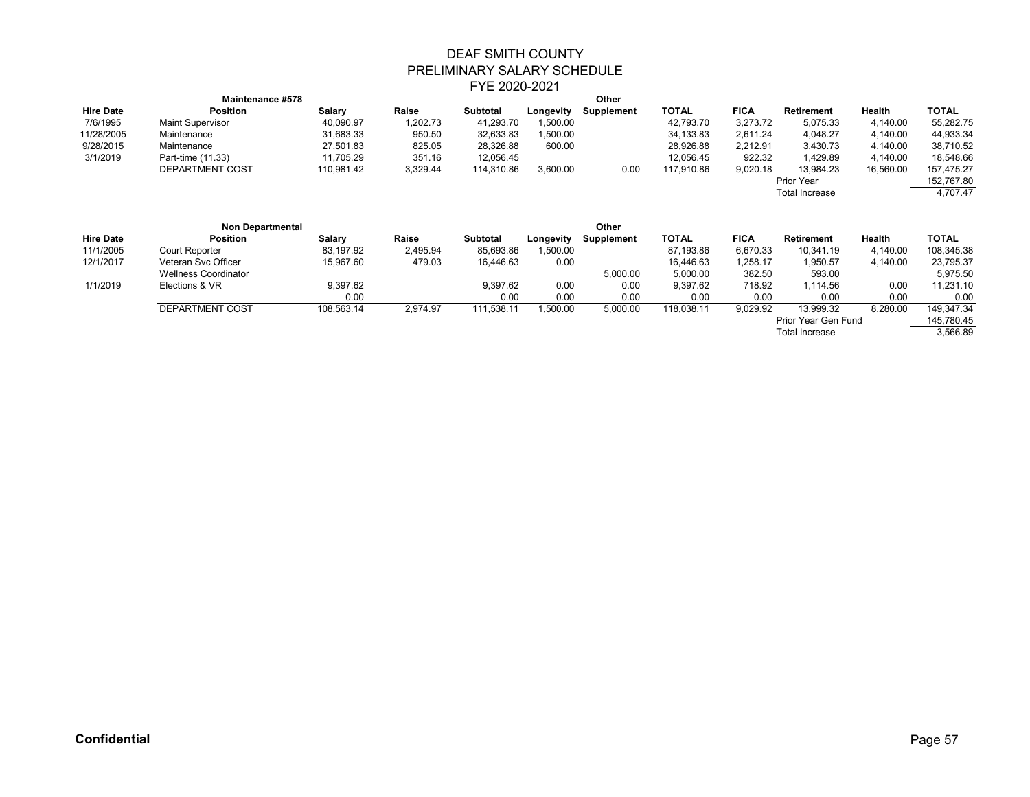# DEAF SMITH COUNTY
## PRELIMINARY SALARY SCHEDULE
## FYE 2020-2021

| | Maintenance #578 | | | | | Other | | | | | |
|---|---|---|---|---|---|---|---|---|---|---|---|
| **Hire Date** | **Position** | **Salary** | **Raise** | **Subtotal** | **Longevity** | **Supplement** | **TOTAL** | **FICA** | **Retirement** | **Health** | **TOTAL** |
| 7/6/1995 | Maint Supervisor | 40,090.97 | 1,202.73 | 41,293.70 | 1,500.00 | | 42,793.70 | 3,273.72 | 5,075.33 | 4,140.00 | 55,282.75 |
| 11/28/2005 | Maintenance | 31,683.33 | 950.50 | 32,633.83 | 1,500.00 | | 34,133.83 | 2,611.24 | 4,048.27 | 4,140.00 | 44,933.34 |
| 9/28/2015 | Maintenance | 27,501.83 | 825.05 | 28,326.88 | 600.00 | | 28,926.88 | 2,212.91 | 3,430.73 | 4,140.00 | 38,710.52 |
| 3/1/2019 | Part-time (11.33) | 11,705.29 | 351.16 | 12,056.45 | | | 12,056.45 | 922.32 | 1,429.89 | 4,140.00 | 18,548.66 |
| | DEPARTMENT COST | 110,981.42 | 3,329.44 | 114,310.86 | 3,600.00 | 0.00 | 117,910.86 | 9,020.18 | 13,984.23 | 16,560.00 | 157,475.27 |
| | | | | | | | | | Prior Year | | 152,767.80 |
| | | | | | | | | | Total Increase | | 4,707.47 |

| | Non Departmental | | | | | Other | | | | | |
|---|---|---|---|---|---|---|---|---|---|---|---|
| **Hire Date** | **Position** | **Salary** | **Raise** | **Subtotal** | **Longevity** | **Supplement** | **TOTAL** | **FICA** | **Retirement** | **Health** | **TOTAL** |
| 11/1/2005 | Court Reporter | 83,197.92 | 2,495.94 | 85,693.86 | 1,500.00 | | 87,193.86 | 6,670.33 | 10,341.19 | 4,140.00 | 108,345.38 |
| 12/1/2017 | Veteran Svc Officer | 15,967.60 | 479.03 | 16,446.63 | 0.00 | | 16,446.63 | 1,258.17 | 1,950.57 | 4,140.00 | 23,795.37 |
| | Wellness Coordinator | | | | | 5,000.00 | 5,000.00 | 382.50 | 593.00 | | 5,975.50 |
| 1/1/2019 | Elections & VR | 9,397.62 | | 9,397.62 | 0.00 | 0.00 | 9,397.62 | 718.92 | 1,114.56 | 0.00 | 11,231.10 |
| | | 0.00 | | 0.00 | 0.00 | 0.00 | 0.00 | 0.00 | 0.00 | 0.00 | 0.00 |
| | DEPARTMENT COST | 108,563.14 | 2,974.97 | 111,538.11 | 1,500.00 | 5,000.00 | 118,038.11 | 9,029.92 | 13,999.32 | 8,280.00 | 149,347.34 |
| | | | | | | | | | Prior Year Gen Fund | | 145,780.45 |
| | | | | | | | | | Total Increase | | 3,566.89 |

**Confidential**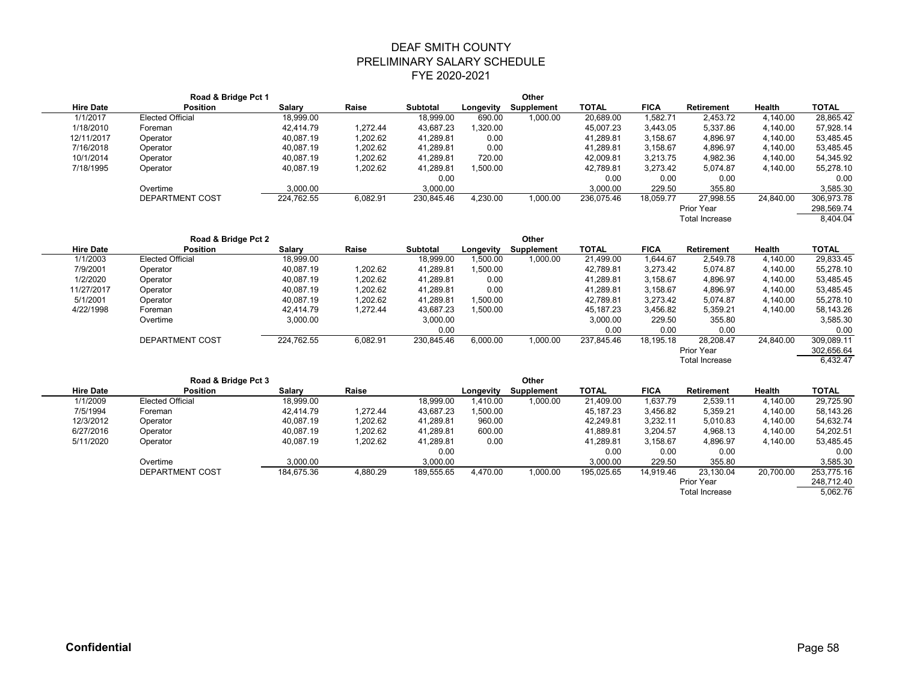# DEAF SMITH COUNTY
## PRELIMINARY SALARY SCHEDULE
## FYE 2020-2021

**Road & Bridge Pct 1**

| Hire Date | Position | Salary | Raise | Subtotal | Longevity | Other Supplement | TOTAL | FICA | Retirement | Health | TOTAL |
|---|---|---|---|---|---|---|---|---|---|---|---|
| 1/1/2017 | Elected Official | 18,999.00 | | 18,999.00 | 690.00 | 1,000.00 | 20,689.00 | 1,582.71 | 2,453.72 | 4,140.00 | 28,865.42 |
| 1/18/2010 | Foreman | 42,414.79 | 1,272.44 | 43,687.23 | 1,320.00 | | 45,007.23 | 3,443.05 | 5,337.86 | 4,140.00 | 57,928.14 |
| 12/11/2017 | Operator | 40,087.19 | 1,202.62 | 41,289.81 | 0.00 | | 41,289.81 | 3,158.67 | 4,896.97 | 4,140.00 | 53,485.45 |
| 7/16/2018 | Operator | 40,087.19 | 1,202.62 | 41,289.81 | 0.00 | | 41,289.81 | 3,158.67 | 4,896.97 | 4,140.00 | 53,485.45 |
| 10/1/2014 | Operator | 40,087.19 | 1,202.62 | 41,289.81 | 720.00 | | 42,009.81 | 3,213.75 | 4,982.36 | 4,140.00 | 54,345.92 |
| 7/18/1995 | Operator | 40,087.19 | 1,202.62 | 41,289.81 | 1,500.00 | | 42,789.81 | 3,273.42 | 5,074.87 | 4,140.00 | 55,278.10 |
| | | | | 0.00 | | | 0.00 | 0.00 | 0.00 | | 0.00 |
| | Overtime | 3,000.00 | | 3,000.00 | | | 3,000.00 | 229.50 | 355.80 | | 3,585.30 |
| | DEPARTMENT COST | 224,762.55 | 6,082.91 | 230,845.46 | 4,230.00 | 1,000.00 | 236,075.46 | 18,059.77 | 27,998.55 | 24,840.00 | 306,973.78 |
| | | | | | | | | | Prior Year | | 298,569.74 |
| | | | | | | | | | Total Increase | | 8,404.04 |

**Road & Bridge Pct 2**

| Hire Date | Position | Salary | Raise | Subtotal | Longevity | Other Supplement | TOTAL | FICA | Retirement | Health | TOTAL |
|---|---|---|---|---|---|---|---|---|---|---|---|
| 1/1/2003 | Elected Official | 18,999.00 | | 18,999.00 | 1,500.00 | 1,000.00 | 21,499.00 | 1,644.67 | 2,549.78 | 4,140.00 | 29,833.45 |
| 7/9/2001 | Operator | 40,087.19 | 1,202.62 | 41,289.81 | 1,500.00 | | 42,789.81 | 3,273.42 | 5,074.87 | 4,140.00 | 55,278.10 |
| 1/2/2020 | Operator | 40,087.19 | 1,202.62 | 41,289.81 | 0.00 | | 41,289.81 | 3,158.67 | 4,896.97 | 4,140.00 | 53,485.45 |
| 11/27/2017 | Operator | 40,087.19 | 1,202.62 | 41,289.81 | 0.00 | | 41,289.81 | 3,158.67 | 4,896.97 | 4,140.00 | 53,485.45 |
| 5/1/2001 | Operator | 40,087.19 | 1,202.62 | 41,289.81 | 1,500.00 | | 42,789.81 | 3,273.42 | 5,074.87 | 4,140.00 | 55,278.10 |
| 4/22/1998 | Foreman | 42,414.79 | 1,272.44 | 43,687.23 | 1,500.00 | | 45,187.23 | 3,456.82 | 5,359.21 | 4,140.00 | 58,143.26 |
| | Overtime | 3,000.00 | | 3,000.00 | | | 3,000.00 | 229.50 | 355.80 | | 3,585.30 |
| | | | | 0.00 | | | 0.00 | 0.00 | 0.00 | | 0.00 |
| | DEPARTMENT COST | 224,762.55 | 6,082.91 | 230,845.46 | 6,000.00 | 1,000.00 | 237,845.46 | 18,195.18 | 28,208.47 | 24,840.00 | 309,089.11 |
| | | | | | | | | | Prior Year | | 302,656.64 |
| | | | | | | | | | Total Increase | | 6,432.47 |

**Road & Bridge Pct 3**

| Hire Date | Position | Salary | Raise | | Longevity | Other Supplement | TOTAL | FICA | Retirement | Health | TOTAL |
|---|---|---|---|---|---|---|---|---|---|---|---|
| 1/1/2009 | Elected Official | 18,999.00 | | 18,999.00 | 1,410.00 | 1,000.00 | 21,409.00 | 1,637.79 | 2,539.11 | 4,140.00 | 29,725.90 |
| 7/5/1994 | Foreman | 42,414.79 | 1,272.44 | 43,687.23 | 1,500.00 | | 45,187.23 | 3,456.82 | 5,359.21 | 4,140.00 | 58,143.26 |
| 12/3/2012 | Operator | 40,087.19 | 1,202.62 | 41,289.81 | 960.00 | | 42,249.81 | 3,232.11 | 5,010.83 | 4,140.00 | 54,632.74 |
| 6/27/2016 | Operator | 40,087.19 | 1,202.62 | 41,289.81 | 600.00 | | 41,889.81 | 3,204.57 | 4,968.13 | 4,140.00 | 54,202.51 |
| 5/11/2020 | Operator | 40,087.19 | 1,202.62 | 41,289.81 | 0.00 | | 41,289.81 | 3,158.67 | 4,896.97 | 4,140.00 | 53,485.45 |
| | | | | 0.00 | | | 0.00 | 0.00 | 0.00 | | 0.00 |
| | Overtime | 3,000.00 | | 3,000.00 | | | 3,000.00 | 229.50 | 355.80 | | 3,585.30 |
| | DEPARTMENT COST | 184,675.36 | 4,880.29 | 189,555.65 | 4,470.00 | 1,000.00 | 195,025.65 | 14,919.46 | 23,130.04 | 20,700.00 | 253,775.16 |
| | | | | | | | | | Prior Year | | 248,712.40 |
| | | | | | | | | | Total Increase | | 5,062.76 |

**Confidential**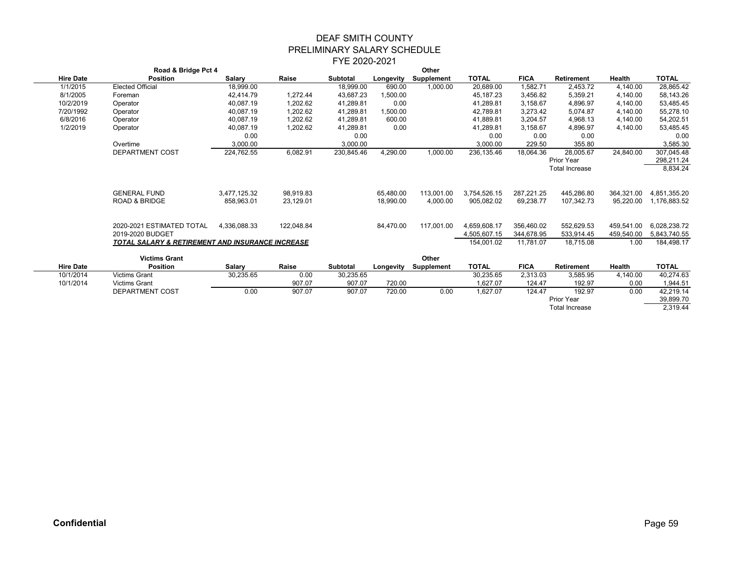# DEAF SMITH COUNTY
## PRELIMINARY SALARY SCHEDULE
### FYE 2020-2021

| Hire Date | Road & Bridge Pct 4<br>Position | Salary | Raise | Subtotal | Longevity | Other<br>Supplement | TOTAL | FICA | Retirement | Health | TOTAL |
|---|---|---|---|---|---|---|---|---|---|---|---|
| 1/1/2015 | Elected Official | 18,999.00 | | 18,999.00 | 690.00 | 1,000.00 | 20,689.00 | 1,582.71 | 2,453.72 | 4,140.00 | 28,865.42 |
| 8/1/2005 | Foreman | 42,414.79 | 1,272.44 | 43,687.23 | 1,500.00 | | 45,187.23 | 3,456.82 | 5,359.21 | 4,140.00 | 58,143.26 |
| 10/2/2019 | Operator | 40,087.19 | 1,202.62 | 41,289.81 | 0.00 | | 41,289.81 | 3,158.67 | 4,896.97 | 4,140.00 | 53,485.45 |
| 7/20/1992 | Operator | 40,087.19 | 1,202.62 | 41,289.81 | 1,500.00 | | 42,789.81 | 3,273.42 | 5,074.87 | 4,140.00 | 55,278.10 |
| 6/8/2016 | Operator | 40,087.19 | 1,202.62 | 41,289.81 | 600.00 | | 41,889.81 | 3,204.57 | 4,968.13 | 4,140.00 | 54,202.51 |
| 1/2/2019 | Operator | 40,087.19 | 1,202.62 | 41,289.81 | 0.00 | | 41,289.81 | 3,158.67 | 4,896.97 | 4,140.00 | 53,485.45 |
| | | 0.00 | | 0.00 | | | 0.00 | 0.00 | 0.00 | | 0.00 |
| | Overtime | 3,000.00 | | 3,000.00 | | | 3,000.00 | 229.50 | 355.80 | | 3,585.30 |
| | DEPARTMENT COST | 224,762.55 | 6,082.91 | 230,845.46 | 4,290.00 | 1,000.00 | 236,135.46 | 18,064.36 | 28,005.67 | 24,840.00 | 307,045.48 |
| | | | | | | | | | Prior Year | | 298,211.24 |
| | | | | | | | | | Total Increase | | 8,834.24 |
| | | | | | | | | | | | |
| | GENERAL FUND | 3,477,125.32 | 98,919.83 | | 65,480.00 | 113,001.00 | 3,754,526.15 | 287,221.25 | 445,286.80 | 364,321.00 | 4,851,355.20 |
| | ROAD & BRIDGE | 858,963.01 | 23,129.01 | | 18,990.00 | 4,000.00 | 905,082.02 | 69,238.77 | 107,342.73 | 95,220.00 | 1,176,883.52 |
| | | | | | | | | | | | |
| | 2020-2021 ESTIMATED TOTAL | 4,336,088.33 | 122,048.84 | | 84,470.00 | 117,001.00 | 4,659,608.17 | 356,460.02 | 552,629.53 | 459,541.00 | 6,028,238.72 |
| | 2019-2020 BUDGET | | | | | | 4,505,607.15 | 344,678.95 | 533,914.45 | 459,540.00 | 5,843,740.55 |
| | ***TOTAL SALARY & RETIREMENT AND INSURANCE INCREASE*** | | | | | | 154,001.02 | 11,781.07 | 18,715.08 | 1.00 | 184,498.17 |

| Hire Date | Victims Grant<br>Position | Salary | Raise | Subtotal | Longevity | Other<br>Supplement | TOTAL | FICA | Retirement | Health | TOTAL |
|---|---|---|---|---|---|---|---|---|---|---|---|
| 10/1/2014 | Victims Grant | 30,235.65 | 0.00 | 30,235.65 | | | 30,235.65 | 2,313.03 | 3,585.95 | 4,140.00 | 40,274.63 |
| 10/1/2014 | Victims Grant | | 907.07 | 907.07 | 720.00 | | 1,627.07 | 124.47 | 192.97 | 0.00 | 1,944.51 |
| | DEPARTMENT COST | 0.00 | 907.07 | 907.07 | 720.00 | 0.00 | 1,627.07 | 124.47 | 192.97 | 0.00 | 42,219.14 |
| | | | | | | | | | Prior Year | | 39,899.70 |
| | | | | | | | | | Total Increase | | 2,319.44 |

**Confidential**